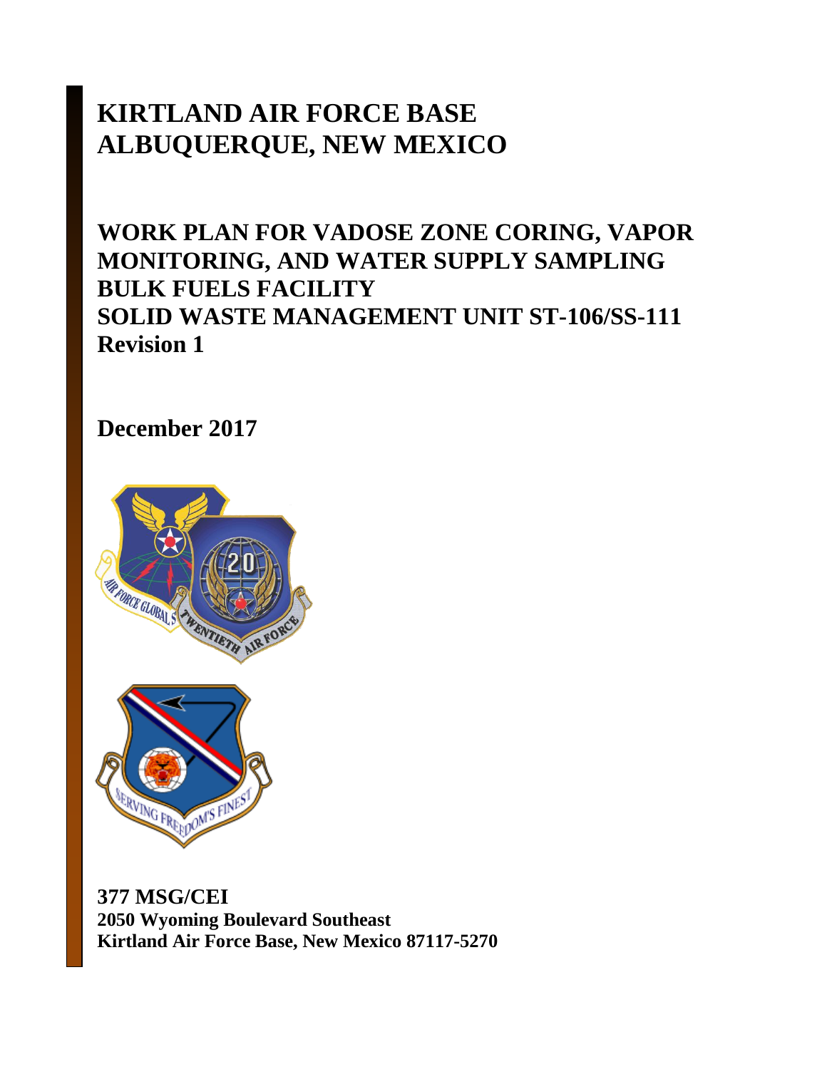# KIRTLAND AIR FORCE BASE
# ALBUQUERQUE, NEW MEXICO

## WORK PLAN FOR VADOSE ZONE CORING, VAPOR MONITORING, AND WATER SUPPLY SAMPLING
## BULK FUELS FACILITY
## SOLID WASTE MANAGEMENT UNIT ST-106/SS-111
## Revision 1

## December 2017

**377 MSG/CEI**
**2050 Wyoming Boulevard Southeast**
**Kirtland Air Force Base, New Mexico 87117-5270**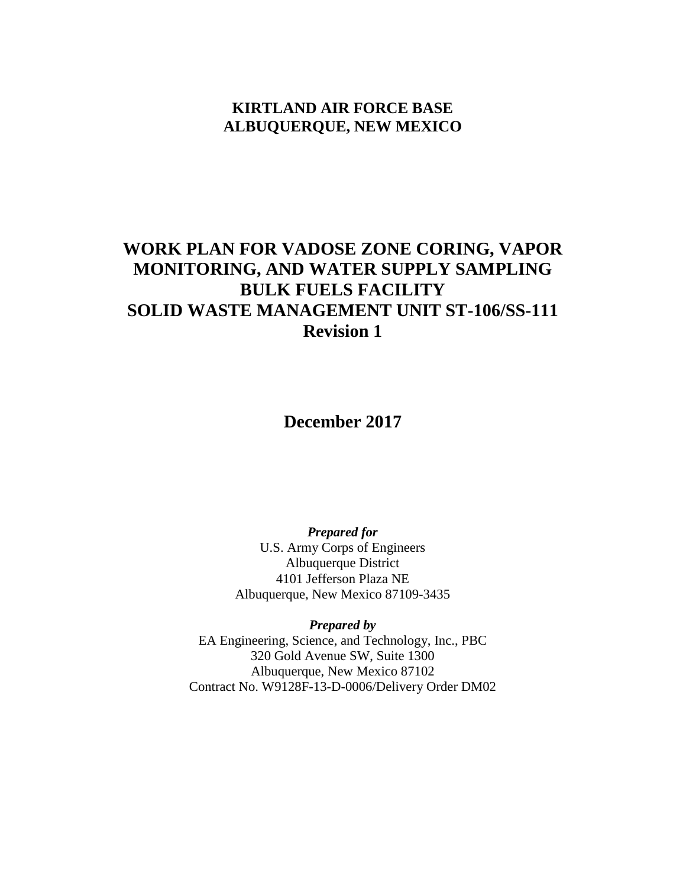**KIRTLAND AIR FORCE BASE**
**ALBUQUERQUE, NEW MEXICO**

# WORK PLAN FOR VADOSE ZONE CORING, VAPOR MONITORING, AND WATER SUPPLY SAMPLING BULK FUELS FACILITY SOLID WASTE MANAGEMENT UNIT ST-106/SS-111 Revision 1

## December 2017

***Prepared for***
U.S. Army Corps of Engineers
Albuquerque District
4101 Jefferson Plaza NE
Albuquerque, New Mexico 87109-3435

***Prepared by***
EA Engineering, Science, and Technology, Inc., PBC
320 Gold Avenue SW, Suite 1300
Albuquerque, New Mexico 87102
Contract No. W9128F-13-D-0006/Delivery Order DM02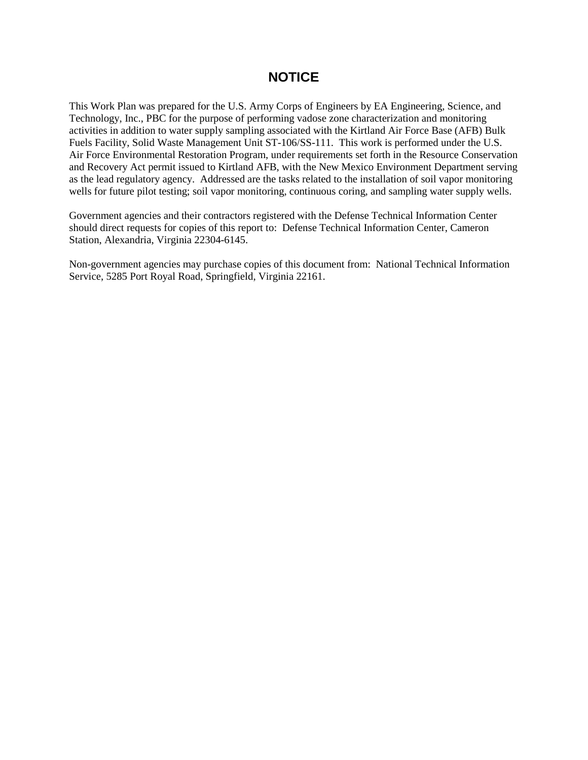# NOTICE

This Work Plan was prepared for the U.S. Army Corps of Engineers by EA Engineering, Science, and Technology, Inc., PBC for the purpose of performing vadose zone characterization and monitoring activities in addition to water supply sampling associated with the Kirtland Air Force Base (AFB) Bulk Fuels Facility, Solid Waste Management Unit ST-106/SS-111. This work is performed under the U.S. Air Force Environmental Restoration Program, under requirements set forth in the Resource Conservation and Recovery Act permit issued to Kirtland AFB, with the New Mexico Environment Department serving as the lead regulatory agency. Addressed are the tasks related to the installation of soil vapor monitoring wells for future pilot testing; soil vapor monitoring, continuous coring, and sampling water supply wells.

Government agencies and their contractors registered with the Defense Technical Information Center should direct requests for copies of this report to: Defense Technical Information Center, Cameron Station, Alexandria, Virginia 22304-6145.

Non-government agencies may purchase copies of this document from: National Technical Information Service, 5285 Port Royal Road, Springfield, Virginia 22161.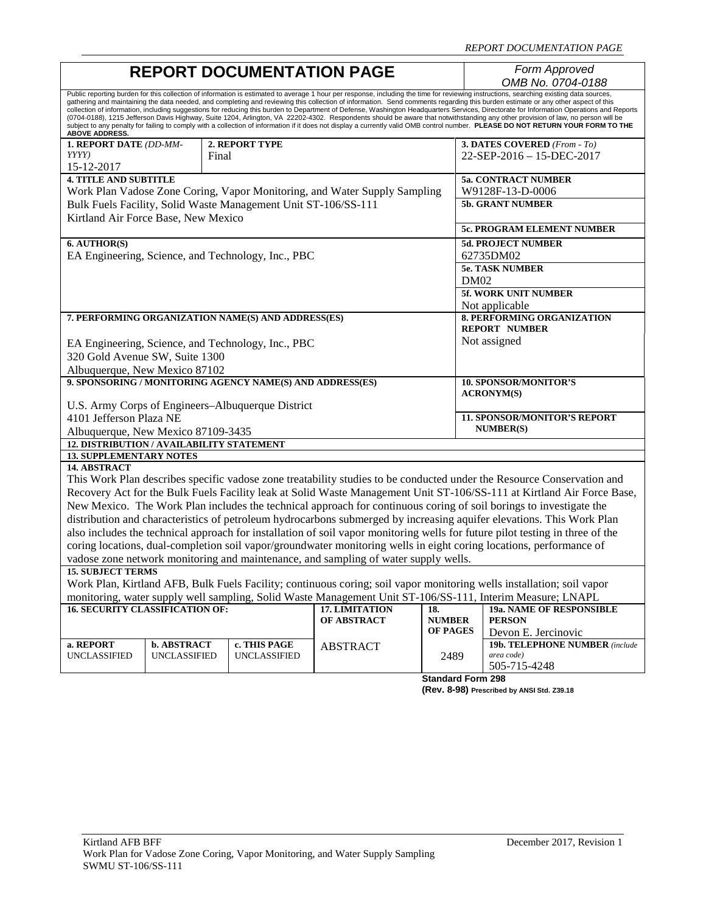# REPORT DOCUMENTATION PAGE

*Form Approved OMB No. 0704-0188*

Public reporting burden for this collection of information is estimated to average 1 hour per response, including the time for reviewing instructions, searching existing data sources, gathering and maintaining the data needed, and completing and reviewing this collection of information. Send comments regarding this burden estimate or any other aspect of this collection of information, including suggestions for reducing this burden to Department of Defense, Washington Headquarters Services, Directorate for Information Operations and Reports (0704-0188), 1215 Jefferson Davis Highway, Suite 1204, Arlington, VA 22202-4302. Respondents should be aware that notwithstanding any other provision of law, no person will be subject to any penalty for failing to comply with a collection of information if it does not display a currently valid OMB control number. **PLEASE DO NOT RETURN YOUR FORM TO THE ABOVE ADDRESS.**

| **1. REPORT DATE** *(DD-MM-YYYY)* | **2. REPORT TYPE** | **3. DATES COVERED** *(From - To)* |
|---|---|---|
| 15-12-2017 | Final | 22-SEP-2016 – 15-DEC-2017 |

**4. TITLE AND SUBTITLE**
Work Plan Vadose Zone Coring, Vapor Monitoring, and Water Supply Sampling
Bulk Fuels Facility, Solid Waste Management Unit ST-106/SS-111
Kirtland Air Force Base, New Mexico

**5a. CONTRACT NUMBER** W9128F-13-D-0006
**5b. GRANT NUMBER**
**5c. PROGRAM ELEMENT NUMBER**

**6. AUTHOR(S)**
EA Engineering, Science, and Technology, Inc., PBC

**5d. PROJECT NUMBER** 62735DM02
**5e. TASK NUMBER** DM02
**5f. WORK UNIT NUMBER** Not applicable

**7. PERFORMING ORGANIZATION NAME(S) AND ADDRESS(ES)**
EA Engineering, Science, and Technology, Inc., PBC
320 Gold Avenue SW, Suite 1300
Albuquerque, New Mexico 87102

**8. PERFORMING ORGANIZATION REPORT NUMBER**
Not assigned

**9. SPONSORING / MONITORING AGENCY NAME(S) AND ADDRESS(ES)**
U.S. Army Corps of Engineers–Albuquerque District
4101 Jefferson Plaza NE
Albuquerque, New Mexico 87109-3435

**10. SPONSOR/MONITOR'S ACRONYM(S)**

**11. SPONSOR/MONITOR'S REPORT NUMBER(S)**

**12. DISTRIBUTION / AVAILABILITY STATEMENT**

**13. SUPPLEMENTARY NOTES**

**14. ABSTRACT**
This Work Plan describes specific vadose zone treatability studies to be conducted under the Resource Conservation and Recovery Act for the Bulk Fuels Facility leak at Solid Waste Management Unit ST-106/SS-111 at Kirtland Air Force Base, New Mexico. The Work Plan includes the technical approach for continuous coring of soil borings to investigate the distribution and characteristics of petroleum hydrocarbons submerged by increasing aquifer elevations. This Work Plan also includes the technical approach for installation of soil vapor monitoring wells for future pilot testing in three of the coring locations, dual-completion soil vapor/groundwater monitoring wells in eight coring locations, performance of vadose zone network monitoring and maintenance, and sampling of water supply wells.

**15. SUBJECT TERMS**
Work Plan, Kirtland AFB, Bulk Fuels Facility; continuous coring; soil vapor monitoring wells installation; soil vapor monitoring, water supply well sampling, Solid Waste Management Unit ST-106/SS-111, Interim Measure; LNAPL

| **16. SECURITY CLASSIFICATION OF:** | | | **17. LIMITATION OF ABSTRACT** | **18. NUMBER OF PAGES** | **19a. NAME OF RESPONSIBLE PERSON** |
|---|---|---|---|---|---|
| **a. REPORT** | **b. ABSTRACT** | **c. THIS PAGE** | | | Devon E. Jercinovic |
| UNCLASSIFIED | UNCLASSIFIED | UNCLASSIFIED | ABSTRACT | 2489 | **19b. TELEPHONE NUMBER** *(include area code)* 505-715-4248 |

**Standard Form 298**
**(Rev. 8-98) Prescribed by ANSI Std. Z39.18**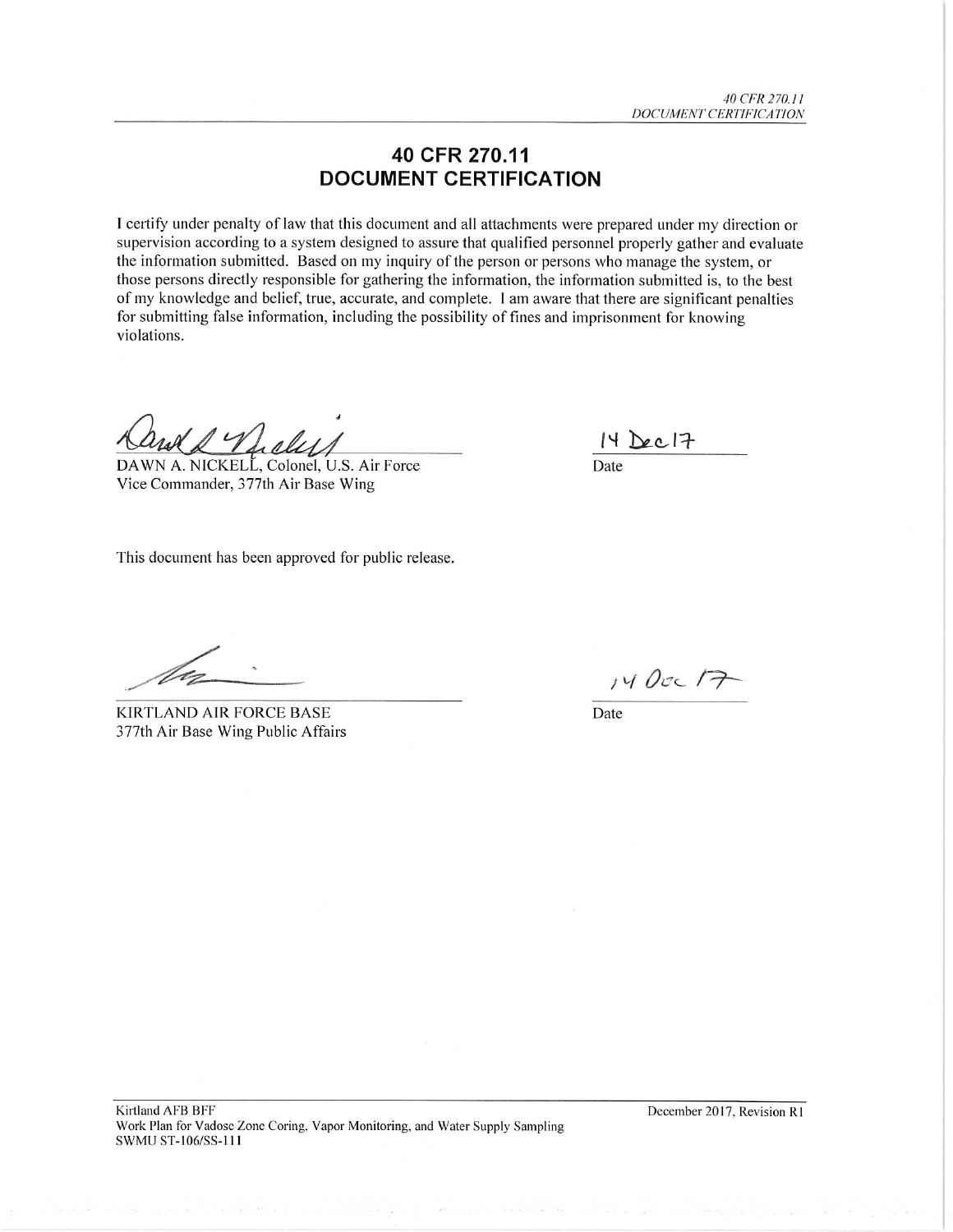# 40 CFR 270.11
# DOCUMENT CERTIFICATION

I certify under penalty of law that this document and all attachments were prepared under my direction or supervision according to a system designed to assure that qualified personnel properly gather and evaluate the information submitted. Based on my inquiry of the person or persons who manage the system, or those persons directly responsible for gathering the information, the information submitted is, to the best of my knowledge and belief, true, accurate, and complete. I am aware that there are significant penalties for submitting false information, including the possibility of fines and imprisonment for knowing violations.

DAWN A. NICKELL, Colonel, U.S. Air Force
Vice Commander, 377th Air Base Wing

14 Dec 17
Date

This document has been approved for public release.

KIRTLAND AIR FORCE BASE
377th Air Base Wing Public Affairs

14 Dec 17
Date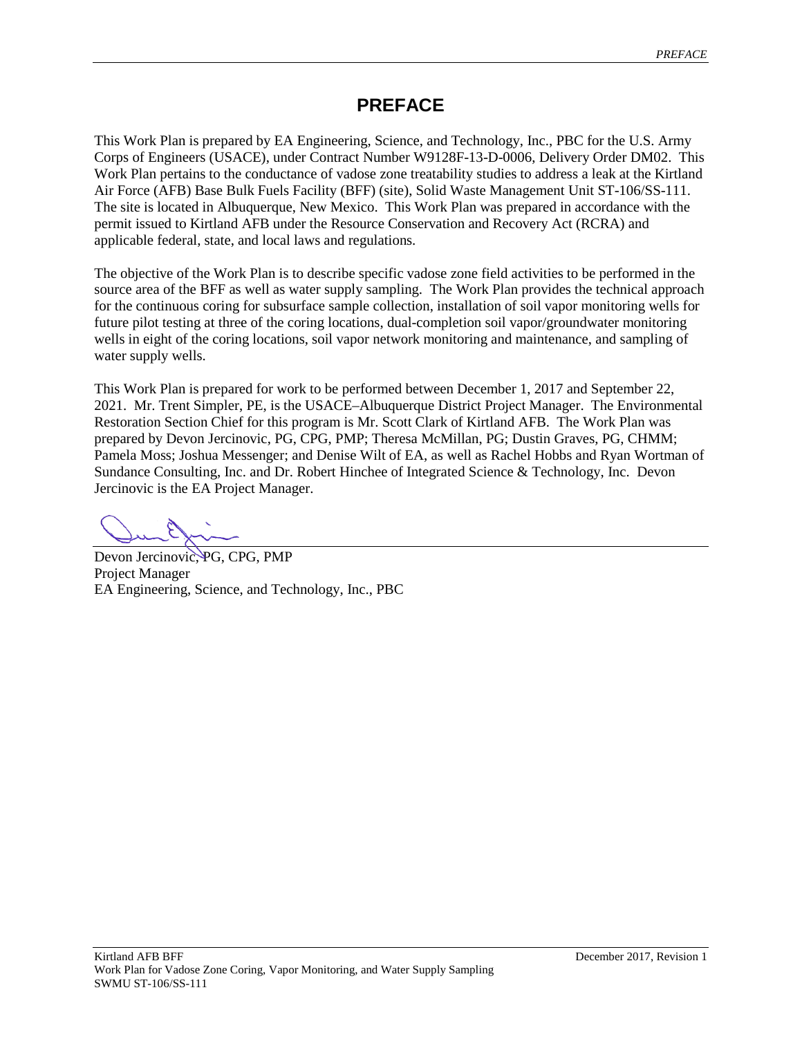# PREFACE

This Work Plan is prepared by EA Engineering, Science, and Technology, Inc., PBC for the U.S. Army Corps of Engineers (USACE), under Contract Number W9128F-13-D-0006, Delivery Order DM02. This Work Plan pertains to the conductance of vadose zone treatability studies to address a leak at the Kirtland Air Force (AFB) Base Bulk Fuels Facility (BFF) (site), Solid Waste Management Unit ST-106/SS-111. The site is located in Albuquerque, New Mexico. This Work Plan was prepared in accordance with the permit issued to Kirtland AFB under the Resource Conservation and Recovery Act (RCRA) and applicable federal, state, and local laws and regulations.

The objective of the Work Plan is to describe specific vadose zone field activities to be performed in the source area of the BFF as well as water supply sampling. The Work Plan provides the technical approach for the continuous coring for subsurface sample collection, installation of soil vapor monitoring wells for future pilot testing at three of the coring locations, dual-completion soil vapor/groundwater monitoring wells in eight of the coring locations, soil vapor network monitoring and maintenance, and sampling of water supply wells.

This Work Plan is prepared for work to be performed between December 1, 2017 and September 22, 2021. Mr. Trent Simpler, PE, is the USACE–Albuquerque District Project Manager. The Environmental Restoration Section Chief for this program is Mr. Scott Clark of Kirtland AFB. The Work Plan was prepared by Devon Jercinovic, PG, CPG, PMP; Theresa McMillan, PG; Dustin Graves, PG, CHMM; Pamela Moss; Joshua Messenger; and Denise Wilt of EA, as well as Rachel Hobbs and Ryan Wortman of Sundance Consulting, Inc. and Dr. Robert Hinchee of Integrated Science & Technology, Inc. Devon Jercinovic is the EA Project Manager.

Devon Jercinovic, PG, CPG, PMP
Project Manager
EA Engineering, Science, and Technology, Inc., PBC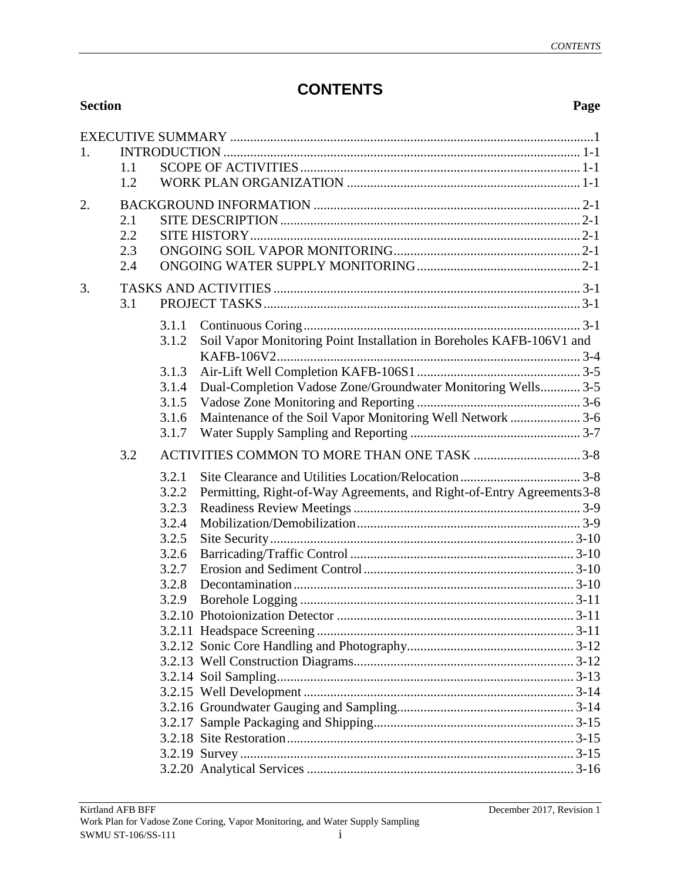# CONTENTS

| Section | | | Page |
|---|---|---|---|
| EXECUTIVE SUMMARY | | | 1 |
| 1. | INTRODUCTION | | 1-1 |
| | 1.1 | SCOPE OF ACTIVITIES | 1-1 |
| | 1.2 | WORK PLAN ORGANIZATION | 1-1 |
| 2. | BACKGROUND INFORMATION | | 2-1 |
| | 2.1 | SITE DESCRIPTION | 2-1 |
| | 2.2 | SITE HISTORY | 2-1 |
| | 2.3 | ONGOING SOIL VAPOR MONITORING | 2-1 |
| | 2.4 | ONGOING WATER SUPPLY MONITORING | 2-1 |
| 3. | TASKS AND ACTIVITIES | | 3-1 |
| | 3.1 | PROJECT TASKS | 3-1 |
| | | 3.1.1 Continuous Coring | 3-1 |
| | | 3.1.2 Soil Vapor Monitoring Point Installation in Boreholes KAFB-106V1 and KAFB-106V2 | 3-4 |
| | | 3.1.3 Air-Lift Well Completion KAFB-106S1 | 3-5 |
| | | 3.1.4 Dual-Completion Vadose Zone/Groundwater Monitoring Wells | 3-5 |
| | | 3.1.5 Vadose Zone Monitoring and Reporting | 3-6 |
| | | 3.1.6 Maintenance of the Soil Vapor Monitoring Well Network | 3-6 |
| | | 3.1.7 Water Supply Sampling and Reporting | 3-7 |
| | 3.2 | ACTIVITIES COMMON TO MORE THAN ONE TASK | 3-8 |
| | | 3.2.1 Site Clearance and Utilities Location/Relocation | 3-8 |
| | | 3.2.2 Permitting, Right-of-Way Agreements, and Right-of-Entry Agreements | 3-8 |
| | | 3.2.3 Readiness Review Meetings | 3-9 |
| | | 3.2.4 Mobilization/Demobilization | 3-9 |
| | | 3.2.5 Site Security | 3-10 |
| | | 3.2.6 Barricading/Traffic Control | 3-10 |
| | | 3.2.7 Erosion and Sediment Control | 3-10 |
| | | 3.2.8 Decontamination | 3-10 |
| | | 3.2.9 Borehole Logging | 3-11 |
| | | 3.2.10 Photoionization Detector | 3-11 |
| | | 3.2.11 Headspace Screening | 3-11 |
| | | 3.2.12 Sonic Core Handling and Photography | 3-12 |
| | | 3.2.13 Well Construction Diagrams | 3-12 |
| | | 3.2.14 Soil Sampling | 3-13 |
| | | 3.2.15 Well Development | 3-14 |
| | | 3.2.16 Groundwater Gauging and Sampling | 3-14 |
| | | 3.2.17 Sample Packaging and Shipping | 3-15 |
| | | 3.2.18 Site Restoration | 3-15 |
| | | 3.2.19 Survey | 3-15 |
| | | 3.2.20 Analytical Services | 3-16 |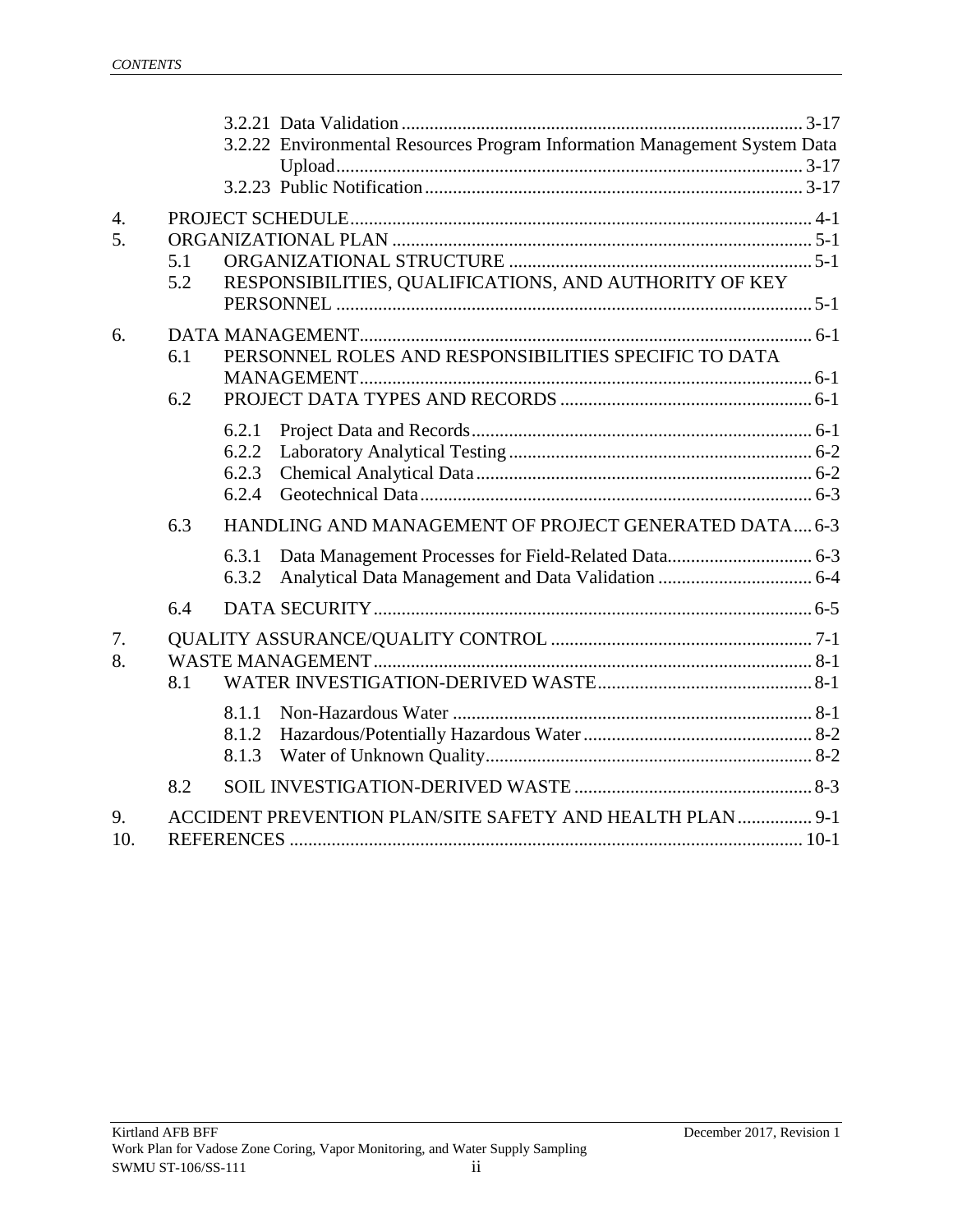3.2.21 Data Validation ... 3-17
3.2.22 Environmental Resources Program Information Management System Data Upload ... 3-17
3.2.23 Public Notification ... 3-17

4. PROJECT SCHEDULE ... 4-1
5. ORGANIZATIONAL PLAN ... 5-1
   - 5.1 ORGANIZATIONAL STRUCTURE ... 5-1
   - 5.2 RESPONSIBILITIES, QUALIFICATIONS, AND AUTHORITY OF KEY PERSONNEL ... 5-1
6. DATA MANAGEMENT ... 6-1
   - 6.1 PERSONNEL ROLES AND RESPONSIBILITIES SPECIFIC TO DATA MANAGEMENT ... 6-1
   - 6.2 PROJECT DATA TYPES AND RECORDS ... 6-1
     - 6.2.1 Project Data and Records ... 6-1
     - 6.2.2 Laboratory Analytical Testing ... 6-2
     - 6.2.3 Chemical Analytical Data ... 6-2
     - 6.2.4 Geotechnical Data ... 6-3
   - 6.3 HANDLING AND MANAGEMENT OF PROJECT GENERATED DATA ... 6-3
     - 6.3.1 Data Management Processes for Field-Related Data ... 6-3
     - 6.3.2 Analytical Data Management and Data Validation ... 6-4
   - 6.4 DATA SECURITY ... 6-5
7. QUALITY ASSURANCE/QUALITY CONTROL ... 7-1
8. WASTE MANAGEMENT ... 8-1
   - 8.1 WATER INVESTIGATION-DERIVED WASTE ... 8-1
     - 8.1.1 Non-Hazardous Water ... 8-1
     - 8.1.2 Hazardous/Potentially Hazardous Water ... 8-2
     - 8.1.3 Water of Unknown Quality ... 8-2
   - 8.2 SOIL INVESTIGATION-DERIVED WASTE ... 8-3
9. ACCIDENT PREVENTION PLAN/SITE SAFETY AND HEALTH PLAN ... 9-1
10. REFERENCES ... 10-1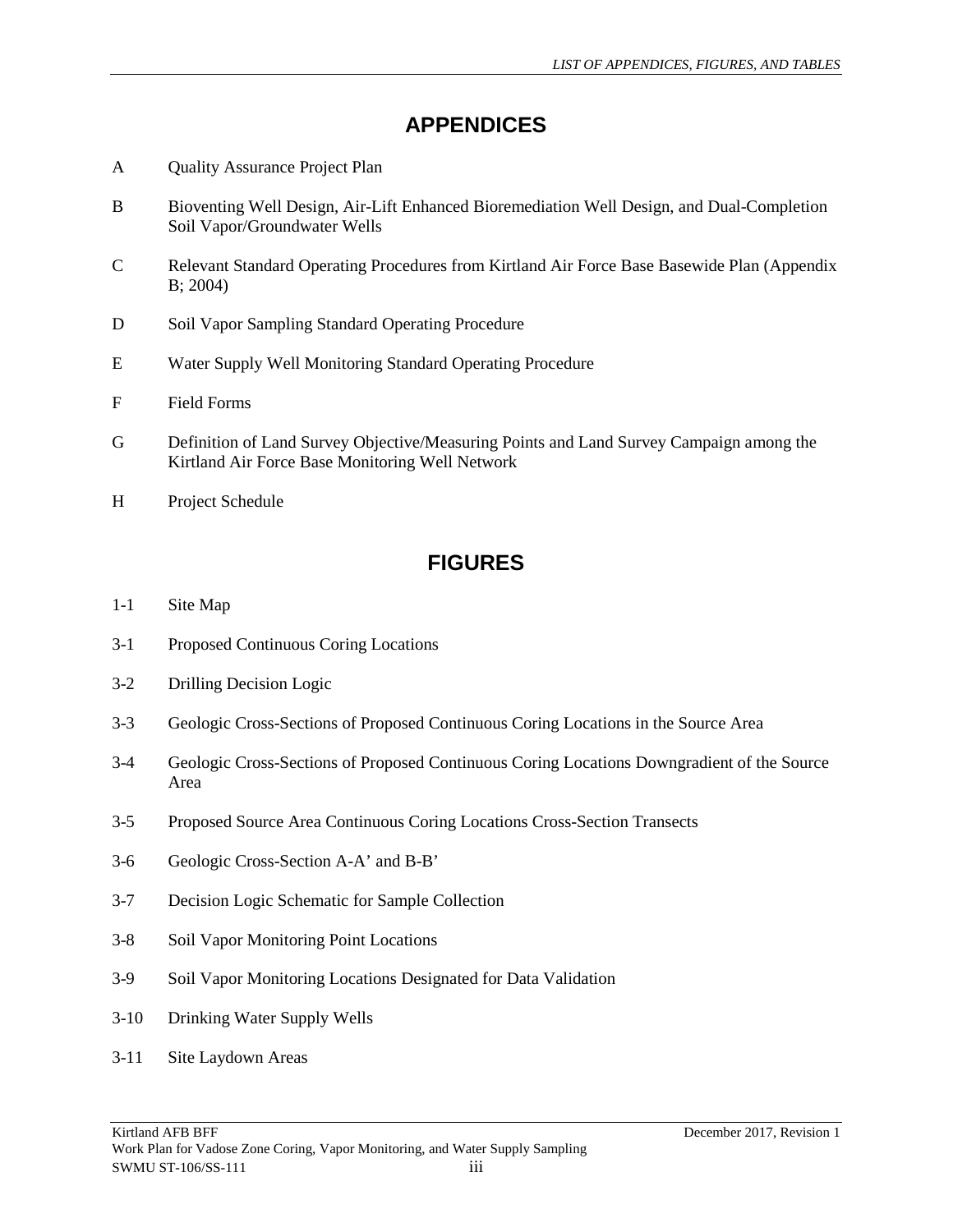# APPENDICES

A Quality Assurance Project Plan

B Bioventing Well Design, Air-Lift Enhanced Bioremediation Well Design, and Dual-Completion Soil Vapor/Groundwater Wells

C Relevant Standard Operating Procedures from Kirtland Air Force Base Basewide Plan (Appendix B; 2004)

D Soil Vapor Sampling Standard Operating Procedure

E Water Supply Well Monitoring Standard Operating Procedure

F Field Forms

G Definition of Land Survey Objective/Measuring Points and Land Survey Campaign among the Kirtland Air Force Base Monitoring Well Network

H Project Schedule

# FIGURES

1-1 Site Map

3-1 Proposed Continuous Coring Locations

3-2 Drilling Decision Logic

3-3 Geologic Cross-Sections of Proposed Continuous Coring Locations in the Source Area

3-4 Geologic Cross-Sections of Proposed Continuous Coring Locations Downgradient of the Source Area

3-5 Proposed Source Area Continuous Coring Locations Cross-Section Transects

3-6 Geologic Cross-Section A-A' and B-B'

3-7 Decision Logic Schematic for Sample Collection

3-8 Soil Vapor Monitoring Point Locations

3-9 Soil Vapor Monitoring Locations Designated for Data Validation

3-10 Drinking Water Supply Wells

3-11 Site Laydown Areas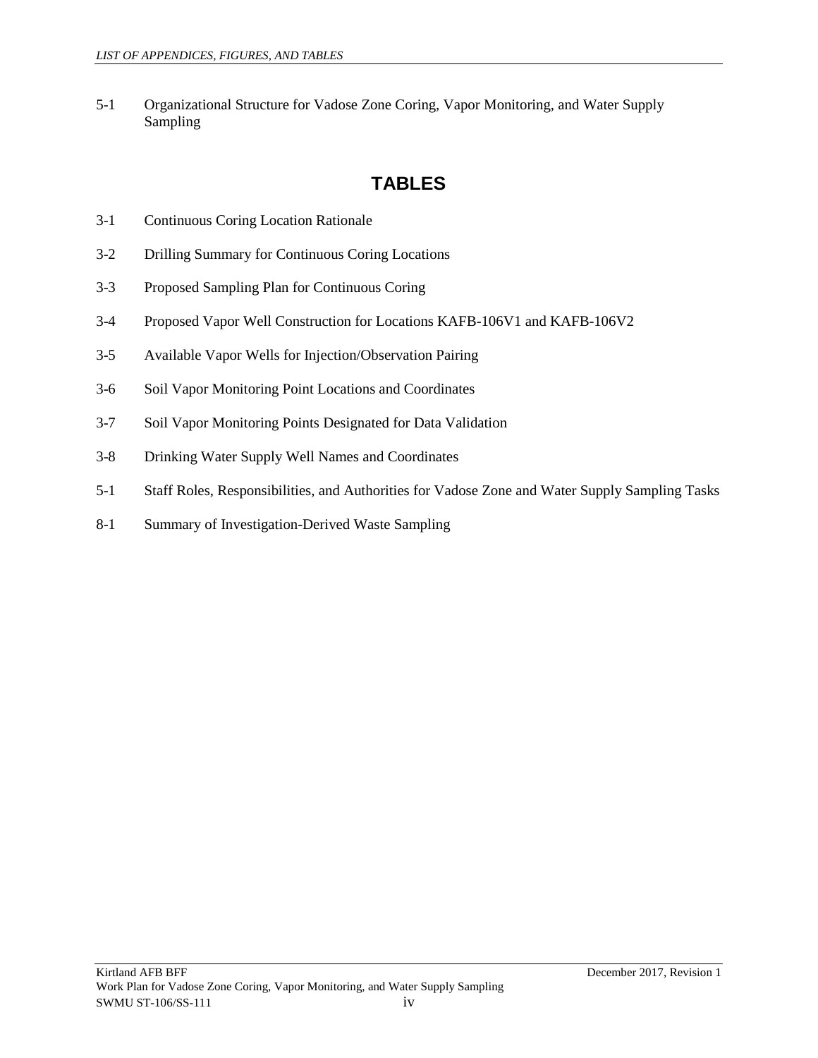5-1 Organizational Structure for Vadose Zone Coring, Vapor Monitoring, and Water Supply Sampling

## TABLES

3-1 Continuous Coring Location Rationale

3-2 Drilling Summary for Continuous Coring Locations

3-3 Proposed Sampling Plan for Continuous Coring

3-4 Proposed Vapor Well Construction for Locations KAFB-106V1 and KAFB-106V2

3-5 Available Vapor Wells for Injection/Observation Pairing

3-6 Soil Vapor Monitoring Point Locations and Coordinates

3-7 Soil Vapor Monitoring Points Designated for Data Validation

3-8 Drinking Water Supply Well Names and Coordinates

5-1 Staff Roles, Responsibilities, and Authorities for Vadose Zone and Water Supply Sampling Tasks

8-1 Summary of Investigation-Derived Waste Sampling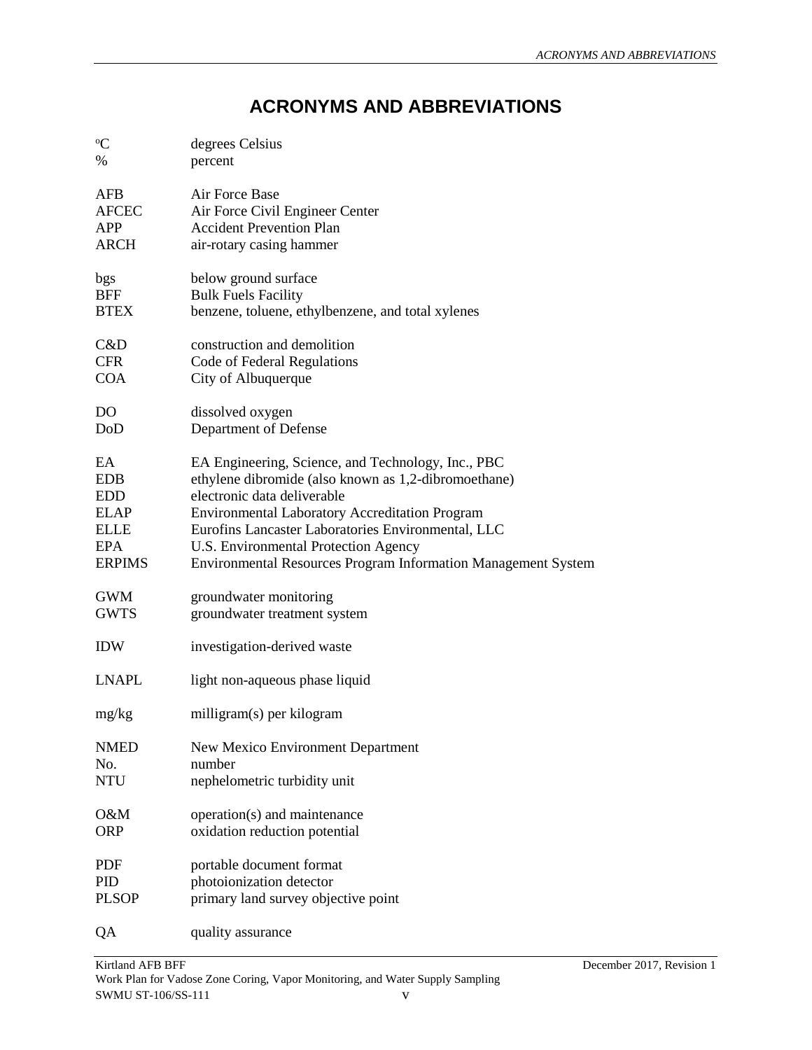# ACRONYMS AND ABBREVIATIONS

| | |
|---|---|
| °C | degrees Celsius |
| % | percent |
| AFB | Air Force Base |
| AFCEC | Air Force Civil Engineer Center |
| APP | Accident Prevention Plan |
| ARCH | air-rotary casing hammer |
| bgs | below ground surface |
| BFF | Bulk Fuels Facility |
| BTEX | benzene, toluene, ethylbenzene, and total xylenes |
| C&D | construction and demolition |
| CFR | Code of Federal Regulations |
| COA | City of Albuquerque |
| DO | dissolved oxygen |
| DoD | Department of Defense |
| EA | EA Engineering, Science, and Technology, Inc., PBC |
| EDB | ethylene dibromide (also known as 1,2-dibromoethane) |
| EDD | electronic data deliverable |
| ELAP | Environmental Laboratory Accreditation Program |
| ELLE | Eurofins Lancaster Laboratories Environmental, LLC |
| EPA | U.S. Environmental Protection Agency |
| ERPIMS | Environmental Resources Program Information Management System |
| GWM | groundwater monitoring |
| GWTS | groundwater treatment system |
| IDW | investigation-derived waste |
| LNAPL | light non-aqueous phase liquid |
| mg/kg | milligram(s) per kilogram |
| NMED | New Mexico Environment Department |
| No. | number |
| NTU | nephelometric turbidity unit |
| O&M | operation(s) and maintenance |
| ORP | oxidation reduction potential |
| PDF | portable document format |
| PID | photoionization detector |
| PLSOP | primary land survey objective point |
| QA | quality assurance |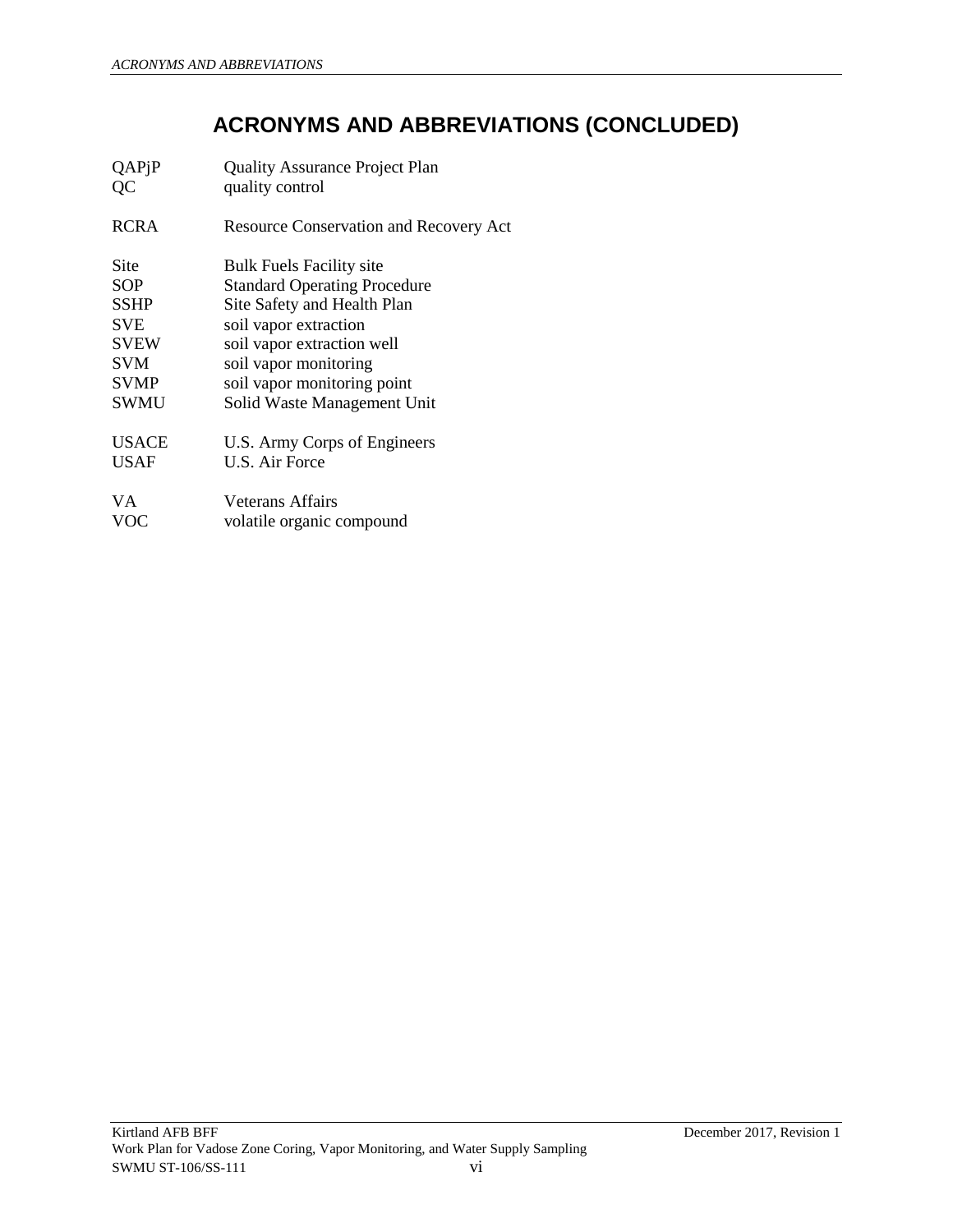# ACRONYMS AND ABBREVIATIONS (CONCLUDED)

| | |
|---|---|
| QAPjP | Quality Assurance Project Plan |
| QC | quality control |
| RCRA | Resource Conservation and Recovery Act |
| Site | Bulk Fuels Facility site |
| SOP | Standard Operating Procedure |
| SSHP | Site Safety and Health Plan |
| SVE | soil vapor extraction |
| SVEW | soil vapor extraction well |
| SVM | soil vapor monitoring |
| SVMP | soil vapor monitoring point |
| SWMU | Solid Waste Management Unit |
| USACE | U.S. Army Corps of Engineers |
| USAF | U.S. Air Force |
| VA | Veterans Affairs |
| VOC | volatile organic compound |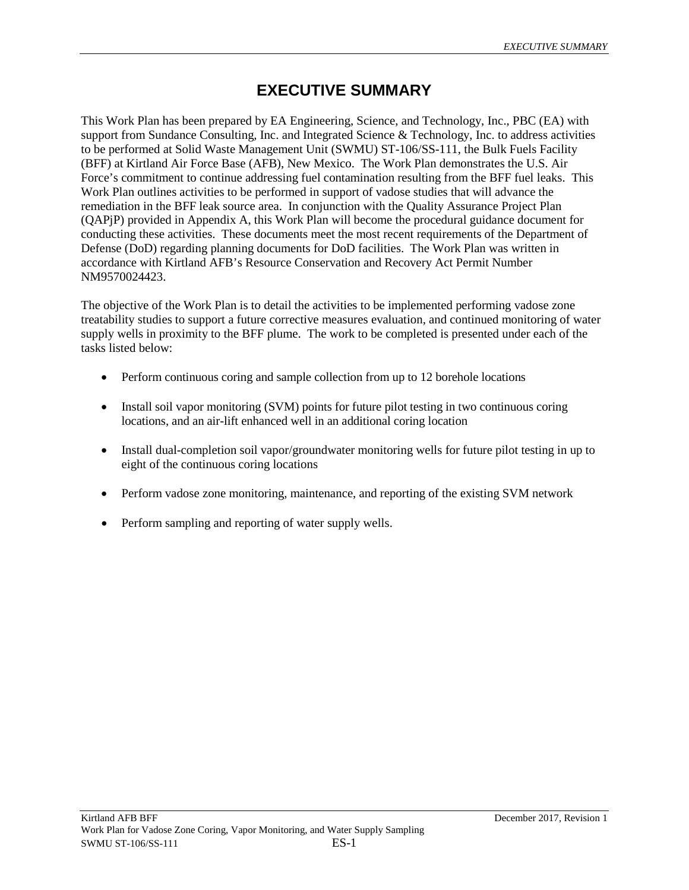# EXECUTIVE SUMMARY

This Work Plan has been prepared by EA Engineering, Science, and Technology, Inc., PBC (EA) with support from Sundance Consulting, Inc. and Integrated Science & Technology, Inc. to address activities to be performed at Solid Waste Management Unit (SWMU) ST-106/SS-111, the Bulk Fuels Facility (BFF) at Kirtland Air Force Base (AFB), New Mexico. The Work Plan demonstrates the U.S. Air Force's commitment to continue addressing fuel contamination resulting from the BFF fuel leaks. This Work Plan outlines activities to be performed in support of vadose studies that will advance the remediation in the BFF leak source area. In conjunction with the Quality Assurance Project Plan (QAPjP) provided in Appendix A, this Work Plan will become the procedural guidance document for conducting these activities. These documents meet the most recent requirements of the Department of Defense (DoD) regarding planning documents for DoD facilities. The Work Plan was written in accordance with Kirtland AFB's Resource Conservation and Recovery Act Permit Number NM9570024423.

The objective of the Work Plan is to detail the activities to be implemented performing vadose zone treatability studies to support a future corrective measures evaluation, and continued monitoring of water supply wells in proximity to the BFF plume. The work to be completed is presented under each of the tasks listed below:

- Perform continuous coring and sample collection from up to 12 borehole locations
- Install soil vapor monitoring (SVM) points for future pilot testing in two continuous coring locations, and an air-lift enhanced well in an additional coring location
- Install dual-completion soil vapor/groundwater monitoring wells for future pilot testing in up to eight of the continuous coring locations
- Perform vadose zone monitoring, maintenance, and reporting of the existing SVM network
- Perform sampling and reporting of water supply wells.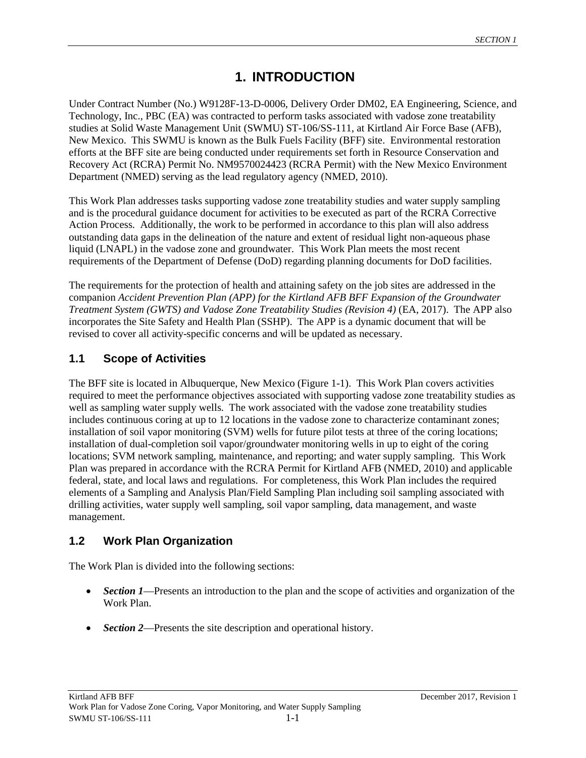# 1. INTRODUCTION

Under Contract Number (No.) W9128F-13-D-0006, Delivery Order DM02, EA Engineering, Science, and Technology, Inc., PBC (EA) was contracted to perform tasks associated with vadose zone treatability studies at Solid Waste Management Unit (SWMU) ST-106/SS-111, at Kirtland Air Force Base (AFB), New Mexico. This SWMU is known as the Bulk Fuels Facility (BFF) site. Environmental restoration efforts at the BFF site are being conducted under requirements set forth in Resource Conservation and Recovery Act (RCRA) Permit No. NM9570024423 (RCRA Permit) with the New Mexico Environment Department (NMED) serving as the lead regulatory agency (NMED, 2010).

This Work Plan addresses tasks supporting vadose zone treatability studies and water supply sampling and is the procedural guidance document for activities to be executed as part of the RCRA Corrective Action Process. Additionally, the work to be performed in accordance to this plan will also address outstanding data gaps in the delineation of the nature and extent of residual light non-aqueous phase liquid (LNAPL) in the vadose zone and groundwater. This Work Plan meets the most recent requirements of the Department of Defense (DoD) regarding planning documents for DoD facilities.

The requirements for the protection of health and attaining safety on the job sites are addressed in the companion *Accident Prevention Plan (APP) for the Kirtland AFB BFF Expansion of the Groundwater Treatment System (GWTS) and Vadose Zone Treatability Studies (Revision 4)* (EA, 2017). The APP also incorporates the Site Safety and Health Plan (SSHP). The APP is a dynamic document that will be revised to cover all activity-specific concerns and will be updated as necessary.

## 1.1 Scope of Activities

The BFF site is located in Albuquerque, New Mexico (Figure 1-1). This Work Plan covers activities required to meet the performance objectives associated with supporting vadose zone treatability studies as well as sampling water supply wells. The work associated with the vadose zone treatability studies includes continuous coring at up to 12 locations in the vadose zone to characterize contaminant zones; installation of soil vapor monitoring (SVM) wells for future pilot tests at three of the coring locations; installation of dual-completion soil vapor/groundwater monitoring wells in up to eight of the coring locations; SVM network sampling, maintenance, and reporting; and water supply sampling. This Work Plan was prepared in accordance with the RCRA Permit for Kirtland AFB (NMED, 2010) and applicable federal, state, and local laws and regulations. For completeness, this Work Plan includes the required elements of a Sampling and Analysis Plan/Field Sampling Plan including soil sampling associated with drilling activities, water supply well sampling, soil vapor sampling, data management, and waste management.

## 1.2 Work Plan Organization

The Work Plan is divided into the following sections:

- ***Section 1***—Presents an introduction to the plan and the scope of activities and organization of the Work Plan.
- ***Section 2***—Presents the site description and operational history.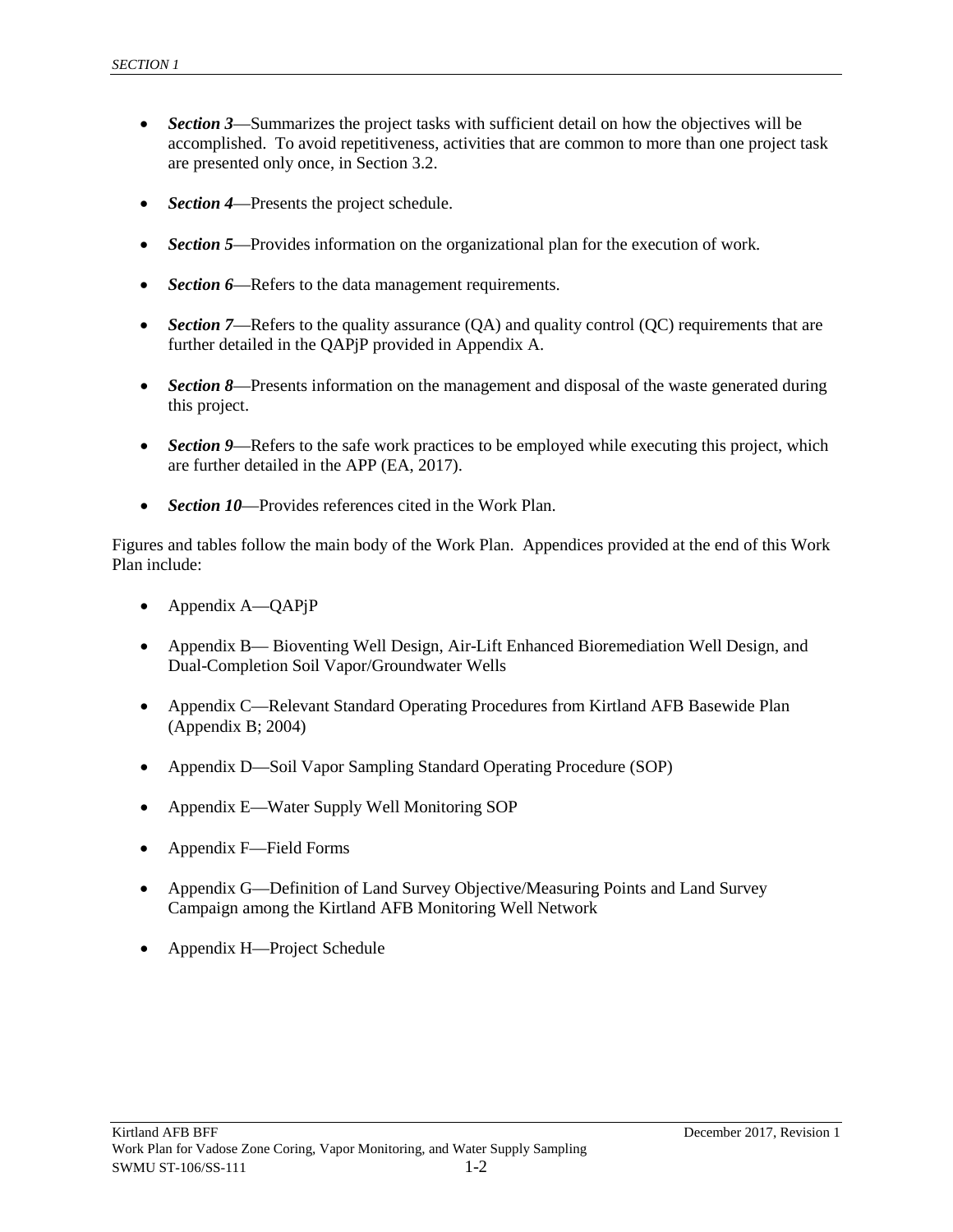- ***Section 3***—Summarizes the project tasks with sufficient detail on how the objectives will be accomplished. To avoid repetitiveness, activities that are common to more than one project task are presented only once, in Section 3.2.

- ***Section 4***—Presents the project schedule.

- ***Section 5***—Provides information on the organizational plan for the execution of work.

- ***Section 6***—Refers to the data management requirements.

- ***Section 7***—Refers to the quality assurance (QA) and quality control (QC) requirements that are further detailed in the QAPjP provided in Appendix A.

- ***Section 8***—Presents information on the management and disposal of the waste generated during this project.

- ***Section 9***—Refers to the safe work practices to be employed while executing this project, which are further detailed in the APP (EA, 2017).

- ***Section 10***—Provides references cited in the Work Plan.

Figures and tables follow the main body of the Work Plan. Appendices provided at the end of this Work Plan include:

- Appendix A—QAPjP

- Appendix B— Bioventing Well Design, Air-Lift Enhanced Bioremediation Well Design, and Dual-Completion Soil Vapor/Groundwater Wells

- Appendix C—Relevant Standard Operating Procedures from Kirtland AFB Basewide Plan (Appendix B; 2004)

- Appendix D—Soil Vapor Sampling Standard Operating Procedure (SOP)

- Appendix E—Water Supply Well Monitoring SOP

- Appendix F—Field Forms

- Appendix G—Definition of Land Survey Objective/Measuring Points and Land Survey Campaign among the Kirtland AFB Monitoring Well Network

- Appendix H—Project Schedule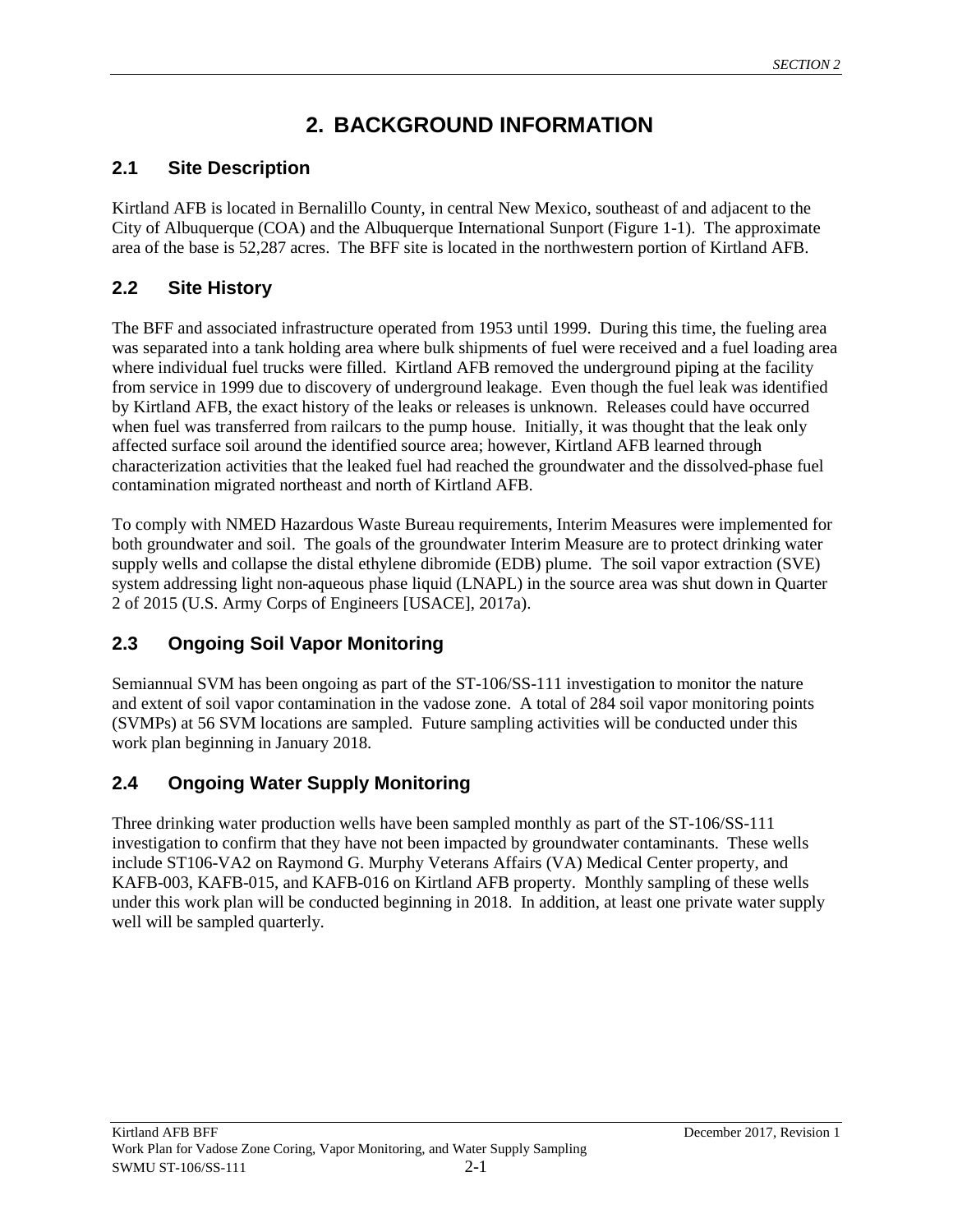# 2. BACKGROUND INFORMATION

## 2.1 Site Description

Kirtland AFB is located in Bernalillo County, in central New Mexico, southeast of and adjacent to the City of Albuquerque (COA) and the Albuquerque International Sunport (Figure 1-1). The approximate area of the base is 52,287 acres. The BFF site is located in the northwestern portion of Kirtland AFB.

## 2.2 Site History

The BFF and associated infrastructure operated from 1953 until 1999. During this time, the fueling area was separated into a tank holding area where bulk shipments of fuel were received and a fuel loading area where individual fuel trucks were filled. Kirtland AFB removed the underground piping at the facility from service in 1999 due to discovery of underground leakage. Even though the fuel leak was identified by Kirtland AFB, the exact history of the leaks or releases is unknown. Releases could have occurred when fuel was transferred from railcars to the pump house. Initially, it was thought that the leak only affected surface soil around the identified source area; however, Kirtland AFB learned through characterization activities that the leaked fuel had reached the groundwater and the dissolved-phase fuel contamination migrated northeast and north of Kirtland AFB.

To comply with NMED Hazardous Waste Bureau requirements, Interim Measures were implemented for both groundwater and soil. The goals of the groundwater Interim Measure are to protect drinking water supply wells and collapse the distal ethylene dibromide (EDB) plume. The soil vapor extraction (SVE) system addressing light non-aqueous phase liquid (LNAPL) in the source area was shut down in Quarter 2 of 2015 (U.S. Army Corps of Engineers [USACE], 2017a).

## 2.3 Ongoing Soil Vapor Monitoring

Semiannual SVM has been ongoing as part of the ST-106/SS-111 investigation to monitor the nature and extent of soil vapor contamination in the vadose zone. A total of 284 soil vapor monitoring points (SVMPs) at 56 SVM locations are sampled. Future sampling activities will be conducted under this work plan beginning in January 2018.

## 2.4 Ongoing Water Supply Monitoring

Three drinking water production wells have been sampled monthly as part of the ST-106/SS-111 investigation to confirm that they have not been impacted by groundwater contaminants. These wells include ST106-VA2 on Raymond G. Murphy Veterans Affairs (VA) Medical Center property, and KAFB-003, KAFB-015, and KAFB-016 on Kirtland AFB property. Monthly sampling of these wells under this work plan will be conducted beginning in 2018. In addition, at least one private water supply well will be sampled quarterly.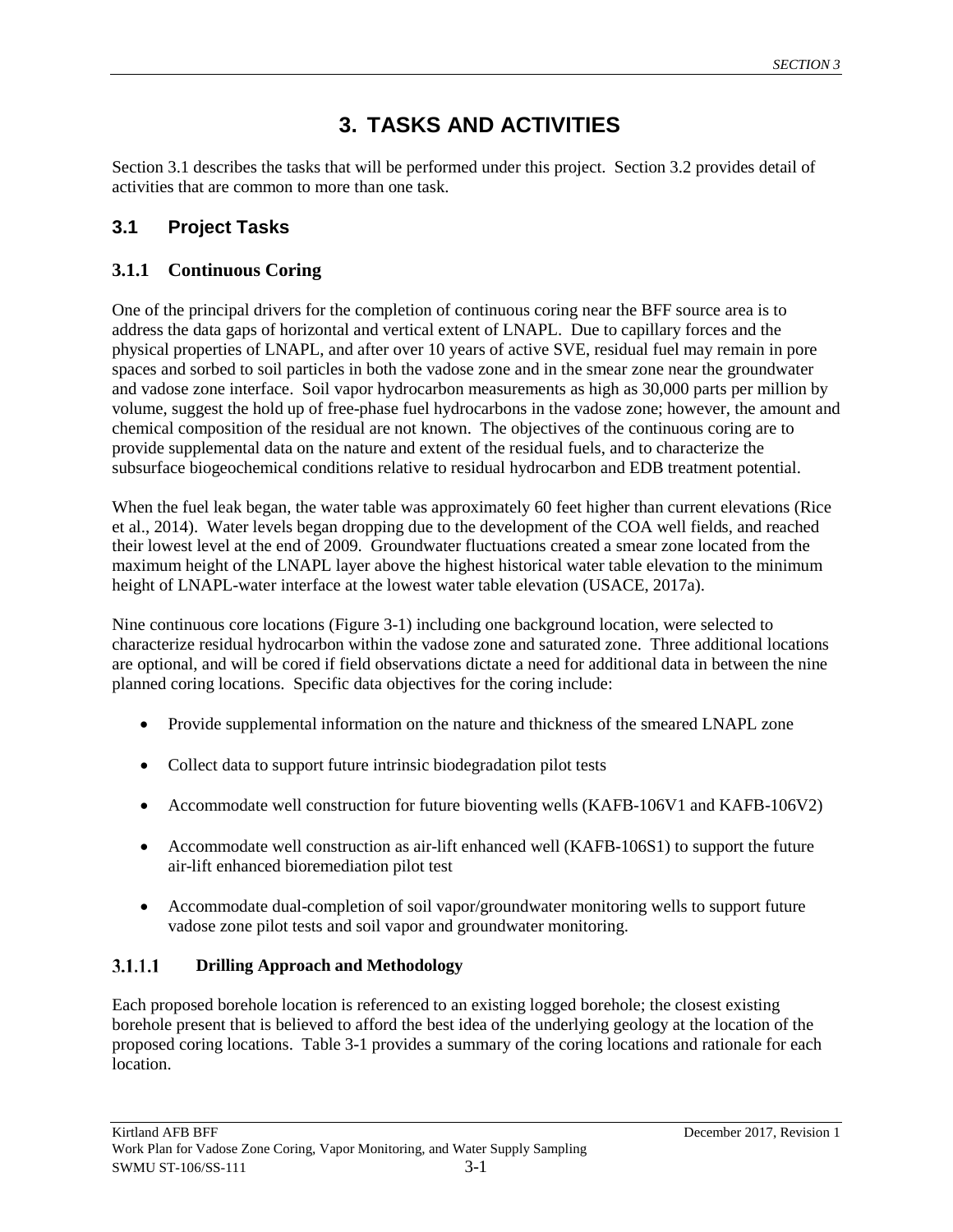# 3. TASKS AND ACTIVITIES

Section 3.1 describes the tasks that will be performed under this project. Section 3.2 provides detail of activities that are common to more than one task.

## 3.1 Project Tasks

### 3.1.1 Continuous Coring

One of the principal drivers for the completion of continuous coring near the BFF source area is to address the data gaps of horizontal and vertical extent of LNAPL. Due to capillary forces and the physical properties of LNAPL, and after over 10 years of active SVE, residual fuel may remain in pore spaces and sorbed to soil particles in both the vadose zone and in the smear zone near the groundwater and vadose zone interface. Soil vapor hydrocarbon measurements as high as 30,000 parts per million by volume, suggest the hold up of free-phase fuel hydrocarbons in the vadose zone; however, the amount and chemical composition of the residual are not known. The objectives of the continuous coring are to provide supplemental data on the nature and extent of the residual fuels, and to characterize the subsurface biogeochemical conditions relative to residual hydrocarbon and EDB treatment potential.

When the fuel leak began, the water table was approximately 60 feet higher than current elevations (Rice et al., 2014). Water levels began dropping due to the development of the COA well fields, and reached their lowest level at the end of 2009. Groundwater fluctuations created a smear zone located from the maximum height of the LNAPL layer above the highest historical water table elevation to the minimum height of LNAPL-water interface at the lowest water table elevation (USACE, 2017a).

Nine continuous core locations (Figure 3-1) including one background location, were selected to characterize residual hydrocarbon within the vadose zone and saturated zone. Three additional locations are optional, and will be cored if field observations dictate a need for additional data in between the nine planned coring locations. Specific data objectives for the coring include:

- Provide supplemental information on the nature and thickness of the smeared LNAPL zone
- Collect data to support future intrinsic biodegradation pilot tests
- Accommodate well construction for future bioventing wells (KAFB-106V1 and KAFB-106V2)
- Accommodate well construction as air-lift enhanced well (KAFB-106S1) to support the future air-lift enhanced bioremediation pilot test
- Accommodate dual-completion of soil vapor/groundwater monitoring wells to support future vadose zone pilot tests and soil vapor and groundwater monitoring.

#### 3.1.1.1 Drilling Approach and Methodology

Each proposed borehole location is referenced to an existing logged borehole; the closest existing borehole present that is believed to afford the best idea of the underlying geology at the location of the proposed coring locations. Table 3-1 provides a summary of the coring locations and rationale for each location.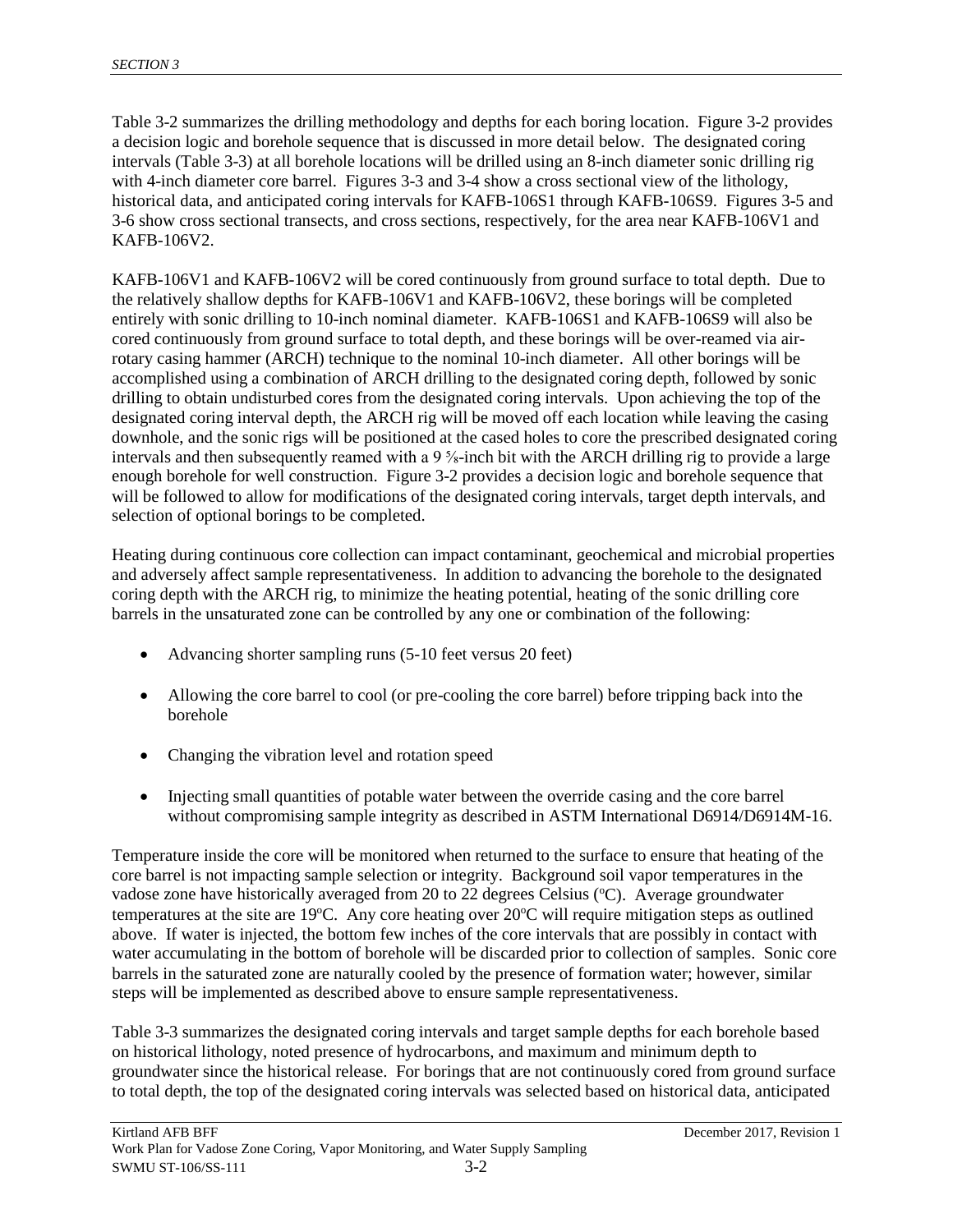Table 3-2 summarizes the drilling methodology and depths for each boring location. Figure 3-2 provides a decision logic and borehole sequence that is discussed in more detail below. The designated coring intervals (Table 3-3) at all borehole locations will be drilled using an 8-inch diameter sonic drilling rig with 4-inch diameter core barrel. Figures 3-3 and 3-4 show a cross sectional view of the lithology, historical data, and anticipated coring intervals for KAFB-106S1 through KAFB-106S9. Figures 3-5 and 3-6 show cross sectional transects, and cross sections, respectively, for the area near KAFB-106V1 and KAFB-106V2.

KAFB-106V1 and KAFB-106V2 will be cored continuously from ground surface to total depth. Due to the relatively shallow depths for KAFB-106V1 and KAFB-106V2, these borings will be completed entirely with sonic drilling to 10-inch nominal diameter. KAFB-106S1 and KAFB-106S9 will also be cored continuously from ground surface to total depth, and these borings will be over-reamed via air-rotary casing hammer (ARCH) technique to the nominal 10-inch diameter. All other borings will be accomplished using a combination of ARCH drilling to the designated coring depth, followed by sonic drilling to obtain undisturbed cores from the designated coring intervals. Upon achieving the top of the designated coring interval depth, the ARCH rig will be moved off each location while leaving the casing downhole, and the sonic rigs will be positioned at the cased holes to core the prescribed designated coring intervals and then subsequently reamed with a 9 ⅝-inch bit with the ARCH drilling rig to provide a large enough borehole for well construction. Figure 3-2 provides a decision logic and borehole sequence that will be followed to allow for modifications of the designated coring intervals, target depth intervals, and selection of optional borings to be completed.

Heating during continuous core collection can impact contaminant, geochemical and microbial properties and adversely affect sample representativeness. In addition to advancing the borehole to the designated coring depth with the ARCH rig, to minimize the heating potential, heating of the sonic drilling core barrels in the unsaturated zone can be controlled by any one or combination of the following:

- Advancing shorter sampling runs (5-10 feet versus 20 feet)
- Allowing the core barrel to cool (or pre-cooling the core barrel) before tripping back into the borehole
- Changing the vibration level and rotation speed
- Injecting small quantities of potable water between the override casing and the core barrel without compromising sample integrity as described in ASTM International D6914/D6914M-16.

Temperature inside the core will be monitored when returned to the surface to ensure that heating of the core barrel is not impacting sample selection or integrity. Background soil vapor temperatures in the vadose zone have historically averaged from 20 to 22 degrees Celsius (°C). Average groundwater temperatures at the site are 19°C. Any core heating over 20°C will require mitigation steps as outlined above. If water is injected, the bottom few inches of the core intervals that are possibly in contact with water accumulating in the bottom of borehole will be discarded prior to collection of samples. Sonic core barrels in the saturated zone are naturally cooled by the presence of formation water; however, similar steps will be implemented as described above to ensure sample representativeness.

Table 3-3 summarizes the designated coring intervals and target sample depths for each borehole based on historical lithology, noted presence of hydrocarbons, and maximum and minimum depth to groundwater since the historical release. For borings that are not continuously cored from ground surface to total depth, the top of the designated coring intervals was selected based on historical data, anticipated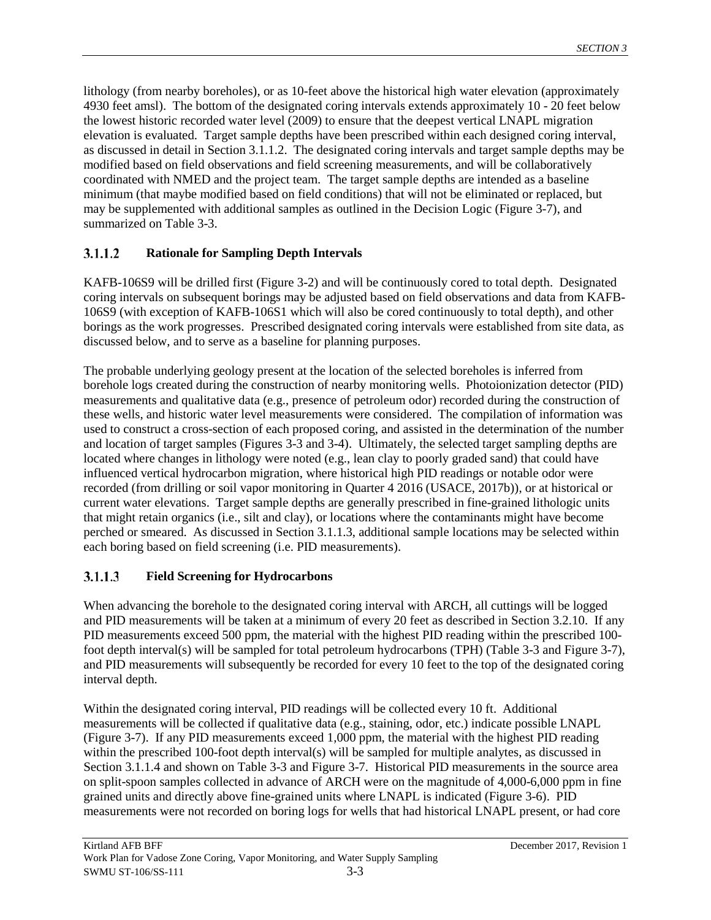lithology (from nearby boreholes), or as 10-feet above the historical high water elevation (approximately 4930 feet amsl). The bottom of the designated coring intervals extends approximately 10 - 20 feet below the lowest historic recorded water level (2009) to ensure that the deepest vertical LNAPL migration elevation is evaluated. Target sample depths have been prescribed within each designed coring interval, as discussed in detail in Section 3.1.1.2. The designated coring intervals and target sample depths may be modified based on field observations and field screening measurements, and will be collaboratively coordinated with NMED and the project team. The target sample depths are intended as a baseline minimum (that maybe modified based on field conditions) that will not be eliminated or replaced, but may be supplemented with additional samples as outlined in the Decision Logic (Figure 3-7), and summarized on Table 3-3.

#### 3.1.1.2 Rationale for Sampling Depth Intervals

KAFB-106S9 will be drilled first (Figure 3-2) and will be continuously cored to total depth. Designated coring intervals on subsequent borings may be adjusted based on field observations and data from KAFB-106S9 (with exception of KAFB-106S1 which will also be cored continuously to total depth), and other borings as the work progresses. Prescribed designated coring intervals were established from site data, as discussed below, and to serve as a baseline for planning purposes.

The probable underlying geology present at the location of the selected boreholes is inferred from borehole logs created during the construction of nearby monitoring wells. Photoionization detector (PID) measurements and qualitative data (e.g., presence of petroleum odor) recorded during the construction of these wells, and historic water level measurements were considered. The compilation of information was used to construct a cross-section of each proposed coring, and assisted in the determination of the number and location of target samples (Figures 3-3 and 3-4). Ultimately, the selected target sampling depths are located where changes in lithology were noted (e.g., lean clay to poorly graded sand) that could have influenced vertical hydrocarbon migration, where historical high PID readings or notable odor were recorded (from drilling or soil vapor monitoring in Quarter 4 2016 (USACE, 2017b)), or at historical or current water elevations. Target sample depths are generally prescribed in fine-grained lithologic units that might retain organics (i.e., silt and clay), or locations where the contaminants might have become perched or smeared. As discussed in Section 3.1.1.3, additional sample locations may be selected within each boring based on field screening (i.e. PID measurements).

#### 3.1.1.3 Field Screening for Hydrocarbons

When advancing the borehole to the designated coring interval with ARCH, all cuttings will be logged and PID measurements will be taken at a minimum of every 20 feet as described in Section 3.2.10. If any PID measurements exceed 500 ppm, the material with the highest PID reading within the prescribed 100-foot depth interval(s) will be sampled for total petroleum hydrocarbons (TPH) (Table 3-3 and Figure 3-7), and PID measurements will subsequently be recorded for every 10 feet to the top of the designated coring interval depth.

Within the designated coring interval, PID readings will be collected every 10 ft. Additional measurements will be collected if qualitative data (e.g., staining, odor, etc.) indicate possible LNAPL (Figure 3-7). If any PID measurements exceed 1,000 ppm, the material with the highest PID reading within the prescribed 100-foot depth interval(s) will be sampled for multiple analytes, as discussed in Section 3.1.1.4 and shown on Table 3-3 and Figure 3-7. Historical PID measurements in the source area on split-spoon samples collected in advance of ARCH were on the magnitude of 4,000-6,000 ppm in fine grained units and directly above fine-grained units where LNAPL is indicated (Figure 3-6). PID measurements were not recorded on boring logs for wells that had historical LNAPL present, or had core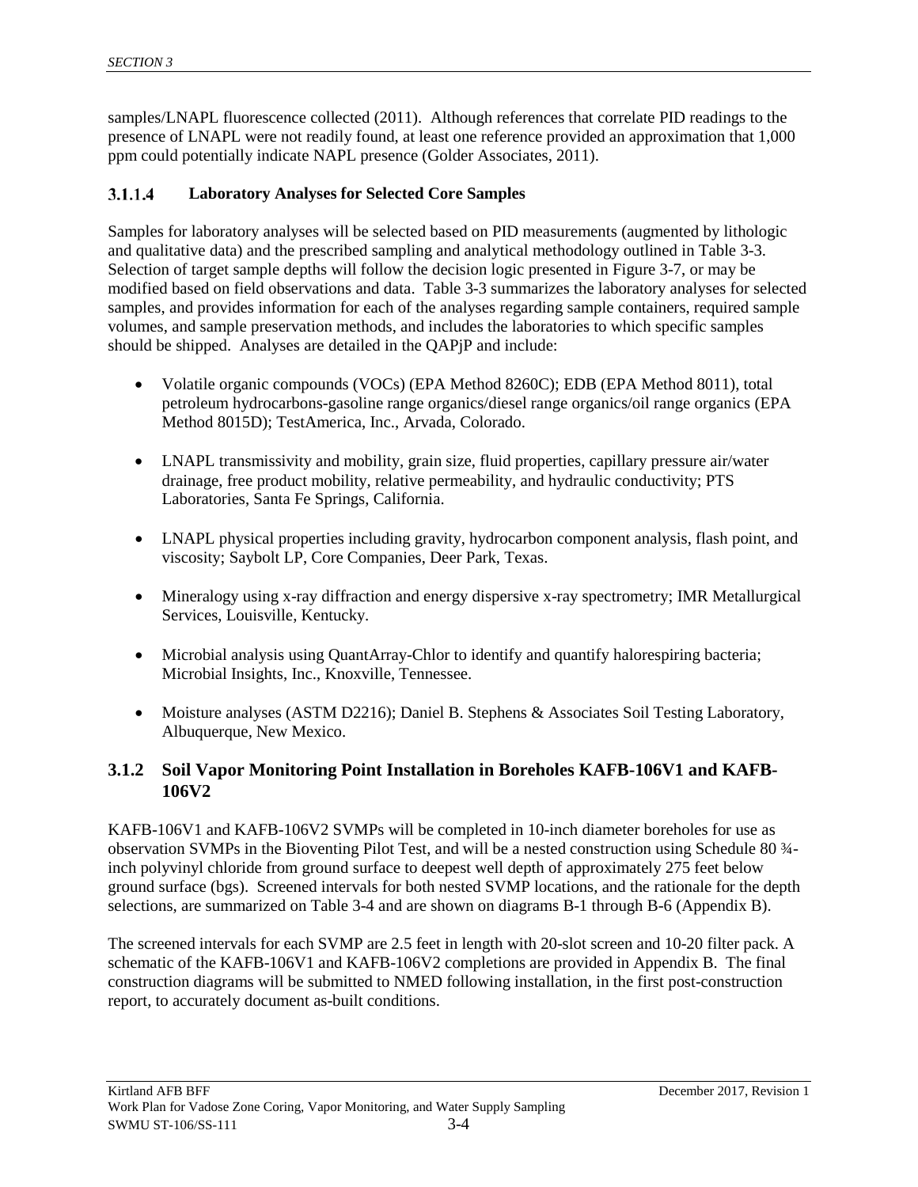samples/LNAPL fluorescence collected (2011). Although references that correlate PID readings to the presence of LNAPL were not readily found, at least one reference provided an approximation that 1,000 ppm could potentially indicate NAPL presence (Golder Associates, 2011).

#### 3.1.1.4 Laboratory Analyses for Selected Core Samples

Samples for laboratory analyses will be selected based on PID measurements (augmented by lithologic and qualitative data) and the prescribed sampling and analytical methodology outlined in Table 3-3. Selection of target sample depths will follow the decision logic presented in Figure 3-7, or may be modified based on field observations and data. Table 3-3 summarizes the laboratory analyses for selected samples, and provides information for each of the analyses regarding sample containers, required sample volumes, and sample preservation methods, and includes the laboratories to which specific samples should be shipped. Analyses are detailed in the QAPjP and include:

- Volatile organic compounds (VOCs) (EPA Method 8260C); EDB (EPA Method 8011), total petroleum hydrocarbons-gasoline range organics/diesel range organics/oil range organics (EPA Method 8015D); TestAmerica, Inc., Arvada, Colorado.
- LNAPL transmissivity and mobility, grain size, fluid properties, capillary pressure air/water drainage, free product mobility, relative permeability, and hydraulic conductivity; PTS Laboratories, Santa Fe Springs, California.
- LNAPL physical properties including gravity, hydrocarbon component analysis, flash point, and viscosity; Saybolt LP, Core Companies, Deer Park, Texas.
- Mineralogy using x-ray diffraction and energy dispersive x-ray spectrometry; IMR Metallurgical Services, Louisville, Kentucky.
- Microbial analysis using QuantArray-Chlor to identify and quantify halorespiring bacteria; Microbial Insights, Inc., Knoxville, Tennessee.
- Moisture analyses (ASTM D2216); Daniel B. Stephens & Associates Soil Testing Laboratory, Albuquerque, New Mexico.

### 3.1.2 Soil Vapor Monitoring Point Installation in Boreholes KAFB-106V1 and KAFB-106V2

KAFB-106V1 and KAFB-106V2 SVMPs will be completed in 10-inch diameter boreholes for use as observation SVMPs in the Bioventing Pilot Test, and will be a nested construction using Schedule 80 ¾-inch polyvinyl chloride from ground surface to deepest well depth of approximately 275 feet below ground surface (bgs). Screened intervals for both nested SVMP locations, and the rationale for the depth selections, are summarized on Table 3-4 and are shown on diagrams B-1 through B-6 (Appendix B).

The screened intervals for each SVMP are 2.5 feet in length with 20-slot screen and 10-20 filter pack. A schematic of the KAFB-106V1 and KAFB-106V2 completions are provided in Appendix B. The final construction diagrams will be submitted to NMED following installation, in the first post-construction report, to accurately document as-built conditions.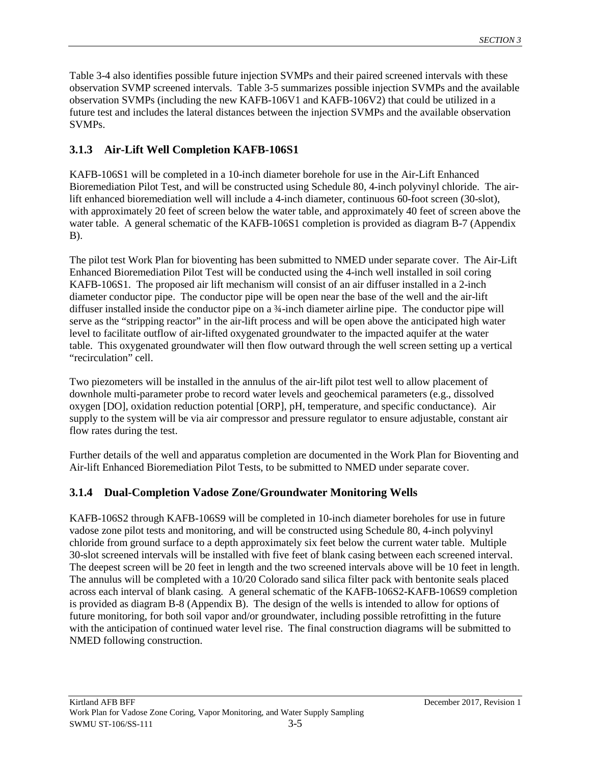Table 3-4 also identifies possible future injection SVMPs and their paired screened intervals with these observation SVMP screened intervals. Table 3-5 summarizes possible injection SVMPs and the available observation SVMPs (including the new KAFB-106V1 and KAFB-106V2) that could be utilized in a future test and includes the lateral distances between the injection SVMPs and the available observation SVMPs.

### 3.1.3 Air-Lift Well Completion KAFB-106S1

KAFB-106S1 will be completed in a 10-inch diameter borehole for use in the Air-Lift Enhanced Bioremediation Pilot Test, and will be constructed using Schedule 80, 4-inch polyvinyl chloride. The air-lift enhanced bioremediation well will include a 4-inch diameter, continuous 60-foot screen (30-slot), with approximately 20 feet of screen below the water table, and approximately 40 feet of screen above the water table. A general schematic of the KAFB-106S1 completion is provided as diagram B-7 (Appendix B).

The pilot test Work Plan for bioventing has been submitted to NMED under separate cover. The Air-Lift Enhanced Bioremediation Pilot Test will be conducted using the 4-inch well installed in soil coring KAFB-106S1. The proposed air lift mechanism will consist of an air diffuser installed in a 2-inch diameter conductor pipe. The conductor pipe will be open near the base of the well and the air-lift diffuser installed inside the conductor pipe on a ¾-inch diameter airline pipe. The conductor pipe will serve as the "stripping reactor" in the air-lift process and will be open above the anticipated high water level to facilitate outflow of air-lifted oxygenated groundwater to the impacted aquifer at the water table. This oxygenated groundwater will then flow outward through the well screen setting up a vertical "recirculation" cell.

Two piezometers will be installed in the annulus of the air-lift pilot test well to allow placement of downhole multi-parameter probe to record water levels and geochemical parameters (e.g., dissolved oxygen [DO], oxidation reduction potential [ORP], pH, temperature, and specific conductance). Air supply to the system will be via air compressor and pressure regulator to ensure adjustable, constant air flow rates during the test.

Further details of the well and apparatus completion are documented in the Work Plan for Bioventing and Air-lift Enhanced Bioremediation Pilot Tests, to be submitted to NMED under separate cover.

### 3.1.4 Dual-Completion Vadose Zone/Groundwater Monitoring Wells

KAFB-106S2 through KAFB-106S9 will be completed in 10-inch diameter boreholes for use in future vadose zone pilot tests and monitoring, and will be constructed using Schedule 80, 4-inch polyvinyl chloride from ground surface to a depth approximately six feet below the current water table. Multiple 30-slot screened intervals will be installed with five feet of blank casing between each screened interval. The deepest screen will be 20 feet in length and the two screened intervals above will be 10 feet in length. The annulus will be completed with a 10/20 Colorado sand silica filter pack with bentonite seals placed across each interval of blank casing. A general schematic of the KAFB-106S2-KAFB-106S9 completion is provided as diagram B-8 (Appendix B). The design of the wells is intended to allow for options of future monitoring, for both soil vapor and/or groundwater, including possible retrofitting in the future with the anticipation of continued water level rise. The final construction diagrams will be submitted to NMED following construction.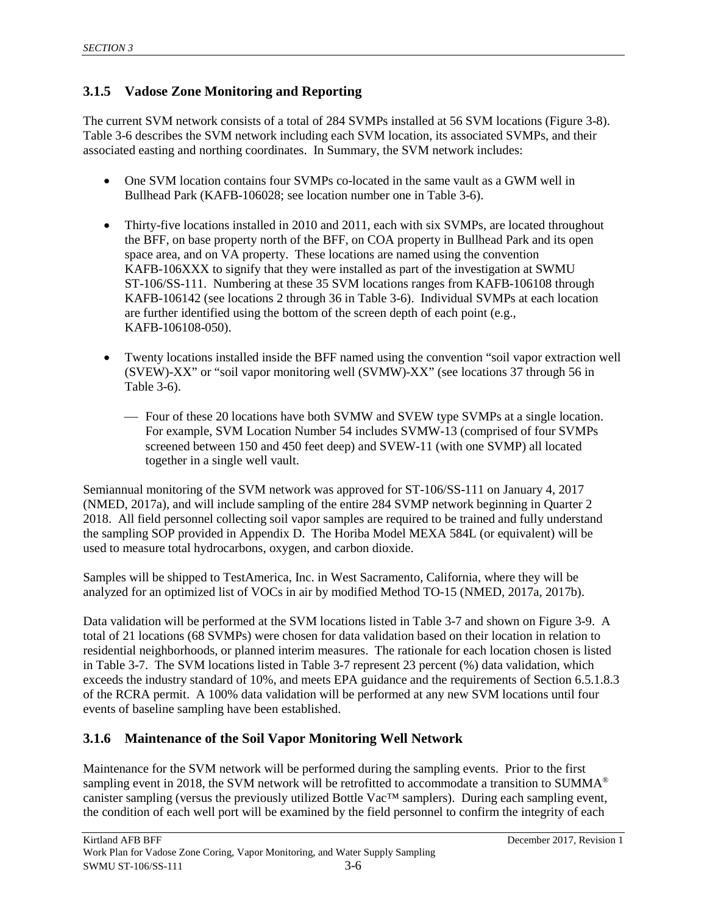### 3.1.5 Vadose Zone Monitoring and Reporting

The current SVM network consists of a total of 284 SVMPs installed at 56 SVM locations (Figure 3-8). Table 3-6 describes the SVM network including each SVM location, its associated SVMPs, and their associated easting and northing coordinates. In Summary, the SVM network includes:

- One SVM location contains four SVMPs co-located in the same vault as a GWM well in Bullhead Park (KAFB-106028; see location number one in Table 3-6).
- Thirty-five locations installed in 2010 and 2011, each with six SVMPs, are located throughout the BFF, on base property north of the BFF, on COA property in Bullhead Park and its open space area, and on VA property. These locations are named using the convention KAFB-106XXX to signify that they were installed as part of the investigation at SWMU ST-106/SS-111. Numbering at these 35 SVM locations ranges from KAFB-106108 through KAFB-106142 (see locations 2 through 36 in Table 3-6). Individual SVMPs at each location are further identified using the bottom of the screen depth of each point (e.g., KAFB-106108-050).
- Twenty locations installed inside the BFF named using the convention "soil vapor extraction well (SVEW)-XX" or "soil vapor monitoring well (SVMW)-XX" (see locations 37 through 56 in Table 3-6).
  - Four of these 20 locations have both SVMW and SVEW type SVMPs at a single location. For example, SVM Location Number 54 includes SVMW-13 (comprised of four SVMPs screened between 150 and 450 feet deep) and SVEW-11 (with one SVMP) all located together in a single well vault.

Semiannual monitoring of the SVM network was approved for ST-106/SS-111 on January 4, 2017 (NMED, 2017a), and will include sampling of the entire 284 SVMP network beginning in Quarter 2 2018. All field personnel collecting soil vapor samples are required to be trained and fully understand the sampling SOP provided in Appendix D. The Horiba Model MEXA 584L (or equivalent) will be used to measure total hydrocarbons, oxygen, and carbon dioxide.

Samples will be shipped to TestAmerica, Inc. in West Sacramento, California, where they will be analyzed for an optimized list of VOCs in air by modified Method TO-15 (NMED, 2017a, 2017b).

Data validation will be performed at the SVM locations listed in Table 3-7 and shown on Figure 3-9. A total of 21 locations (68 SVMPs) were chosen for data validation based on their location in relation to residential neighborhoods, or planned interim measures. The rationale for each location chosen is listed in Table 3-7. The SVM locations listed in Table 3-7 represent 23 percent (%) data validation, which exceeds the industry standard of 10%, and meets EPA guidance and the requirements of Section 6.5.1.8.3 of the RCRA permit. A 100% data validation will be performed at any new SVM locations until four events of baseline sampling have been established.

### 3.1.6 Maintenance of the Soil Vapor Monitoring Well Network

Maintenance for the SVM network will be performed during the sampling events. Prior to the first sampling event in 2018, the SVM network will be retrofitted to accommodate a transition to SUMMA® canister sampling (versus the previously utilized Bottle Vac™ samplers). During each sampling event, the condition of each well port will be examined by the field personnel to confirm the integrity of each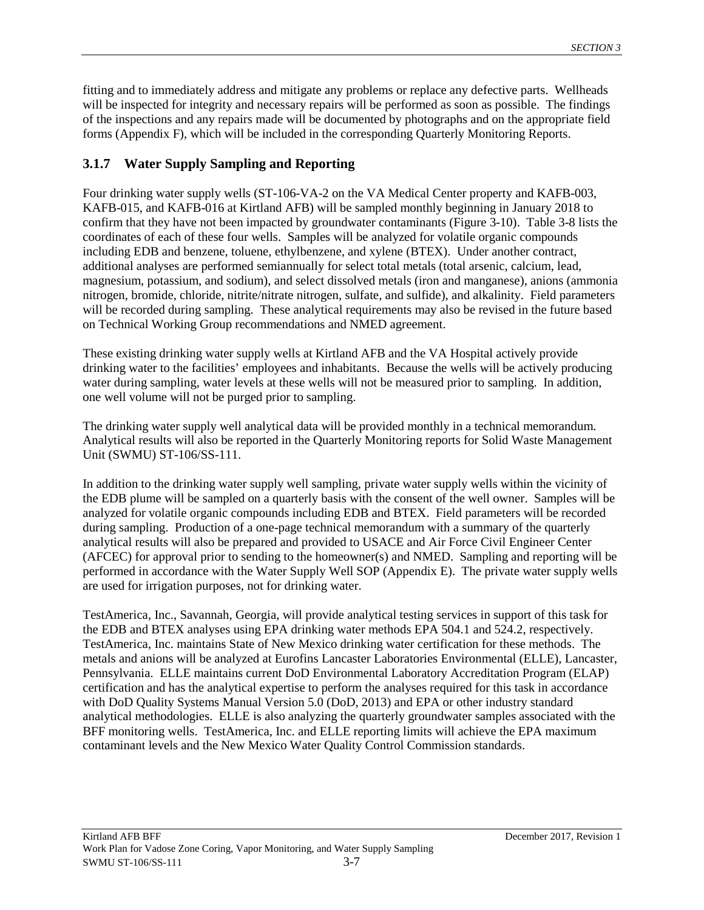fitting and to immediately address and mitigate any problems or replace any defective parts. Wellheads will be inspected for integrity and necessary repairs will be performed as soon as possible. The findings of the inspections and any repairs made will be documented by photographs and on the appropriate field forms (Appendix F), which will be included in the corresponding Quarterly Monitoring Reports.

### 3.1.7 Water Supply Sampling and Reporting

Four drinking water supply wells (ST-106-VA-2 on the VA Medical Center property and KAFB-003, KAFB-015, and KAFB-016 at Kirtland AFB) will be sampled monthly beginning in January 2018 to confirm that they have not been impacted by groundwater contaminants (Figure 3-10). Table 3-8 lists the coordinates of each of these four wells. Samples will be analyzed for volatile organic compounds including EDB and benzene, toluene, ethylbenzene, and xylene (BTEX). Under another contract, additional analyses are performed semiannually for select total metals (total arsenic, calcium, lead, magnesium, potassium, and sodium), and select dissolved metals (iron and manganese), anions (ammonia nitrogen, bromide, chloride, nitrite/nitrate nitrogen, sulfate, and sulfide), and alkalinity. Field parameters will be recorded during sampling. These analytical requirements may also be revised in the future based on Technical Working Group recommendations and NMED agreement.

These existing drinking water supply wells at Kirtland AFB and the VA Hospital actively provide drinking water to the facilities' employees and inhabitants. Because the wells will be actively producing water during sampling, water levels at these wells will not be measured prior to sampling. In addition, one well volume will not be purged prior to sampling.

The drinking water supply well analytical data will be provided monthly in a technical memorandum. Analytical results will also be reported in the Quarterly Monitoring reports for Solid Waste Management Unit (SWMU) ST-106/SS-111.

In addition to the drinking water supply well sampling, private water supply wells within the vicinity of the EDB plume will be sampled on a quarterly basis with the consent of the well owner. Samples will be analyzed for volatile organic compounds including EDB and BTEX. Field parameters will be recorded during sampling. Production of a one-page technical memorandum with a summary of the quarterly analytical results will also be prepared and provided to USACE and Air Force Civil Engineer Center (AFCEC) for approval prior to sending to the homeowner(s) and NMED. Sampling and reporting will be performed in accordance with the Water Supply Well SOP (Appendix E). The private water supply wells are used for irrigation purposes, not for drinking water.

TestAmerica, Inc., Savannah, Georgia, will provide analytical testing services in support of this task for the EDB and BTEX analyses using EPA drinking water methods EPA 504.1 and 524.2, respectively. TestAmerica, Inc. maintains State of New Mexico drinking water certification for these methods. The metals and anions will be analyzed at Eurofins Lancaster Laboratories Environmental (ELLE), Lancaster, Pennsylvania. ELLE maintains current DoD Environmental Laboratory Accreditation Program (ELAP) certification and has the analytical expertise to perform the analyses required for this task in accordance with DoD Quality Systems Manual Version 5.0 (DoD, 2013) and EPA or other industry standard analytical methodologies. ELLE is also analyzing the quarterly groundwater samples associated with the BFF monitoring wells. TestAmerica, Inc. and ELLE reporting limits will achieve the EPA maximum contaminant levels and the New Mexico Water Quality Control Commission standards.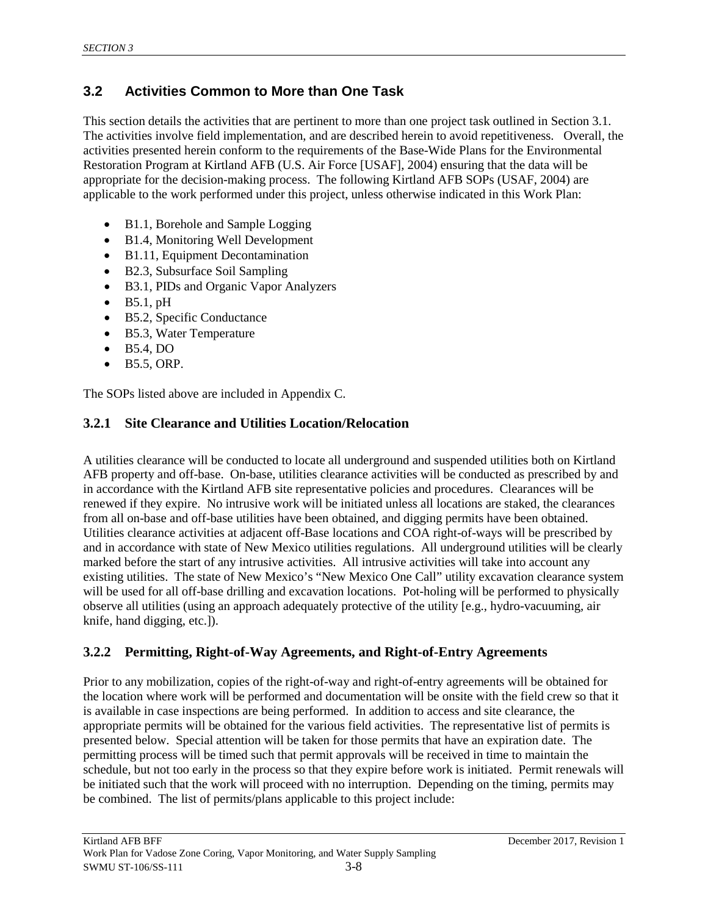## 3.2 Activities Common to More than One Task

This section details the activities that are pertinent to more than one project task outlined in Section 3.1. The activities involve field implementation, and are described herein to avoid repetitiveness. Overall, the activities presented herein conform to the requirements of the Base-Wide Plans for the Environmental Restoration Program at Kirtland AFB (U.S. Air Force [USAF], 2004) ensuring that the data will be appropriate for the decision-making process. The following Kirtland AFB SOPs (USAF, 2004) are applicable to the work performed under this project, unless otherwise indicated in this Work Plan:

- B1.1, Borehole and Sample Logging
- B1.4, Monitoring Well Development
- B1.11, Equipment Decontamination
- B2.3, Subsurface Soil Sampling
- B3.1, PIDs and Organic Vapor Analyzers
- B5.1, pH
- B5.2, Specific Conductance
- B5.3, Water Temperature
- B5.4, DO
- B5.5, ORP.

The SOPs listed above are included in Appendix C.

### 3.2.1 Site Clearance and Utilities Location/Relocation

A utilities clearance will be conducted to locate all underground and suspended utilities both on Kirtland AFB property and off-base. On-base, utilities clearance activities will be conducted as prescribed by and in accordance with the Kirtland AFB site representative policies and procedures. Clearances will be renewed if they expire. No intrusive work will be initiated unless all locations are staked, the clearances from all on-base and off-base utilities have been obtained, and digging permits have been obtained. Utilities clearance activities at adjacent off-Base locations and COA right-of-ways will be prescribed by and in accordance with state of New Mexico utilities regulations. All underground utilities will be clearly marked before the start of any intrusive activities. All intrusive activities will take into account any existing utilities. The state of New Mexico's "New Mexico One Call" utility excavation clearance system will be used for all off-base drilling and excavation locations. Pot-holing will be performed to physically observe all utilities (using an approach adequately protective of the utility [e.g., hydro-vacuuming, air knife, hand digging, etc.]).

### 3.2.2 Permitting, Right-of-Way Agreements, and Right-of-Entry Agreements

Prior to any mobilization, copies of the right-of-way and right-of-entry agreements will be obtained for the location where work will be performed and documentation will be onsite with the field crew so that it is available in case inspections are being performed. In addition to access and site clearance, the appropriate permits will be obtained for the various field activities. The representative list of permits is presented below. Special attention will be taken for those permits that have an expiration date. The permitting process will be timed such that permit approvals will be received in time to maintain the schedule, but not too early in the process so that they expire before work is initiated. Permit renewals will be initiated such that the work will proceed with no interruption. Depending on the timing, permits may be combined. The list of permits/plans applicable to this project include: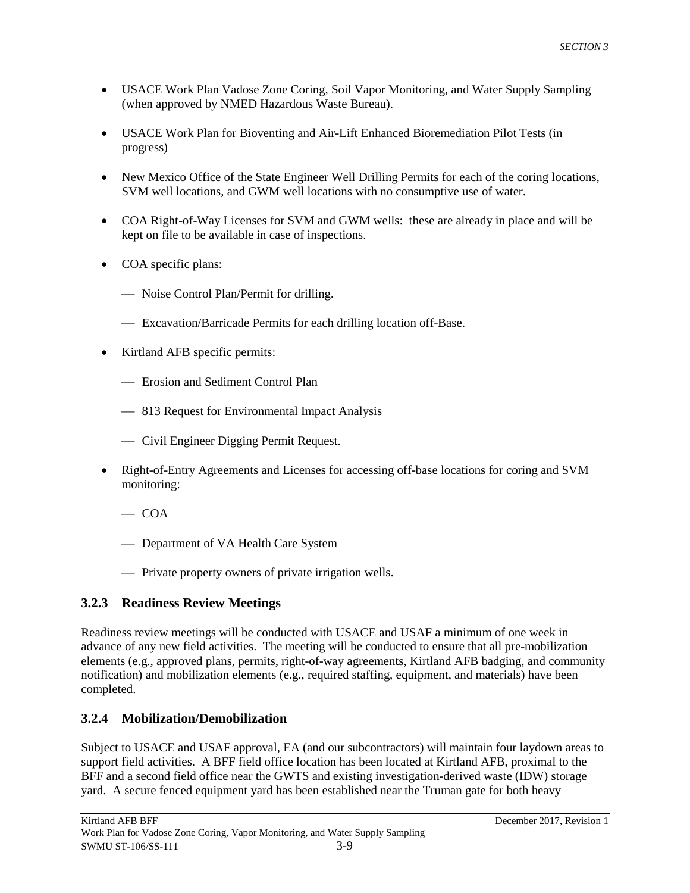- USACE Work Plan Vadose Zone Coring, Soil Vapor Monitoring, and Water Supply Sampling (when approved by NMED Hazardous Waste Bureau).
- USACE Work Plan for Bioventing and Air-Lift Enhanced Bioremediation Pilot Tests (in progress)
- New Mexico Office of the State Engineer Well Drilling Permits for each of the coring locations, SVM well locations, and GWM well locations with no consumptive use of water.
- COA Right-of-Way Licenses for SVM and GWM wells: these are already in place and will be kept on file to be available in case of inspections.
- COA specific plans:
  - Noise Control Plan/Permit for drilling.
  - Excavation/Barricade Permits for each drilling location off-Base.
- Kirtland AFB specific permits:
  - Erosion and Sediment Control Plan
  - 813 Request for Environmental Impact Analysis
  - Civil Engineer Digging Permit Request.
- Right-of-Entry Agreements and Licenses for accessing off-base locations for coring and SVM monitoring:
  - COA
  - Department of VA Health Care System
  - Private property owners of private irrigation wells.

### 3.2.3 Readiness Review Meetings

Readiness review meetings will be conducted with USACE and USAF a minimum of one week in advance of any new field activities. The meeting will be conducted to ensure that all pre-mobilization elements (e.g., approved plans, permits, right-of-way agreements, Kirtland AFB badging, and community notification) and mobilization elements (e.g., required staffing, equipment, and materials) have been completed.

### 3.2.4 Mobilization/Demobilization

Subject to USACE and USAF approval, EA (and our subcontractors) will maintain four laydown areas to support field activities. A BFF field office location has been located at Kirtland AFB, proximal to the BFF and a second field office near the GWTS and existing investigation-derived waste (IDW) storage yard. A secure fenced equipment yard has been established near the Truman gate for both heavy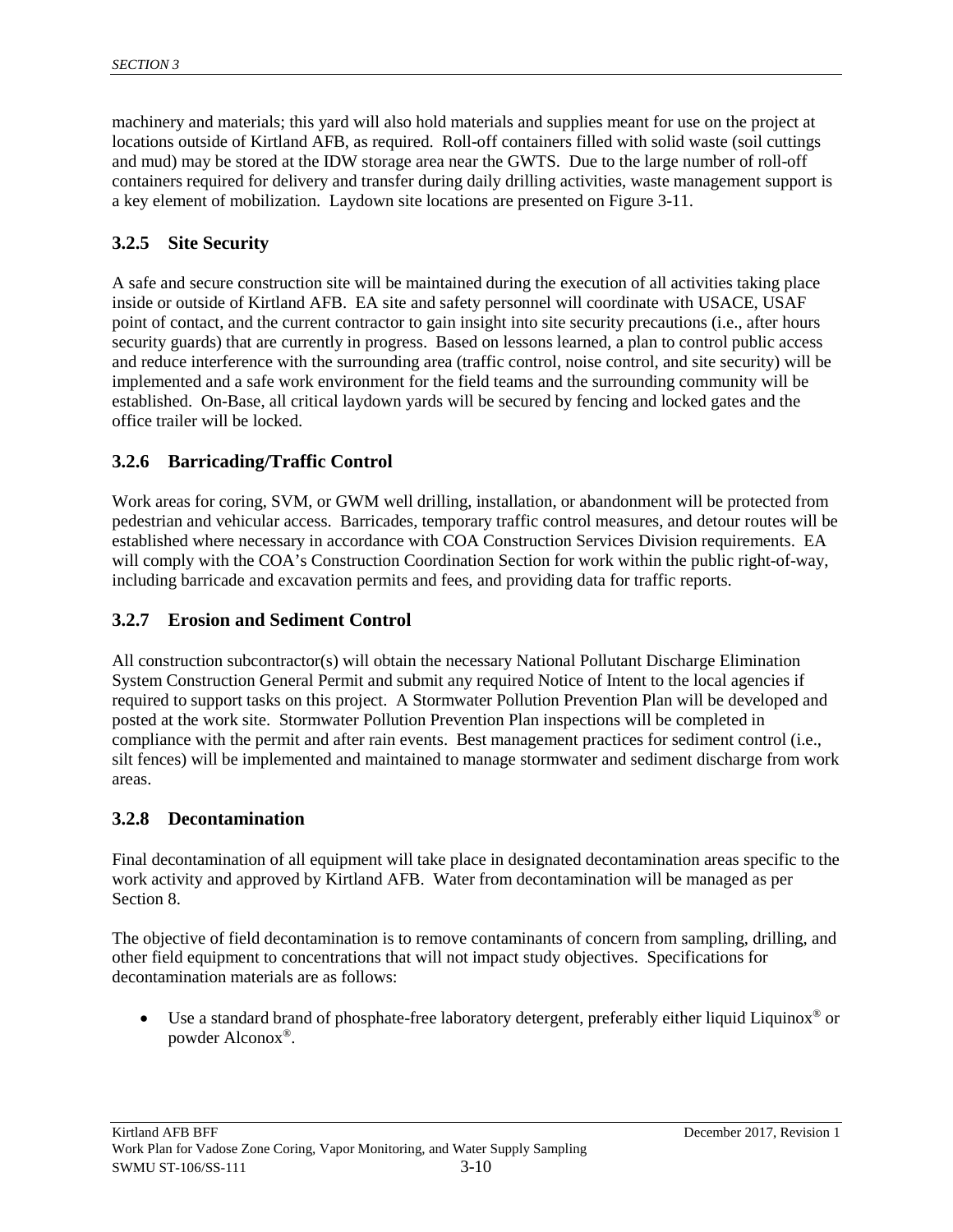machinery and materials; this yard will also hold materials and supplies meant for use on the project at locations outside of Kirtland AFB, as required. Roll-off containers filled with solid waste (soil cuttings and mud) may be stored at the IDW storage area near the GWTS. Due to the large number of roll-off containers required for delivery and transfer during daily drilling activities, waste management support is a key element of mobilization. Laydown site locations are presented on Figure 3-11.

### 3.2.5 Site Security

A safe and secure construction site will be maintained during the execution of all activities taking place inside or outside of Kirtland AFB. EA site and safety personnel will coordinate with USACE, USAF point of contact, and the current contractor to gain insight into site security precautions (i.e., after hours security guards) that are currently in progress. Based on lessons learned, a plan to control public access and reduce interference with the surrounding area (traffic control, noise control, and site security) will be implemented and a safe work environment for the field teams and the surrounding community will be established. On-Base, all critical laydown yards will be secured by fencing and locked gates and the office trailer will be locked.

### 3.2.6 Barricading/Traffic Control

Work areas for coring, SVM, or GWM well drilling, installation, or abandonment will be protected from pedestrian and vehicular access. Barricades, temporary traffic control measures, and detour routes will be established where necessary in accordance with COA Construction Services Division requirements. EA will comply with the COA's Construction Coordination Section for work within the public right-of-way, including barricade and excavation permits and fees, and providing data for traffic reports.

### 3.2.7 Erosion and Sediment Control

All construction subcontractor(s) will obtain the necessary National Pollutant Discharge Elimination System Construction General Permit and submit any required Notice of Intent to the local agencies if required to support tasks on this project. A Stormwater Pollution Prevention Plan will be developed and posted at the work site. Stormwater Pollution Prevention Plan inspections will be completed in compliance with the permit and after rain events. Best management practices for sediment control (i.e., silt fences) will be implemented and maintained to manage stormwater and sediment discharge from work areas.

### 3.2.8 Decontamination

Final decontamination of all equipment will take place in designated decontamination areas specific to the work activity and approved by Kirtland AFB. Water from decontamination will be managed as per Section 8.

The objective of field decontamination is to remove contaminants of concern from sampling, drilling, and other field equipment to concentrations that will not impact study objectives. Specifications for decontamination materials are as follows:

- Use a standard brand of phosphate-free laboratory detergent, preferably either liquid Liquinox® or powder Alconox®.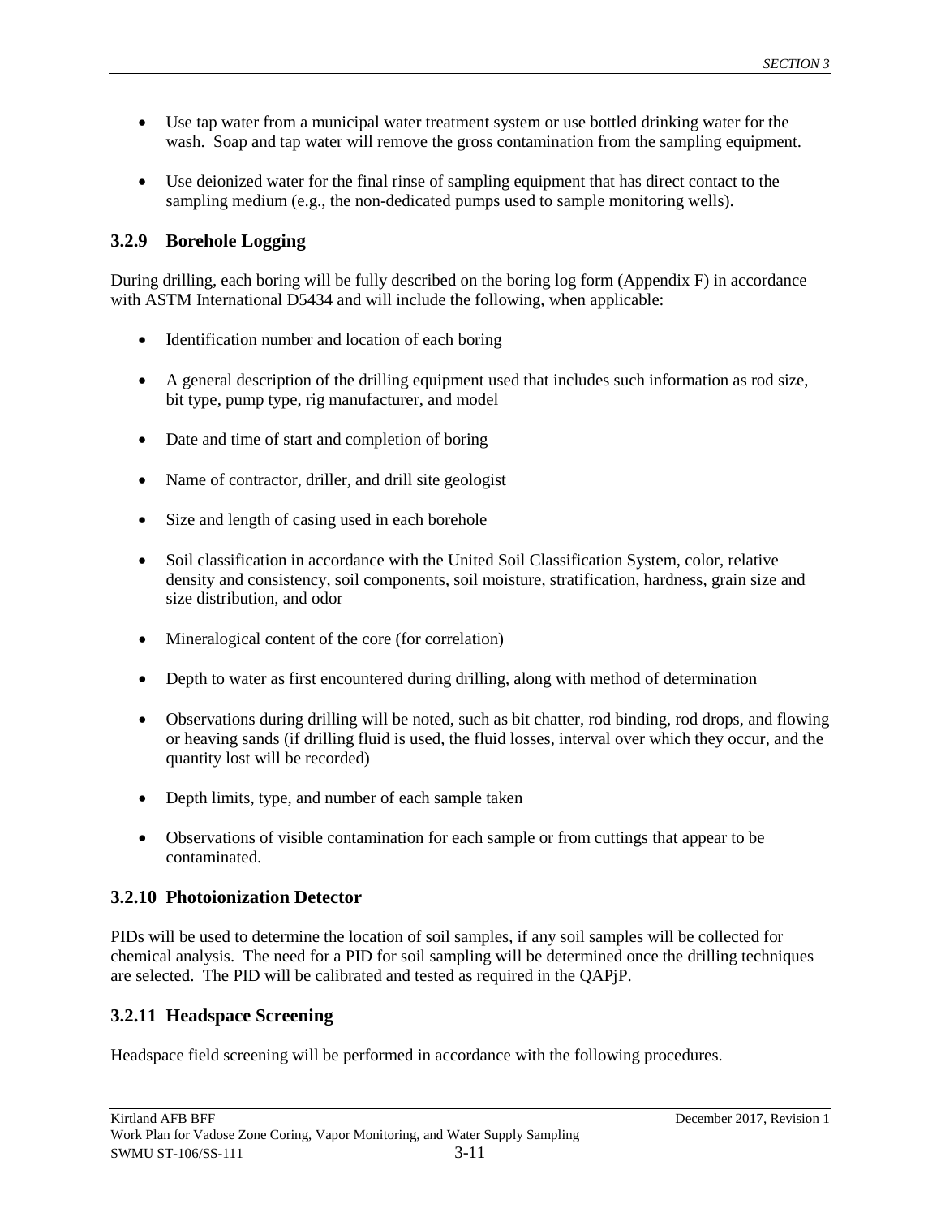- Use tap water from a municipal water treatment system or use bottled drinking water for the wash. Soap and tap water will remove the gross contamination from the sampling equipment.

- Use deionized water for the final rinse of sampling equipment that has direct contact to the sampling medium (e.g., the non-dedicated pumps used to sample monitoring wells).

### 3.2.9 Borehole Logging

During drilling, each boring will be fully described on the boring log form (Appendix F) in accordance with ASTM International D5434 and will include the following, when applicable:

- Identification number and location of each boring

- A general description of the drilling equipment used that includes such information as rod size, bit type, pump type, rig manufacturer, and model

- Date and time of start and completion of boring

- Name of contractor, driller, and drill site geologist

- Size and length of casing used in each borehole

- Soil classification in accordance with the United Soil Classification System, color, relative density and consistency, soil components, soil moisture, stratification, hardness, grain size and size distribution, and odor

- Mineralogical content of the core (for correlation)

- Depth to water as first encountered during drilling, along with method of determination

- Observations during drilling will be noted, such as bit chatter, rod binding, rod drops, and flowing or heaving sands (if drilling fluid is used, the fluid losses, interval over which they occur, and the quantity lost will be recorded)

- Depth limits, type, and number of each sample taken

- Observations of visible contamination for each sample or from cuttings that appear to be contaminated.

### 3.2.10 Photoionization Detector

PIDs will be used to determine the location of soil samples, if any soil samples will be collected for chemical analysis. The need for a PID for soil sampling will be determined once the drilling techniques are selected. The PID will be calibrated and tested as required in the QAPjP.

### 3.2.11 Headspace Screening

Headspace field screening will be performed in accordance with the following procedures.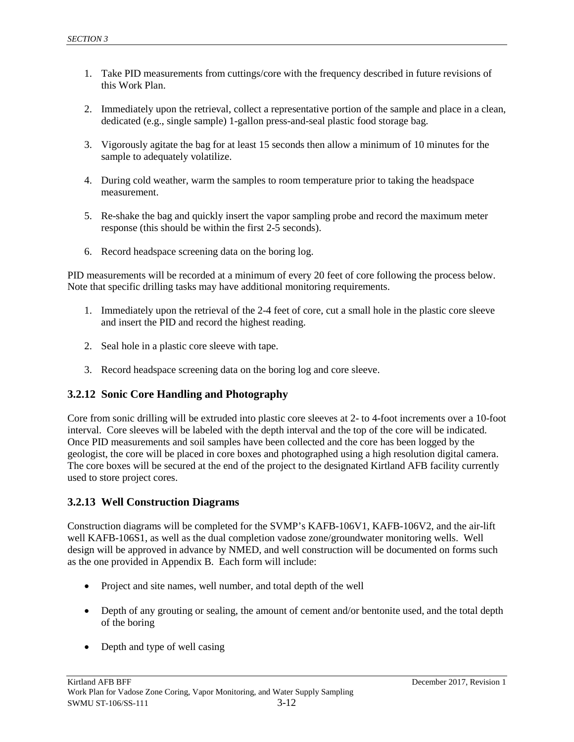1. Take PID measurements from cuttings/core with the frequency described in future revisions of this Work Plan.

2. Immediately upon the retrieval, collect a representative portion of the sample and place in a clean, dedicated (e.g., single sample) 1-gallon press-and-seal plastic food storage bag.

3. Vigorously agitate the bag for at least 15 seconds then allow a minimum of 10 minutes for the sample to adequately volatilize.

4. During cold weather, warm the samples to room temperature prior to taking the headspace measurement.

5. Re-shake the bag and quickly insert the vapor sampling probe and record the maximum meter response (this should be within the first 2-5 seconds).

6. Record headspace screening data on the boring log.

PID measurements will be recorded at a minimum of every 20 feet of core following the process below. Note that specific drilling tasks may have additional monitoring requirements.

1. Immediately upon the retrieval of the 2-4 feet of core, cut a small hole in the plastic core sleeve and insert the PID and record the highest reading.

2. Seal hole in a plastic core sleeve with tape.

3. Record headspace screening data on the boring log and core sleeve.

### 3.2.12 Sonic Core Handling and Photography

Core from sonic drilling will be extruded into plastic core sleeves at 2- to 4-foot increments over a 10-foot interval. Core sleeves will be labeled with the depth interval and the top of the core will be indicated. Once PID measurements and soil samples have been collected and the core has been logged by the geologist, the core will be placed in core boxes and photographed using a high resolution digital camera. The core boxes will be secured at the end of the project to the designated Kirtland AFB facility currently used to store project cores.

### 3.2.13 Well Construction Diagrams

Construction diagrams will be completed for the SVMP's KAFB-106V1, KAFB-106V2, and the air-lift well KAFB-106S1, as well as the dual completion vadose zone/groundwater monitoring wells. Well design will be approved in advance by NMED, and well construction will be documented on forms such as the one provided in Appendix B. Each form will include:

- Project and site names, well number, and total depth of the well
- Depth of any grouting or sealing, the amount of cement and/or bentonite used, and the total depth of the boring
- Depth and type of well casing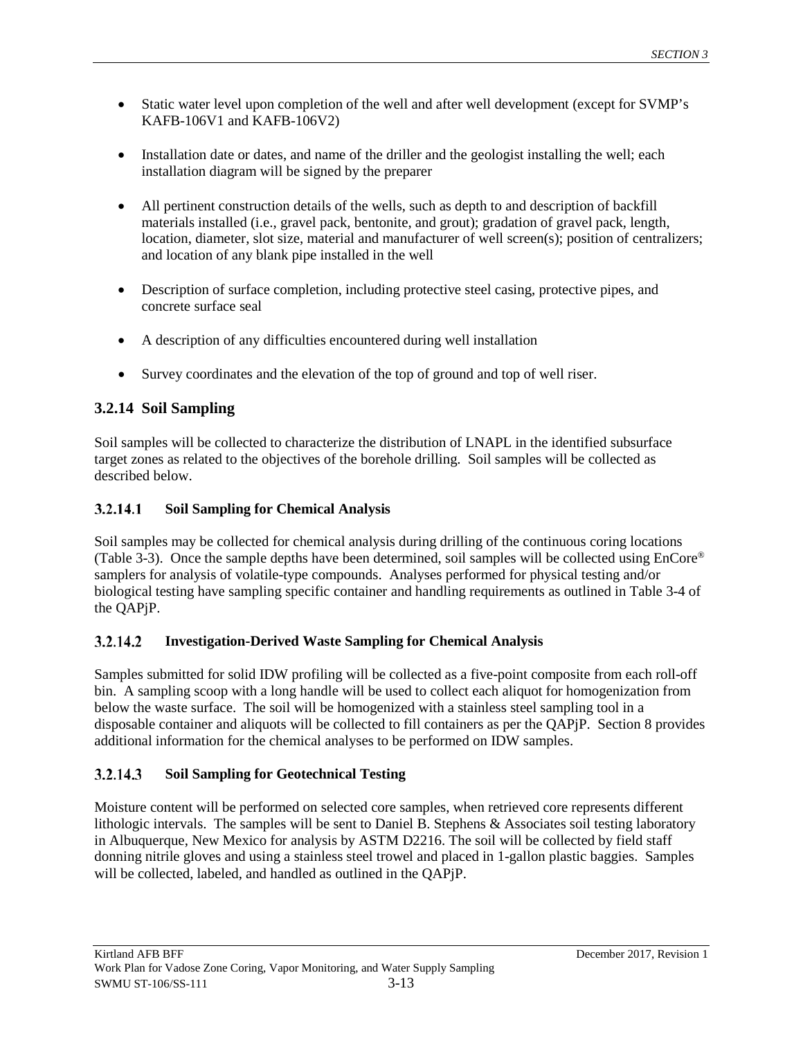- Static water level upon completion of the well and after well development (except for SVMP's KAFB-106V1 and KAFB-106V2)

- Installation date or dates, and name of the driller and the geologist installing the well; each installation diagram will be signed by the preparer

- All pertinent construction details of the wells, such as depth to and description of backfill materials installed (i.e., gravel pack, bentonite, and grout); gradation of gravel pack, length, location, diameter, slot size, material and manufacturer of well screen(s); position of centralizers; and location of any blank pipe installed in the well

- Description of surface completion, including protective steel casing, protective pipes, and concrete surface seal

- A description of any difficulties encountered during well installation

- Survey coordinates and the elevation of the top of ground and top of well riser.

### 3.2.14 Soil Sampling

Soil samples will be collected to characterize the distribution of LNAPL in the identified subsurface target zones as related to the objectives of the borehole drilling. Soil samples will be collected as described below.

#### 3.2.14.1 Soil Sampling for Chemical Analysis

Soil samples may be collected for chemical analysis during drilling of the continuous coring locations (Table 3-3). Once the sample depths have been determined, soil samples will be collected using EnCore® samplers for analysis of volatile-type compounds. Analyses performed for physical testing and/or biological testing have sampling specific container and handling requirements as outlined in Table 3-4 of the QAPjP.

#### 3.2.14.2 Investigation-Derived Waste Sampling for Chemical Analysis

Samples submitted for solid IDW profiling will be collected as a five-point composite from each roll-off bin. A sampling scoop with a long handle will be used to collect each aliquot for homogenization from below the waste surface. The soil will be homogenized with a stainless steel sampling tool in a disposable container and aliquots will be collected to fill containers as per the QAPjP. Section 8 provides additional information for the chemical analyses to be performed on IDW samples.

#### 3.2.14.3 Soil Sampling for Geotechnical Testing

Moisture content will be performed on selected core samples, when retrieved core represents different lithologic intervals. The samples will be sent to Daniel B. Stephens & Associates soil testing laboratory in Albuquerque, New Mexico for analysis by ASTM D2216. The soil will be collected by field staff donning nitrile gloves and using a stainless steel trowel and placed in 1-gallon plastic baggies. Samples will be collected, labeled, and handled as outlined in the QAPjP.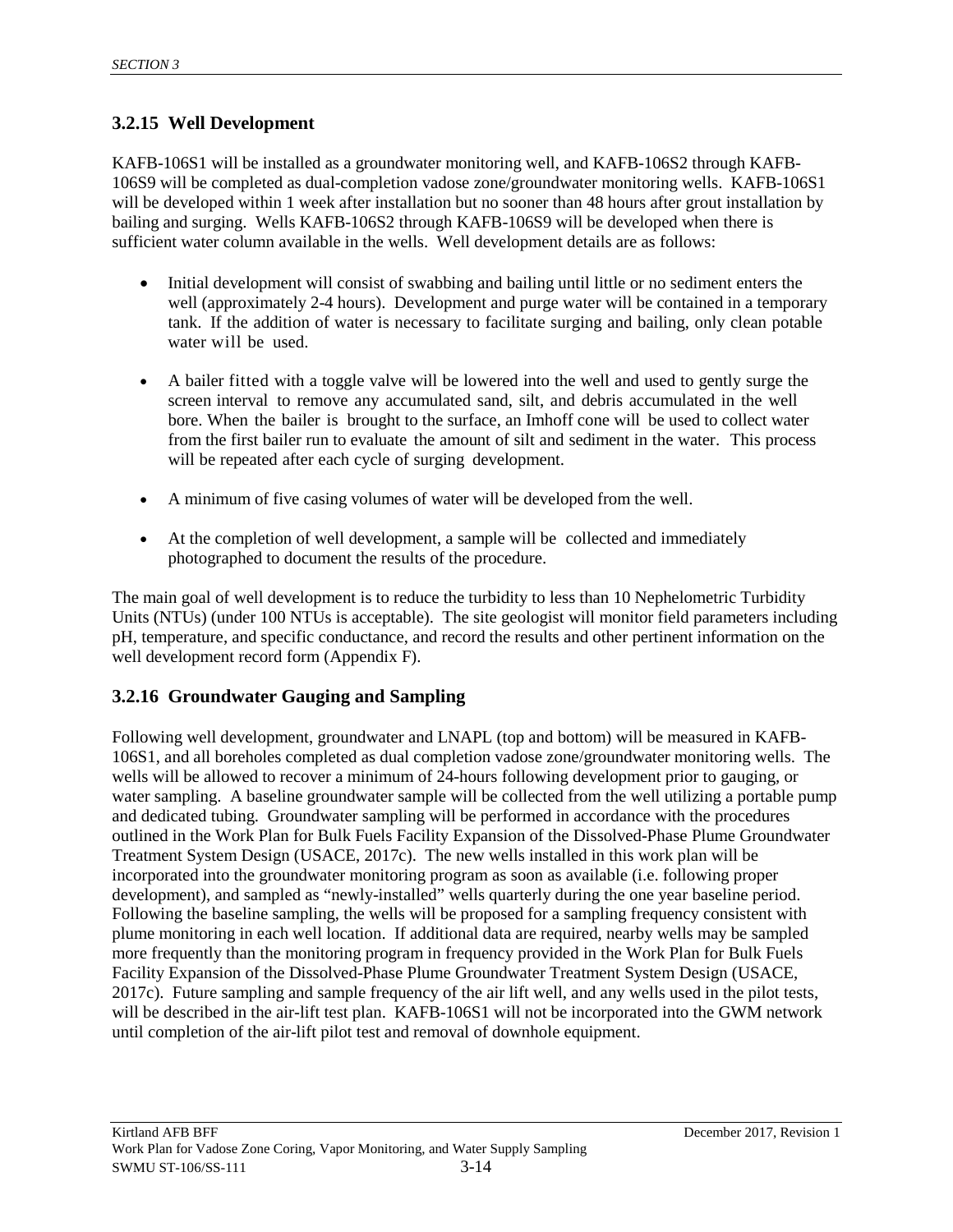### 3.2.15 Well Development

KAFB-106S1 will be installed as a groundwater monitoring well, and KAFB-106S2 through KAFB-106S9 will be completed as dual-completion vadose zone/groundwater monitoring wells. KAFB-106S1 will be developed within 1 week after installation but no sooner than 48 hours after grout installation by bailing and surging. Wells KAFB-106S2 through KAFB-106S9 will be developed when there is sufficient water column available in the wells. Well development details are as follows:

- Initial development will consist of swabbing and bailing until little or no sediment enters the well (approximately 2-4 hours). Development and purge water will be contained in a temporary tank. If the addition of water is necessary to facilitate surging and bailing, only clean potable water will be used.
- A bailer fitted with a toggle valve will be lowered into the well and used to gently surge the screen interval to remove any accumulated sand, silt, and debris accumulated in the well bore. When the bailer is brought to the surface, an Imhoff cone will be used to collect water from the first bailer run to evaluate the amount of silt and sediment in the water. This process will be repeated after each cycle of surging development.
- A minimum of five casing volumes of water will be developed from the well.
- At the completion of well development, a sample will be collected and immediately photographed to document the results of the procedure.

The main goal of well development is to reduce the turbidity to less than 10 Nephelometric Turbidity Units (NTUs) (under 100 NTUs is acceptable). The site geologist will monitor field parameters including pH, temperature, and specific conductance, and record the results and other pertinent information on the well development record form (Appendix F).

### 3.2.16 Groundwater Gauging and Sampling

Following well development, groundwater and LNAPL (top and bottom) will be measured in KAFB-106S1, and all boreholes completed as dual completion vadose zone/groundwater monitoring wells. The wells will be allowed to recover a minimum of 24-hours following development prior to gauging, or water sampling. A baseline groundwater sample will be collected from the well utilizing a portable pump and dedicated tubing. Groundwater sampling will be performed in accordance with the procedures outlined in the Work Plan for Bulk Fuels Facility Expansion of the Dissolved-Phase Plume Groundwater Treatment System Design (USACE, 2017c). The new wells installed in this work plan will be incorporated into the groundwater monitoring program as soon as available (i.e. following proper development), and sampled as "newly-installed" wells quarterly during the one year baseline period. Following the baseline sampling, the wells will be proposed for a sampling frequency consistent with plume monitoring in each well location. If additional data are required, nearby wells may be sampled more frequently than the monitoring program in frequency provided in the Work Plan for Bulk Fuels Facility Expansion of the Dissolved-Phase Plume Groundwater Treatment System Design (USACE, 2017c). Future sampling and sample frequency of the air lift well, and any wells used in the pilot tests, will be described in the air-lift test plan. KAFB-106S1 will not be incorporated into the GWM network until completion of the air-lift pilot test and removal of downhole equipment.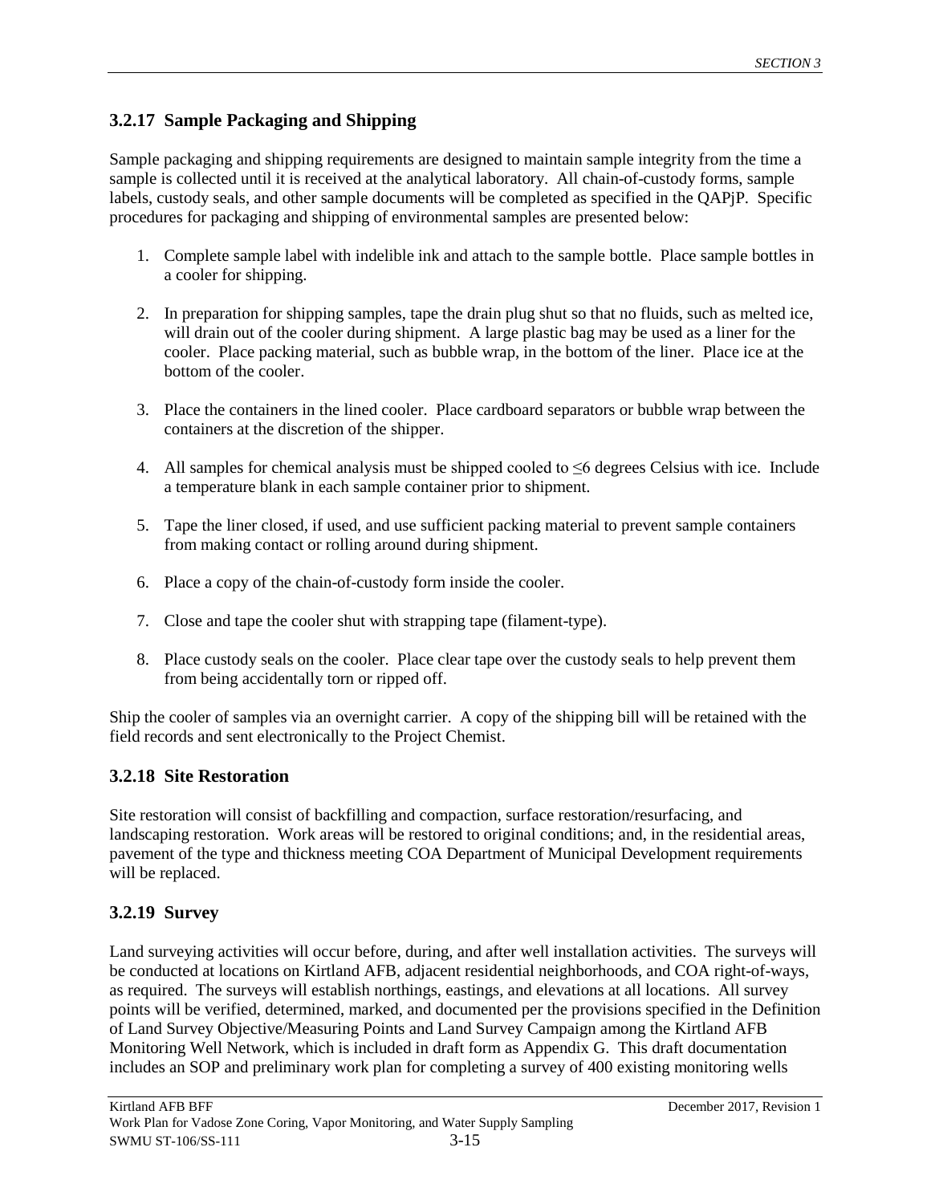### 3.2.17 Sample Packaging and Shipping

Sample packaging and shipping requirements are designed to maintain sample integrity from the time a sample is collected until it is received at the analytical laboratory. All chain-of-custody forms, sample labels, custody seals, and other sample documents will be completed as specified in the QAPjP. Specific procedures for packaging and shipping of environmental samples are presented below:

1. Complete sample label with indelible ink and attach to the sample bottle. Place sample bottles in a cooler for shipping.
2. In preparation for shipping samples, tape the drain plug shut so that no fluids, such as melted ice, will drain out of the cooler during shipment. A large plastic bag may be used as a liner for the cooler. Place packing material, such as bubble wrap, in the bottom of the liner. Place ice at the bottom of the cooler.
3. Place the containers in the lined cooler. Place cardboard separators or bubble wrap between the containers at the discretion of the shipper.
4. All samples for chemical analysis must be shipped cooled to ≤6 degrees Celsius with ice. Include a temperature blank in each sample container prior to shipment.
5. Tape the liner closed, if used, and use sufficient packing material to prevent sample containers from making contact or rolling around during shipment.
6. Place a copy of the chain-of-custody form inside the cooler.
7. Close and tape the cooler shut with strapping tape (filament-type).
8. Place custody seals on the cooler. Place clear tape over the custody seals to help prevent them from being accidentally torn or ripped off.

Ship the cooler of samples via an overnight carrier. A copy of the shipping bill will be retained with the field records and sent electronically to the Project Chemist.

### 3.2.18 Site Restoration

Site restoration will consist of backfilling and compaction, surface restoration/resurfacing, and landscaping restoration. Work areas will be restored to original conditions; and, in the residential areas, pavement of the type and thickness meeting COA Department of Municipal Development requirements will be replaced.

### 3.2.19 Survey

Land surveying activities will occur before, during, and after well installation activities. The surveys will be conducted at locations on Kirtland AFB, adjacent residential neighborhoods, and COA right-of-ways, as required. The surveys will establish northings, eastings, and elevations at all locations. All survey points will be verified, determined, marked, and documented per the provisions specified in the Definition of Land Survey Objective/Measuring Points and Land Survey Campaign among the Kirtland AFB Monitoring Well Network, which is included in draft form as Appendix G. This draft documentation includes an SOP and preliminary work plan for completing a survey of 400 existing monitoring wells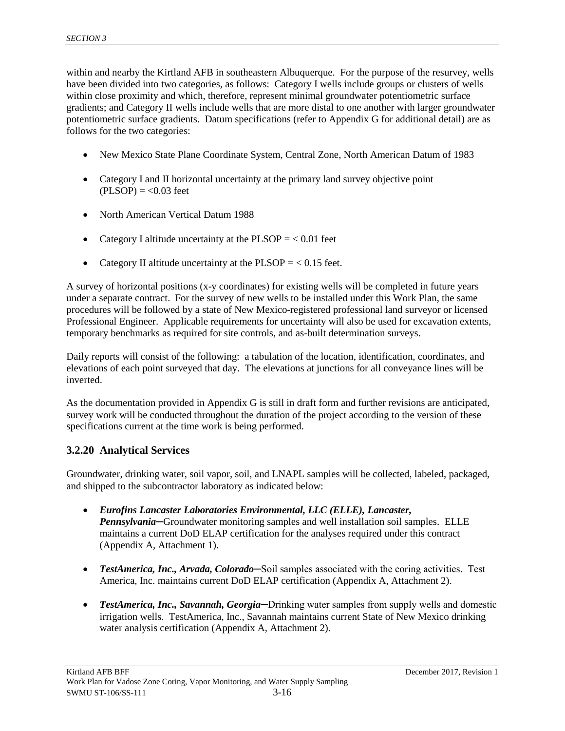within and nearby the Kirtland AFB in southeastern Albuquerque. For the purpose of the resurvey, wells have been divided into two categories, as follows: Category I wells include groups or clusters of wells within close proximity and which, therefore, represent minimal groundwater potentiometric surface gradients; and Category II wells include wells that are more distal to one another with larger groundwater potentiometric surface gradients. Datum specifications (refer to Appendix G for additional detail) are as follows for the two categories:

- New Mexico State Plane Coordinate System, Central Zone, North American Datum of 1983
- Category I and II horizontal uncertainty at the primary land survey objective point (PLSOP) = <0.03 feet
- North American Vertical Datum 1988
- Category I altitude uncertainty at the PLSOP = < 0.01 feet
- Category II altitude uncertainty at the PLSOP = < 0.15 feet.

A survey of horizontal positions (x-y coordinates) for existing wells will be completed in future years under a separate contract. For the survey of new wells to be installed under this Work Plan, the same procedures will be followed by a state of New Mexico-registered professional land surveyor or licensed Professional Engineer. Applicable requirements for uncertainty will also be used for excavation extents, temporary benchmarks as required for site controls, and as-built determination surveys.

Daily reports will consist of the following: a tabulation of the location, identification, coordinates, and elevations of each point surveyed that day. The elevations at junctions for all conveyance lines will be inverted.

As the documentation provided in Appendix G is still in draft form and further revisions are anticipated, survey work will be conducted throughout the duration of the project according to the version of these specifications current at the time work is being performed.

### 3.2.20 Analytical Services

Groundwater, drinking water, soil vapor, soil, and LNAPL samples will be collected, labeled, packaged, and shipped to the subcontractor laboratory as indicated below:

- ***Eurofins Lancaster Laboratories Environmental, LLC (ELLE), Lancaster, Pennsylvania*****–**Groundwater monitoring samples and well installation soil samples. ELLE maintains a current DoD ELAP certification for the analyses required under this contract (Appendix A, Attachment 1).
- ***TestAmerica, Inc., Arvada, Colorado*****–**Soil samples associated with the coring activities. Test America, Inc. maintains current DoD ELAP certification (Appendix A, Attachment 2).
- ***TestAmerica, Inc., Savannah, Georgia*****–**Drinking water samples from supply wells and domestic irrigation wells. TestAmerica, Inc., Savannah maintains current State of New Mexico drinking water analysis certification (Appendix A, Attachment 2).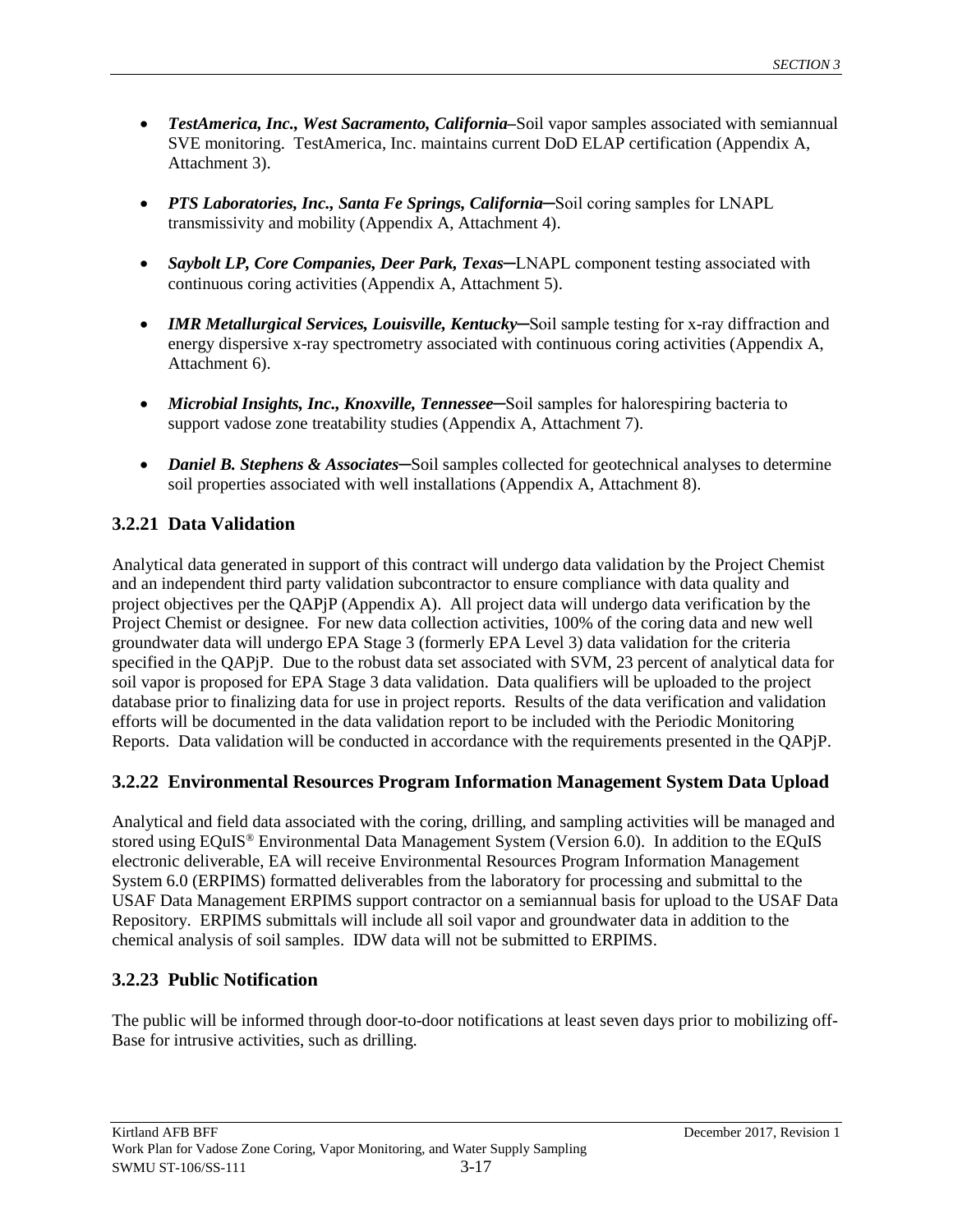- ***TestAmerica, Inc., West Sacramento, California*** –Soil vapor samples associated with semiannual SVE monitoring. TestAmerica, Inc. maintains current DoD ELAP certification (Appendix A, Attachment 3).

- ***PTS Laboratories, Inc., Santa Fe Springs, California*** ─Soil coring samples for LNAPL transmissivity and mobility (Appendix A, Attachment 4).

- ***Saybolt LP, Core Companies, Deer Park, Texas*** ─LNAPL component testing associated with continuous coring activities (Appendix A, Attachment 5).

- ***IMR Metallurgical Services, Louisville, Kentucky*** ─Soil sample testing for x-ray diffraction and energy dispersive x-ray spectrometry associated with continuous coring activities (Appendix A, Attachment 6).

- ***Microbial Insights, Inc., Knoxville, Tennessee*** ─Soil samples for halorespiring bacteria to support vadose zone treatability studies (Appendix A, Attachment 7).

- ***Daniel B. Stephens & Associates*** ─Soil samples collected for geotechnical analyses to determine soil properties associated with well installations (Appendix A, Attachment 8).

### 3.2.21 Data Validation

Analytical data generated in support of this contract will undergo data validation by the Project Chemist and an independent third party validation subcontractor to ensure compliance with data quality and project objectives per the QAPjP (Appendix A). All project data will undergo data verification by the Project Chemist or designee. For new data collection activities, 100% of the coring data and new well groundwater data will undergo EPA Stage 3 (formerly EPA Level 3) data validation for the criteria specified in the QAPjP. Due to the robust data set associated with SVM, 23 percent of analytical data for soil vapor is proposed for EPA Stage 3 data validation. Data qualifiers will be uploaded to the project database prior to finalizing data for use in project reports. Results of the data verification and validation efforts will be documented in the data validation report to be included with the Periodic Monitoring Reports. Data validation will be conducted in accordance with the requirements presented in the QAPjP.

### 3.2.22 Environmental Resources Program Information Management System Data Upload

Analytical and field data associated with the coring, drilling, and sampling activities will be managed and stored using EQuIS® Environmental Data Management System (Version 6.0). In addition to the EQuIS electronic deliverable, EA will receive Environmental Resources Program Information Management System 6.0 (ERPIMS) formatted deliverables from the laboratory for processing and submittal to the USAF Data Management ERPIMS support contractor on a semiannual basis for upload to the USAF Data Repository. ERPIMS submittals will include all soil vapor and groundwater data in addition to the chemical analysis of soil samples. IDW data will not be submitted to ERPIMS.

### 3.2.23 Public Notification

The public will be informed through door-to-door notifications at least seven days prior to mobilizing off-Base for intrusive activities, such as drilling.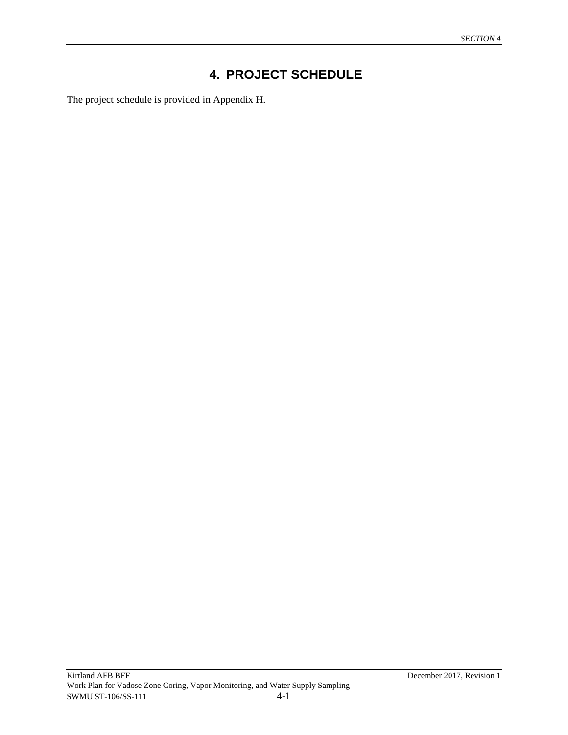# 4. PROJECT SCHEDULE

The project schedule is provided in Appendix H.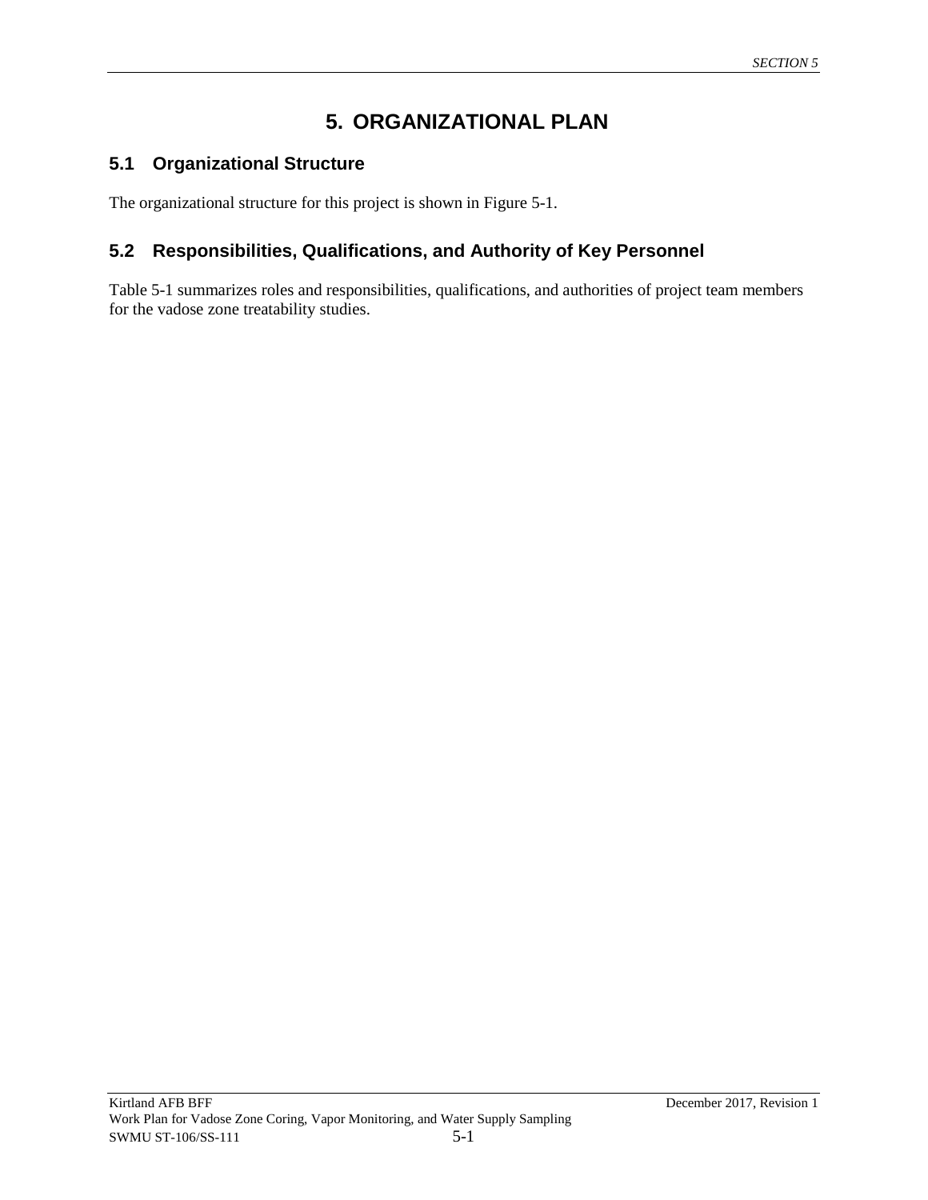# 5. ORGANIZATIONAL PLAN

## 5.1 Organizational Structure

The organizational structure for this project is shown in Figure 5-1.

## 5.2 Responsibilities, Qualifications, and Authority of Key Personnel

Table 5-1 summarizes roles and responsibilities, qualifications, and authorities of project team members for the vadose zone treatability studies.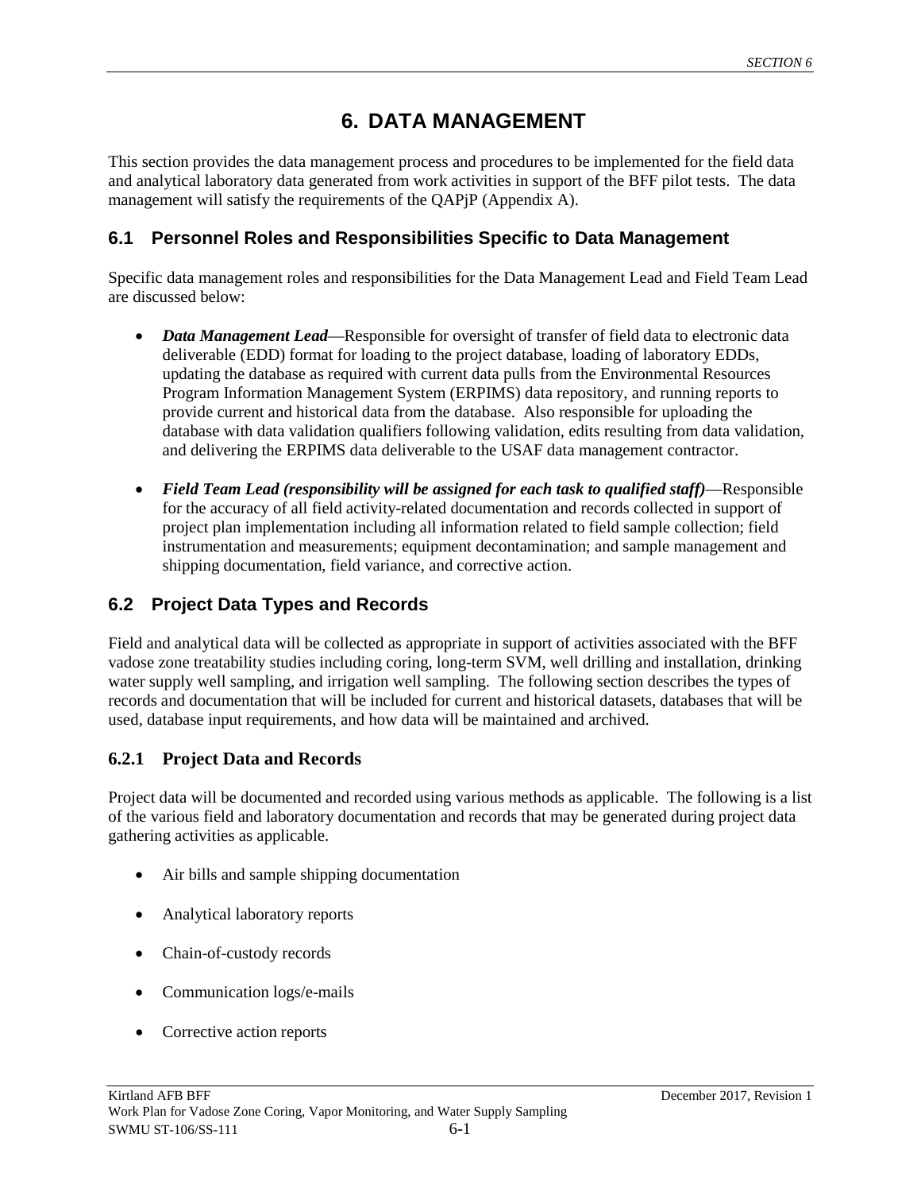# 6. DATA MANAGEMENT

This section provides the data management process and procedures to be implemented for the field data and analytical laboratory data generated from work activities in support of the BFF pilot tests. The data management will satisfy the requirements of the QAPjP (Appendix A).

## 6.1 Personnel Roles and Responsibilities Specific to Data Management

Specific data management roles and responsibilities for the Data Management Lead and Field Team Lead are discussed below:

- ***Data Management Lead***—Responsible for oversight of transfer of field data to electronic data deliverable (EDD) format for loading to the project database, loading of laboratory EDDs, updating the database as required with current data pulls from the Environmental Resources Program Information Management System (ERPIMS) data repository, and running reports to provide current and historical data from the database. Also responsible for uploading the database with data validation qualifiers following validation, edits resulting from data validation, and delivering the ERPIMS data deliverable to the USAF data management contractor.

- ***Field Team Lead (responsibility will be assigned for each task to qualified staff)***—Responsible for the accuracy of all field activity-related documentation and records collected in support of project plan implementation including all information related to field sample collection; field instrumentation and measurements; equipment decontamination; and sample management and shipping documentation, field variance, and corrective action.

## 6.2 Project Data Types and Records

Field and analytical data will be collected as appropriate in support of activities associated with the BFF vadose zone treatability studies including coring, long-term SVM, well drilling and installation, drinking water supply well sampling, and irrigation well sampling. The following section describes the types of records and documentation that will be included for current and historical datasets, databases that will be used, database input requirements, and how data will be maintained and archived.

### 6.2.1 Project Data and Records

Project data will be documented and recorded using various methods as applicable. The following is a list of the various field and laboratory documentation and records that may be generated during project data gathering activities as applicable.

- Air bills and sample shipping documentation
- Analytical laboratory reports
- Chain-of-custody records
- Communication logs/e-mails
- Corrective action reports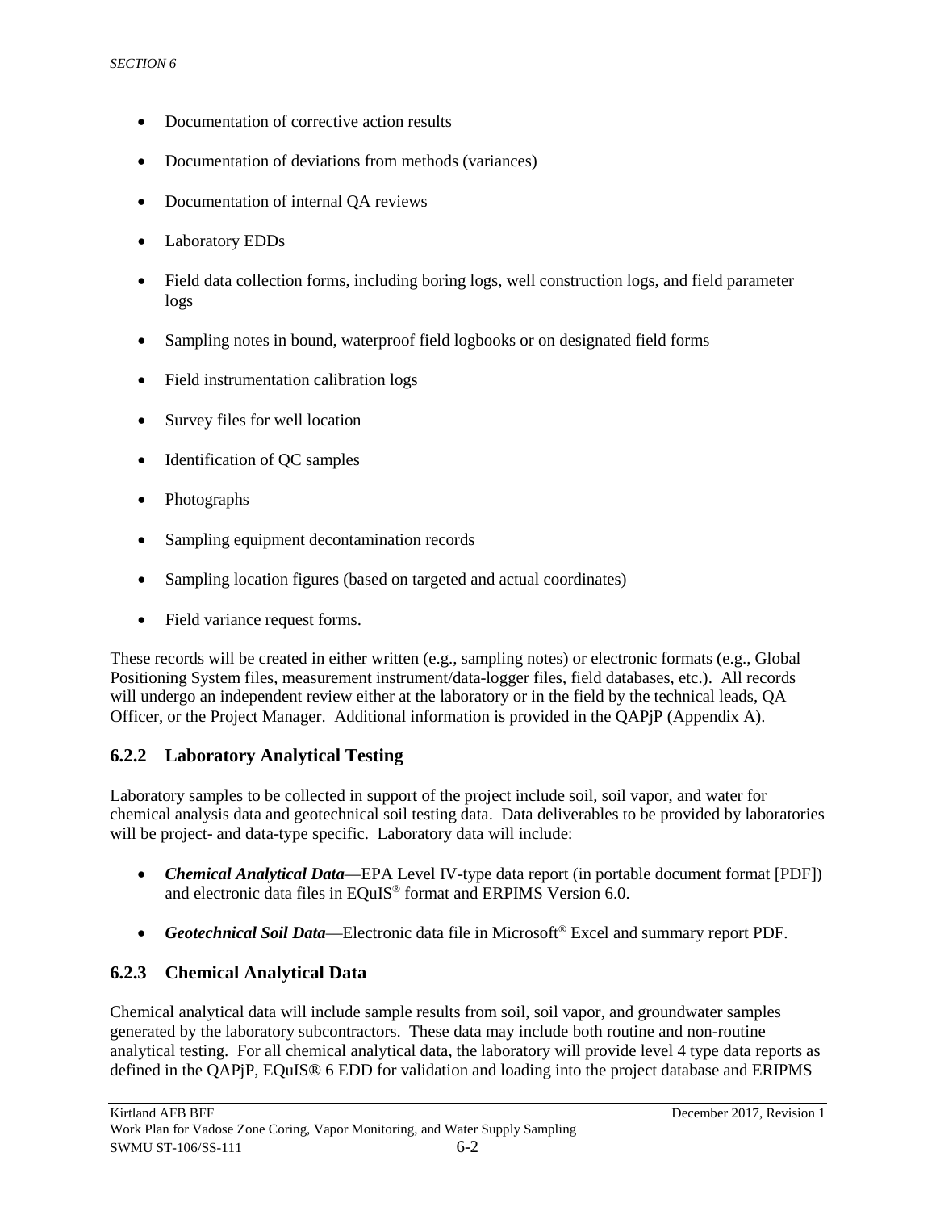- Documentation of corrective action results
- Documentation of deviations from methods (variances)
- Documentation of internal QA reviews
- Laboratory EDDs
- Field data collection forms, including boring logs, well construction logs, and field parameter logs
- Sampling notes in bound, waterproof field logbooks or on designated field forms
- Field instrumentation calibration logs
- Survey files for well location
- Identification of QC samples
- Photographs
- Sampling equipment decontamination records
- Sampling location figures (based on targeted and actual coordinates)
- Field variance request forms.

These records will be created in either written (e.g., sampling notes) or electronic formats (e.g., Global Positioning System files, measurement instrument/data-logger files, field databases, etc.). All records will undergo an independent review either at the laboratory or in the field by the technical leads, QA Officer, or the Project Manager. Additional information is provided in the QAPjP (Appendix A).

### 6.2.2 Laboratory Analytical Testing

Laboratory samples to be collected in support of the project include soil, soil vapor, and water for chemical analysis data and geotechnical soil testing data. Data deliverables to be provided by laboratories will be project- and data-type specific. Laboratory data will include:

- ***Chemical Analytical Data***—EPA Level IV-type data report (in portable document format [PDF]) and electronic data files in EQuIS® format and ERPIMS Version 6.0.
- ***Geotechnical Soil Data***—Electronic data file in Microsoft® Excel and summary report PDF.

### 6.2.3 Chemical Analytical Data

Chemical analytical data will include sample results from soil, soil vapor, and groundwater samples generated by the laboratory subcontractors. These data may include both routine and non-routine analytical testing. For all chemical analytical data, the laboratory will provide level 4 type data reports as defined in the QAPjP, EQuIS® 6 EDD for validation and loading into the project database and ERIPMS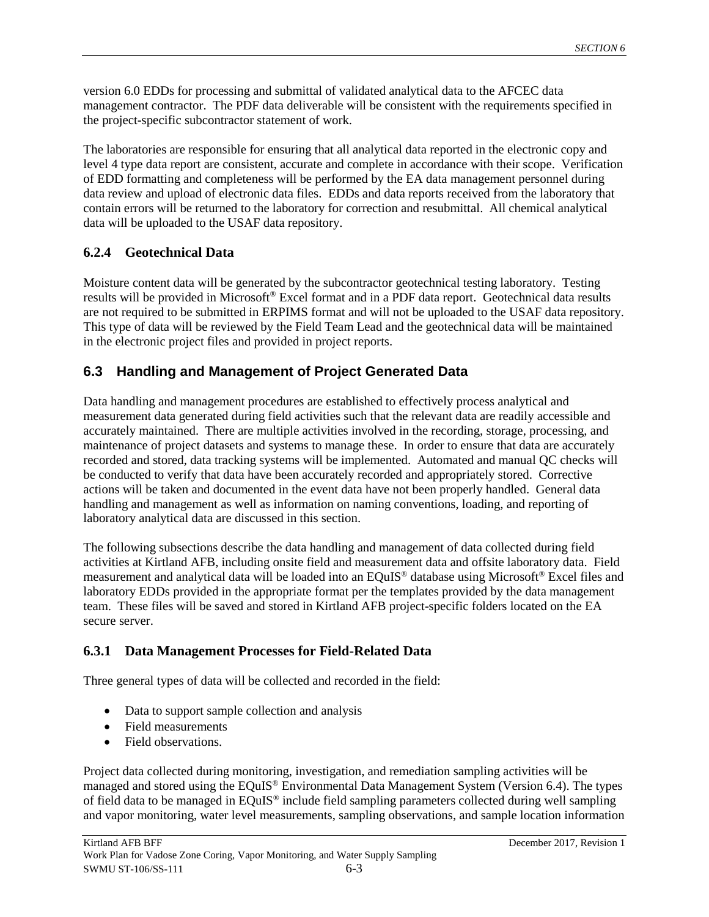version 6.0 EDDs for processing and submittal of validated analytical data to the AFCEC data management contractor. The PDF data deliverable will be consistent with the requirements specified in the project-specific subcontractor statement of work.

The laboratories are responsible for ensuring that all analytical data reported in the electronic copy and level 4 type data report are consistent, accurate and complete in accordance with their scope. Verification of EDD formatting and completeness will be performed by the EA data management personnel during data review and upload of electronic data files. EDDs and data reports received from the laboratory that contain errors will be returned to the laboratory for correction and resubmittal. All chemical analytical data will be uploaded to the USAF data repository.

### 6.2.4 Geotechnical Data

Moisture content data will be generated by the subcontractor geotechnical testing laboratory. Testing results will be provided in Microsoft® Excel format and in a PDF data report. Geotechnical data results are not required to be submitted in ERPIMS format and will not be uploaded to the USAF data repository. This type of data will be reviewed by the Field Team Lead and the geotechnical data will be maintained in the electronic project files and provided in project reports.

## 6.3 Handling and Management of Project Generated Data

Data handling and management procedures are established to effectively process analytical and measurement data generated during field activities such that the relevant data are readily accessible and accurately maintained. There are multiple activities involved in the recording, storage, processing, and maintenance of project datasets and systems to manage these. In order to ensure that data are accurately recorded and stored, data tracking systems will be implemented. Automated and manual QC checks will be conducted to verify that data have been accurately recorded and appropriately stored. Corrective actions will be taken and documented in the event data have not been properly handled. General data handling and management as well as information on naming conventions, loading, and reporting of laboratory analytical data are discussed in this section.

The following subsections describe the data handling and management of data collected during field activities at Kirtland AFB, including onsite field and measurement data and offsite laboratory data. Field measurement and analytical data will be loaded into an EQuIS® database using Microsoft® Excel files and laboratory EDDs provided in the appropriate format per the templates provided by the data management team. These files will be saved and stored in Kirtland AFB project-specific folders located on the EA secure server.

### 6.3.1 Data Management Processes for Field-Related Data

Three general types of data will be collected and recorded in the field:

- Data to support sample collection and analysis
- Field measurements
- Field observations.

Project data collected during monitoring, investigation, and remediation sampling activities will be managed and stored using the EQuIS® Environmental Data Management System (Version 6.4). The types of field data to be managed in EQuIS® include field sampling parameters collected during well sampling and vapor monitoring, water level measurements, sampling observations, and sample location information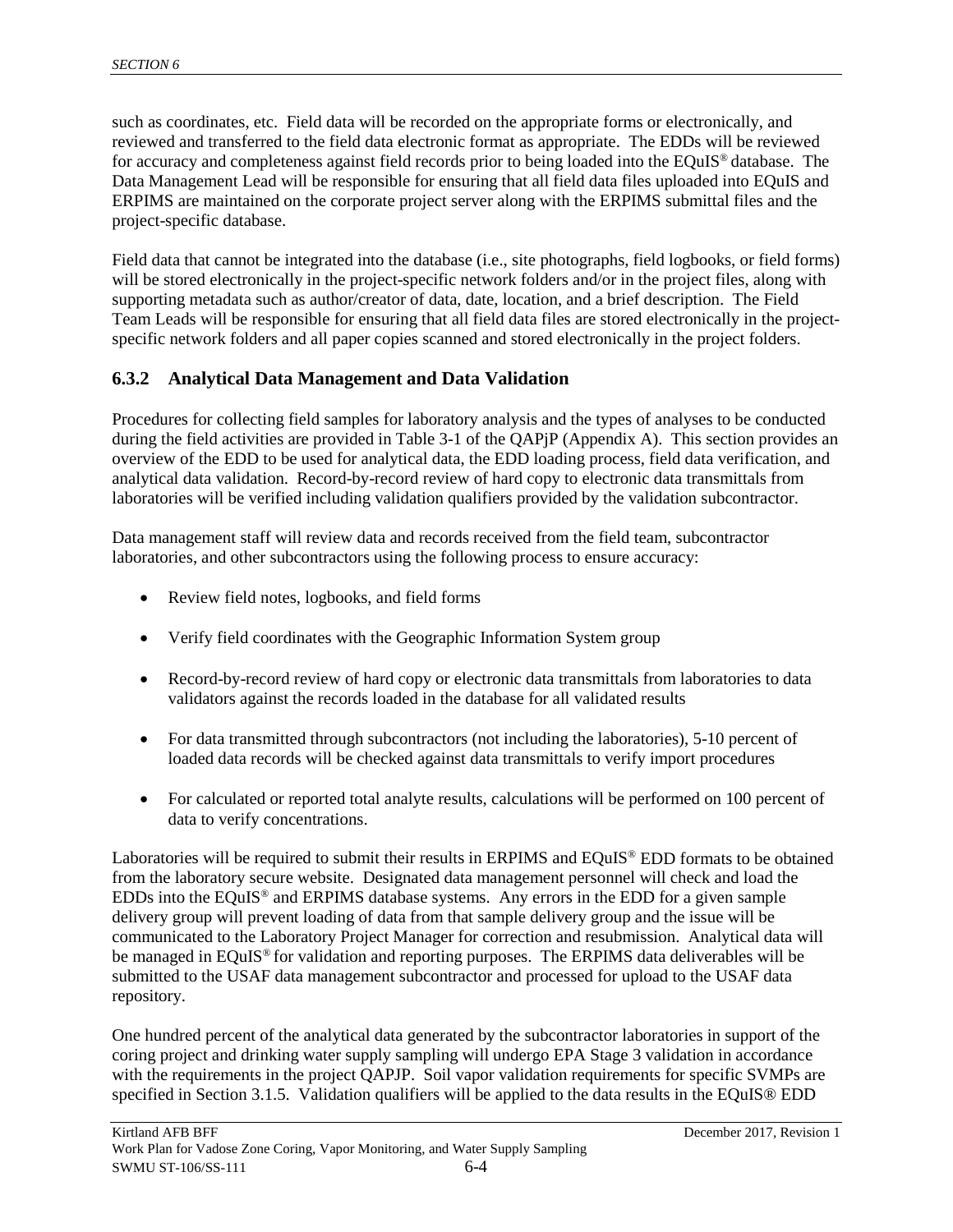such as coordinates, etc. Field data will be recorded on the appropriate forms or electronically, and reviewed and transferred to the field data electronic format as appropriate. The EDDs will be reviewed for accuracy and completeness against field records prior to being loaded into the EQuIS® database. The Data Management Lead will be responsible for ensuring that all field data files uploaded into EQuIS and ERPIMS are maintained on the corporate project server along with the ERPIMS submittal files and the project-specific database.

Field data that cannot be integrated into the database (i.e., site photographs, field logbooks, or field forms) will be stored electronically in the project-specific network folders and/or in the project files, along with supporting metadata such as author/creator of data, date, location, and a brief description. The Field Team Leads will be responsible for ensuring that all field data files are stored electronically in the project-specific network folders and all paper copies scanned and stored electronically in the project folders.

### 6.3.2 Analytical Data Management and Data Validation

Procedures for collecting field samples for laboratory analysis and the types of analyses to be conducted during the field activities are provided in Table 3-1 of the QAPjP (Appendix A). This section provides an overview of the EDD to be used for analytical data, the EDD loading process, field data verification, and analytical data validation. Record-by-record review of hard copy to electronic data transmittals from laboratories will be verified including validation qualifiers provided by the validation subcontractor.

Data management staff will review data and records received from the field team, subcontractor laboratories, and other subcontractors using the following process to ensure accuracy:

- Review field notes, logbooks, and field forms
- Verify field coordinates with the Geographic Information System group
- Record-by-record review of hard copy or electronic data transmittals from laboratories to data validators against the records loaded in the database for all validated results
- For data transmitted through subcontractors (not including the laboratories), 5-10 percent of loaded data records will be checked against data transmittals to verify import procedures
- For calculated or reported total analyte results, calculations will be performed on 100 percent of data to verify concentrations.

Laboratories will be required to submit their results in ERPIMS and EQuIS® EDD formats to be obtained from the laboratory secure website. Designated data management personnel will check and load the EDDs into the EQuIS® and ERPIMS database systems. Any errors in the EDD for a given sample delivery group will prevent loading of data from that sample delivery group and the issue will be communicated to the Laboratory Project Manager for correction and resubmission. Analytical data will be managed in EQuIS® for validation and reporting purposes. The ERPIMS data deliverables will be submitted to the USAF data management subcontractor and processed for upload to the USAF data repository.

One hundred percent of the analytical data generated by the subcontractor laboratories in support of the coring project and drinking water supply sampling will undergo EPA Stage 3 validation in accordance with the requirements in the project QAPJP. Soil vapor validation requirements for specific SVMPs are specified in Section 3.1.5. Validation qualifiers will be applied to the data results in the EQuIS® EDD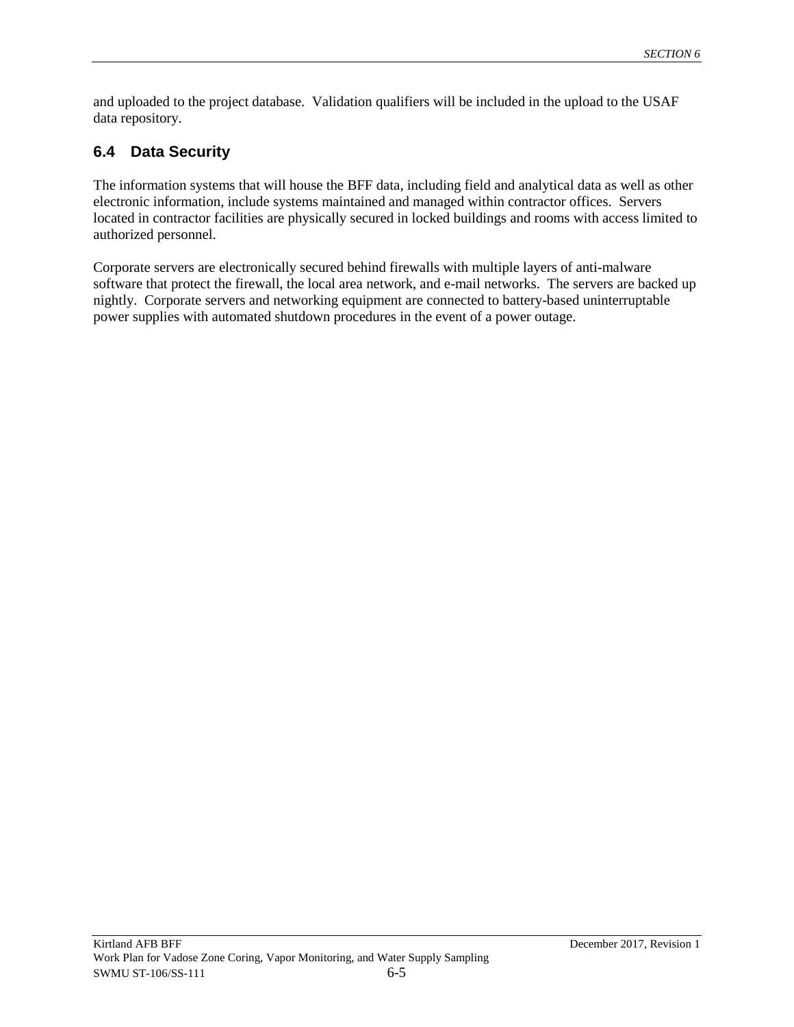and uploaded to the project database.  Validation qualifiers will be included in the upload to the USAF data repository.

## 6.4 Data Security

The information systems that will house the BFF data, including field and analytical data as well as other electronic information, include systems maintained and managed within contractor offices.  Servers located in contractor facilities are physically secured in locked buildings and rooms with access limited to authorized personnel.

Corporate servers are electronically secured behind firewalls with multiple layers of anti-malware software that protect the firewall, the local area network, and e-mail networks.  The servers are backed up nightly.  Corporate servers and networking equipment are connected to battery-based uninterruptable power supplies with automated shutdown procedures in the event of a power outage.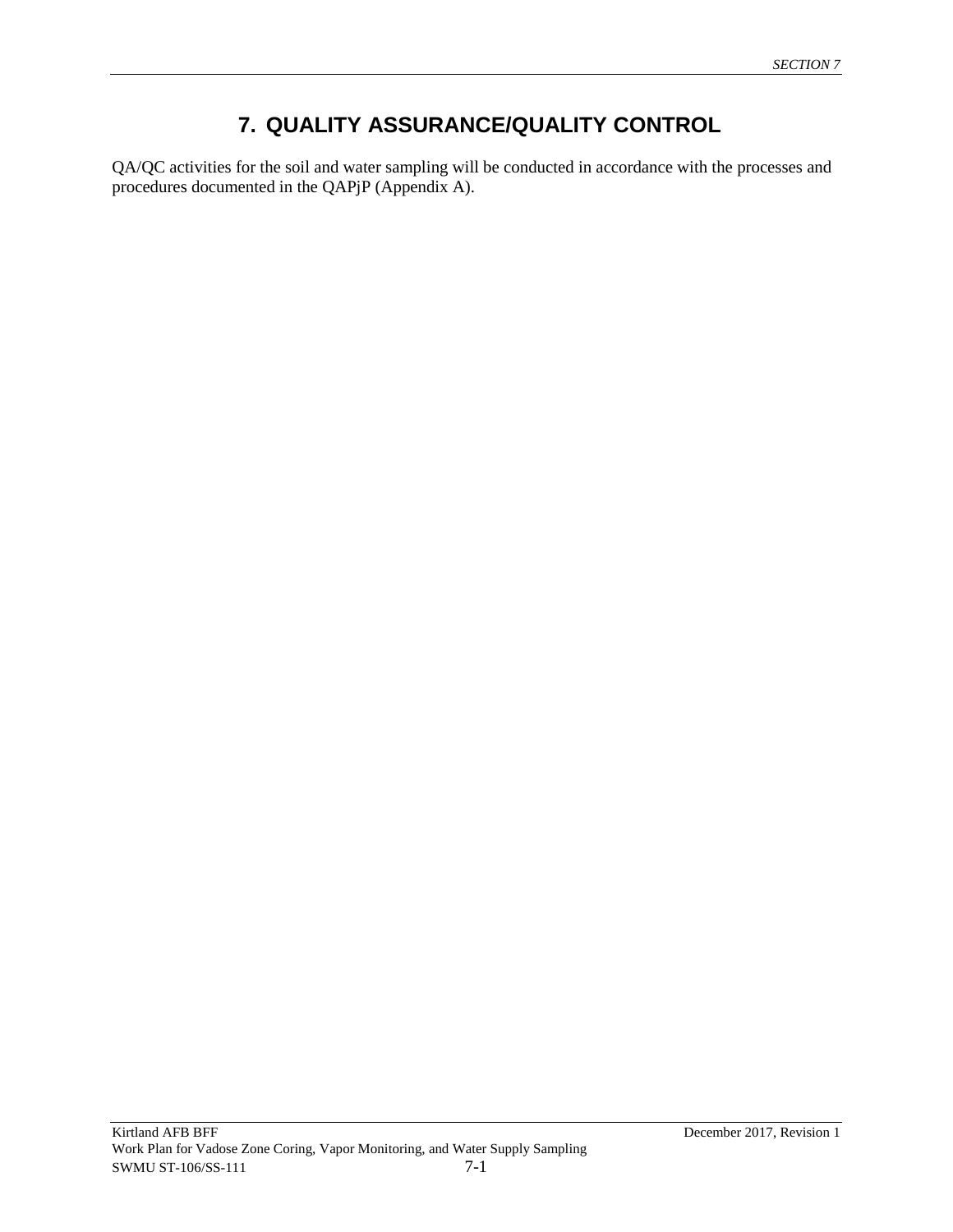# 7. QUALITY ASSURANCE/QUALITY CONTROL

QA/QC activities for the soil and water sampling will be conducted in accordance with the processes and procedures documented in the QAPjP (Appendix A).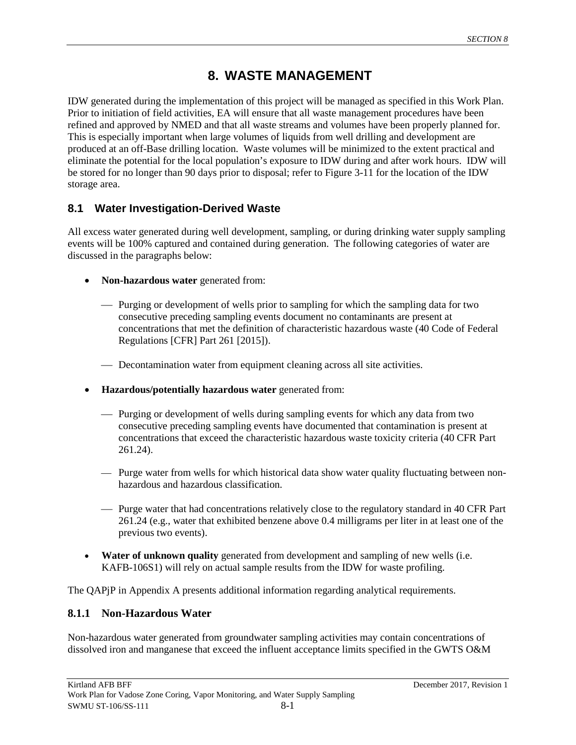# 8. WASTE MANAGEMENT

IDW generated during the implementation of this project will be managed as specified in this Work Plan. Prior to initiation of field activities, EA will ensure that all waste management procedures have been refined and approved by NMED and that all waste streams and volumes have been properly planned for. This is especially important when large volumes of liquids from well drilling and development are produced at an off-Base drilling location. Waste volumes will be minimized to the extent practical and eliminate the potential for the local population's exposure to IDW during and after work hours. IDW will be stored for no longer than 90 days prior to disposal; refer to Figure 3-11 for the location of the IDW storage area.

## 8.1 Water Investigation-Derived Waste

All excess water generated during well development, sampling, or during drinking water supply sampling events will be 100% captured and contained during generation. The following categories of water are discussed in the paragraphs below:

- **Non-hazardous water** generated from:
  - Purging or development of wells prior to sampling for which the sampling data for two consecutive preceding sampling events document no contaminants are present at concentrations that met the definition of characteristic hazardous waste (40 Code of Federal Regulations [CFR] Part 261 [2015]).
  - Decontamination water from equipment cleaning across all site activities.
- **Hazardous/potentially hazardous water** generated from:
  - Purging or development of wells during sampling events for which any data from two consecutive preceding sampling events have documented that contamination is present at concentrations that exceed the characteristic hazardous waste toxicity criteria (40 CFR Part 261.24).
  - Purge water from wells for which historical data show water quality fluctuating between non-hazardous and hazardous classification.
  - Purge water that had concentrations relatively close to the regulatory standard in 40 CFR Part 261.24 (e.g., water that exhibited benzene above 0.4 milligrams per liter in at least one of the previous two events).
- **Water of unknown quality** generated from development and sampling of new wells (i.e. KAFB-106S1) will rely on actual sample results from the IDW for waste profiling.

The QAPjP in Appendix A presents additional information regarding analytical requirements.

### 8.1.1 Non-Hazardous Water

Non-hazardous water generated from groundwater sampling activities may contain concentrations of dissolved iron and manganese that exceed the influent acceptance limits specified in the GWTS O&M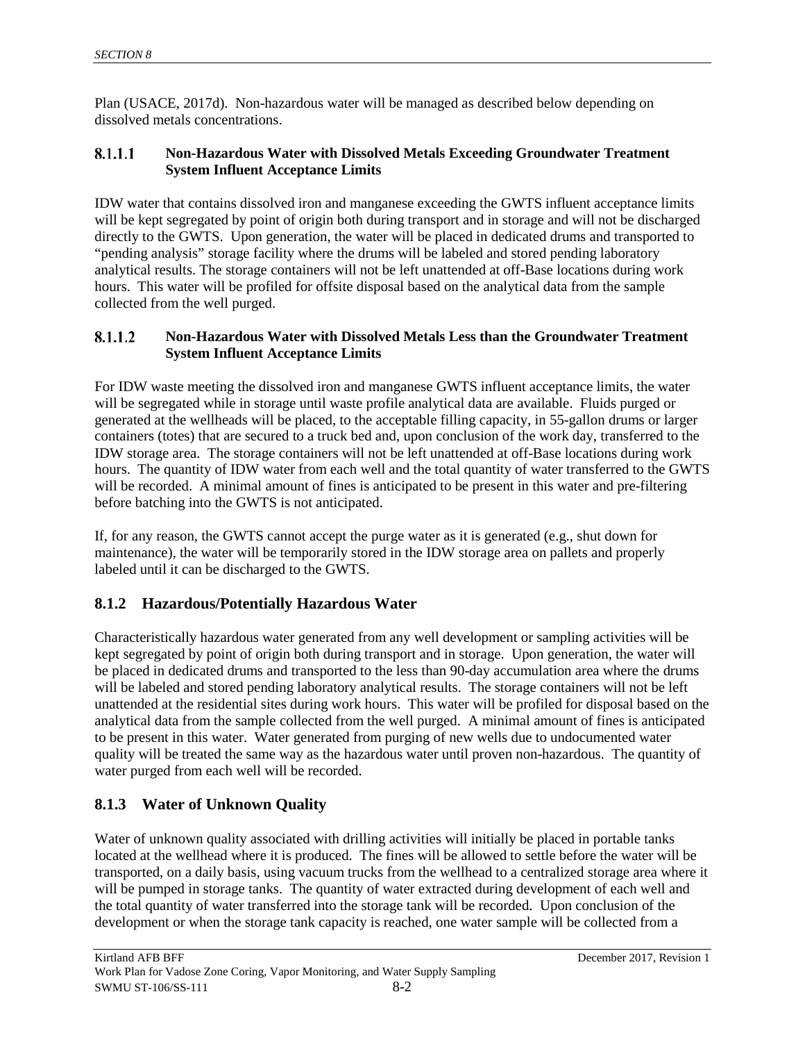Plan (USACE, 2017d). Non-hazardous water will be managed as described below depending on dissolved metals concentrations.

#### 8.1.1.1 Non-Hazardous Water with Dissolved Metals Exceeding Groundwater Treatment System Influent Acceptance Limits

IDW water that contains dissolved iron and manganese exceeding the GWTS influent acceptance limits will be kept segregated by point of origin both during transport and in storage and will not be discharged directly to the GWTS. Upon generation, the water will be placed in dedicated drums and transported to "pending analysis" storage facility where the drums will be labeled and stored pending laboratory analytical results. The storage containers will not be left unattended at off-Base locations during work hours. This water will be profiled for offsite disposal based on the analytical data from the sample collected from the well purged.

#### 8.1.1.2 Non-Hazardous Water with Dissolved Metals Less than the Groundwater Treatment System Influent Acceptance Limits

For IDW waste meeting the dissolved iron and manganese GWTS influent acceptance limits, the water will be segregated while in storage until waste profile analytical data are available. Fluids purged or generated at the wellheads will be placed, to the acceptable filling capacity, in 55-gallon drums or larger containers (totes) that are secured to a truck bed and, upon conclusion of the work day, transferred to the IDW storage area. The storage containers will not be left unattended at off-Base locations during work hours. The quantity of IDW water from each well and the total quantity of water transferred to the GWTS will be recorded. A minimal amount of fines is anticipated to be present in this water and pre-filtering before batching into the GWTS is not anticipated.

If, for any reason, the GWTS cannot accept the purge water as it is generated (e.g., shut down for maintenance), the water will be temporarily stored in the IDW storage area on pallets and properly labeled until it can be discharged to the GWTS.

### 8.1.2 Hazardous/Potentially Hazardous Water

Characteristically hazardous water generated from any well development or sampling activities will be kept segregated by point of origin both during transport and in storage. Upon generation, the water will be placed in dedicated drums and transported to the less than 90-day accumulation area where the drums will be labeled and stored pending laboratory analytical results. The storage containers will not be left unattended at the residential sites during work hours. This water will be profiled for disposal based on the analytical data from the sample collected from the well purged. A minimal amount of fines is anticipated to be present in this water. Water generated from purging of new wells due to undocumented water quality will be treated the same way as the hazardous water until proven non-hazardous. The quantity of water purged from each well will be recorded.

### 8.1.3 Water of Unknown Quality

Water of unknown quality associated with drilling activities will initially be placed in portable tanks located at the wellhead where it is produced. The fines will be allowed to settle before the water will be transported, on a daily basis, using vacuum trucks from the wellhead to a centralized storage area where it will be pumped in storage tanks. The quantity of water extracted during development of each well and the total quantity of water transferred into the storage tank will be recorded. Upon conclusion of the development or when the storage tank capacity is reached, one water sample will be collected from a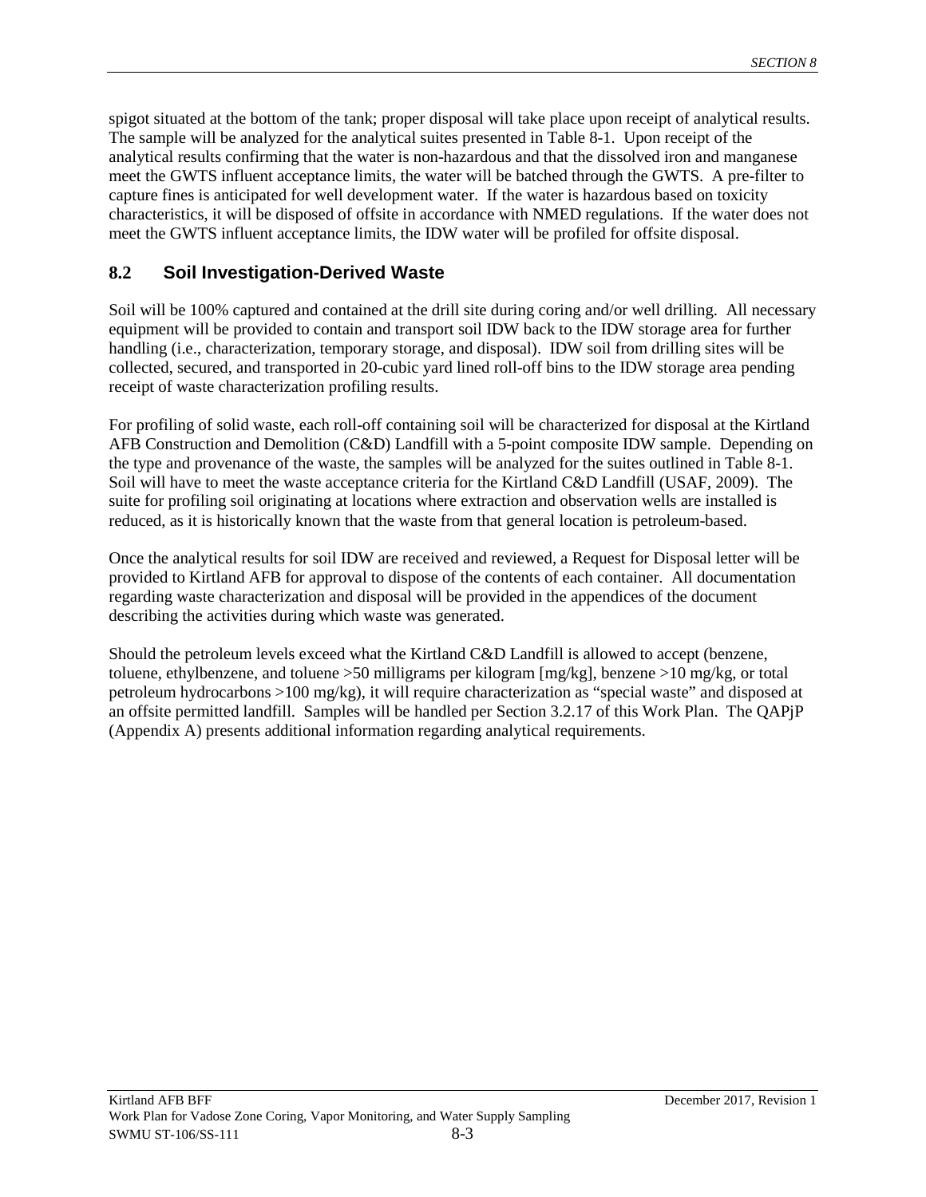spigot situated at the bottom of the tank; proper disposal will take place upon receipt of analytical results. The sample will be analyzed for the analytical suites presented in Table 8-1. Upon receipt of the analytical results confirming that the water is non-hazardous and that the dissolved iron and manganese meet the GWTS influent acceptance limits, the water will be batched through the GWTS. A pre-filter to capture fines is anticipated for well development water. If the water is hazardous based on toxicity characteristics, it will be disposed of offsite in accordance with NMED regulations. If the water does not meet the GWTS influent acceptance limits, the IDW water will be profiled for offsite disposal.

## 8.2 Soil Investigation-Derived Waste

Soil will be 100% captured and contained at the drill site during coring and/or well drilling. All necessary equipment will be provided to contain and transport soil IDW back to the IDW storage area for further handling (i.e., characterization, temporary storage, and disposal). IDW soil from drilling sites will be collected, secured, and transported in 20-cubic yard lined roll-off bins to the IDW storage area pending receipt of waste characterization profiling results.

For profiling of solid waste, each roll-off containing soil will be characterized for disposal at the Kirtland AFB Construction and Demolition (C&D) Landfill with a 5-point composite IDW sample. Depending on the type and provenance of the waste, the samples will be analyzed for the suites outlined in Table 8-1. Soil will have to meet the waste acceptance criteria for the Kirtland C&D Landfill (USAF, 2009). The suite for profiling soil originating at locations where extraction and observation wells are installed is reduced, as it is historically known that the waste from that general location is petroleum-based.

Once the analytical results for soil IDW are received and reviewed, a Request for Disposal letter will be provided to Kirtland AFB for approval to dispose of the contents of each container. All documentation regarding waste characterization and disposal will be provided in the appendices of the document describing the activities during which waste was generated.

Should the petroleum levels exceed what the Kirtland C&D Landfill is allowed to accept (benzene, toluene, ethylbenzene, and toluene >50 milligrams per kilogram [mg/kg], benzene >10 mg/kg, or total petroleum hydrocarbons >100 mg/kg), it will require characterization as "special waste" and disposed at an offsite permitted landfill. Samples will be handled per Section 3.2.17 of this Work Plan. The QAPjP (Appendix A) presents additional information regarding analytical requirements.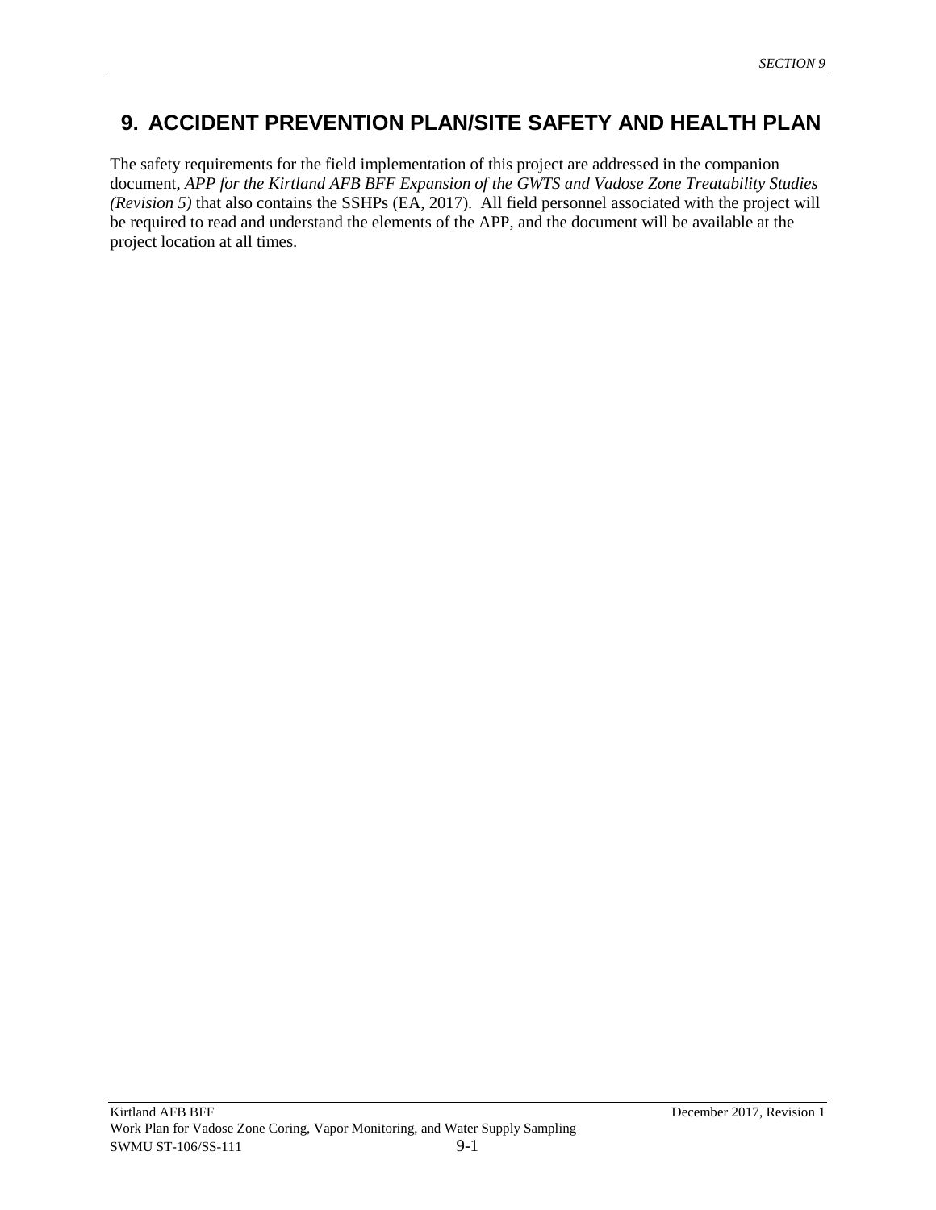# 9. ACCIDENT PREVENTION PLAN/SITE SAFETY AND HEALTH PLAN

The safety requirements for the field implementation of this project are addressed in the companion document, *APP for the Kirtland AFB BFF Expansion of the GWTS and Vadose Zone Treatability Studies (Revision 5)* that also contains the SSHPs (EA, 2017). All field personnel associated with the project will be required to read and understand the elements of the APP, and the document will be available at the project location at all times.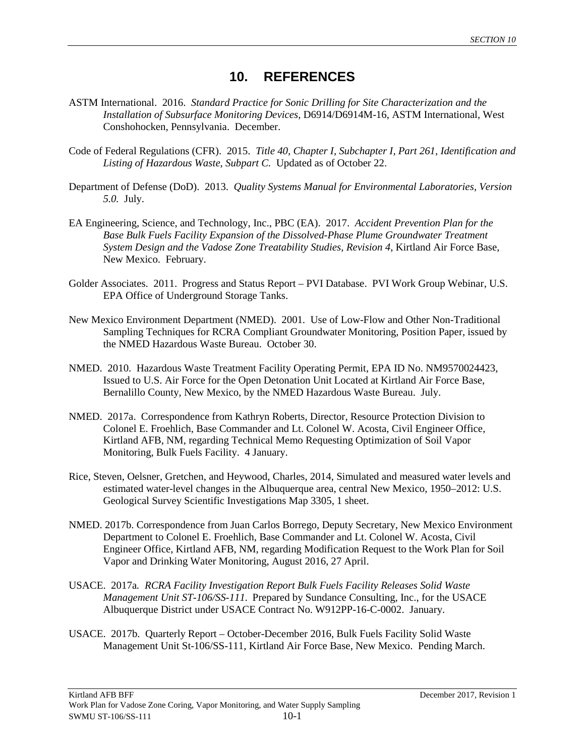# 10. REFERENCES

ASTM International. 2016. *Standard Practice for Sonic Drilling for Site Characterization and the Installation of Subsurface Monitoring Devices*, D6914/D6914M-16, ASTM International, West Conshohocken, Pennsylvania. December.

Code of Federal Regulations (CFR). 2015. *Title 40, Chapter I, Subchapter I, Part 261, Identification and Listing of Hazardous Waste, Subpart C.* Updated as of October 22.

Department of Defense (DoD). 2013. *Quality Systems Manual for Environmental Laboratories, Version 5.0.* July.

EA Engineering, Science, and Technology, Inc., PBC (EA). 2017. *Accident Prevention Plan for the Base Bulk Fuels Facility Expansion of the Dissolved-Phase Plume Groundwater Treatment System Design and the Vadose Zone Treatability Studies, Revision 4*, Kirtland Air Force Base, New Mexico. February.

Golder Associates. 2011. Progress and Status Report – PVI Database. PVI Work Group Webinar, U.S. EPA Office of Underground Storage Tanks.

New Mexico Environment Department (NMED). 2001. Use of Low-Flow and Other Non-Traditional Sampling Techniques for RCRA Compliant Groundwater Monitoring, Position Paper, issued by the NMED Hazardous Waste Bureau. October 30.

NMED. 2010. Hazardous Waste Treatment Facility Operating Permit, EPA ID No. NM9570024423, Issued to U.S. Air Force for the Open Detonation Unit Located at Kirtland Air Force Base, Bernalillo County, New Mexico, by the NMED Hazardous Waste Bureau. July.

NMED. 2017a. Correspondence from Kathryn Roberts, Director, Resource Protection Division to Colonel E. Froehlich, Base Commander and Lt. Colonel W. Acosta, Civil Engineer Office, Kirtland AFB, NM, regarding Technical Memo Requesting Optimization of Soil Vapor Monitoring, Bulk Fuels Facility. 4 January.

Rice, Steven, Oelsner, Gretchen, and Heywood, Charles, 2014, Simulated and measured water levels and estimated water-level changes in the Albuquerque area, central New Mexico, 1950–2012: U.S. Geological Survey Scientific Investigations Map 3305, 1 sheet.

NMED. 2017b. Correspondence from Juan Carlos Borrego, Deputy Secretary, New Mexico Environment Department to Colonel E. Froehlich, Base Commander and Lt. Colonel W. Acosta, Civil Engineer Office, Kirtland AFB, NM, regarding Modification Request to the Work Plan for Soil Vapor and Drinking Water Monitoring, August 2016, 27 April.

USACE. 2017a. *RCRA Facility Investigation Report Bulk Fuels Facility Releases Solid Waste Management Unit ST-106/SS-111.* Prepared by Sundance Consulting, Inc., for the USACE Albuquerque District under USACE Contract No. W912PP-16-C-0002. January.

USACE. 2017b. Quarterly Report – October-December 2016, Bulk Fuels Facility Solid Waste Management Unit St-106/SS-111, Kirtland Air Force Base, New Mexico. Pending March.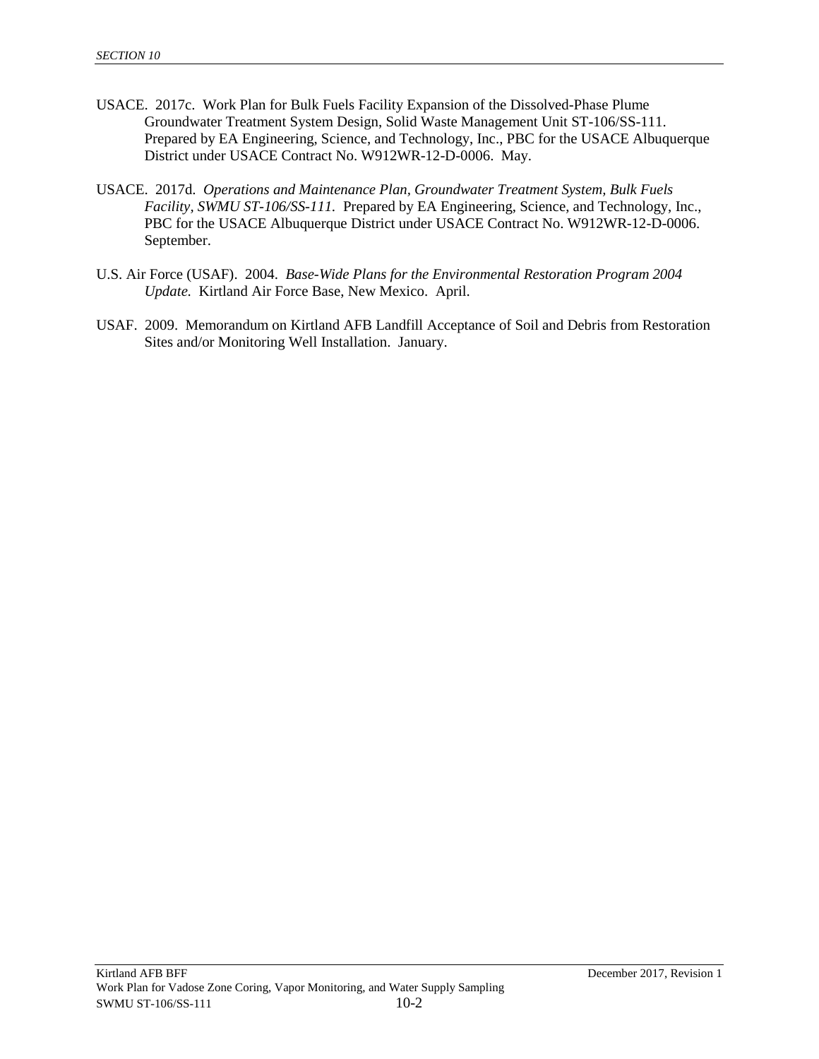USACE. 2017c. Work Plan for Bulk Fuels Facility Expansion of the Dissolved-Phase Plume Groundwater Treatment System Design, Solid Waste Management Unit ST-106/SS-111. Prepared by EA Engineering, Science, and Technology, Inc., PBC for the USACE Albuquerque District under USACE Contract No. W912WR-12-D-0006. May.

USACE. 2017d. *Operations and Maintenance Plan, Groundwater Treatment System, Bulk Fuels Facility, SWMU ST-106/SS-111.* Prepared by EA Engineering, Science, and Technology, Inc., PBC for the USACE Albuquerque District under USACE Contract No. W912WR-12-D-0006. September.

U.S. Air Force (USAF). 2004. *Base-Wide Plans for the Environmental Restoration Program 2004 Update.* Kirtland Air Force Base, New Mexico. April.

USAF. 2009. Memorandum on Kirtland AFB Landfill Acceptance of Soil and Debris from Restoration Sites and/or Monitoring Well Installation. January.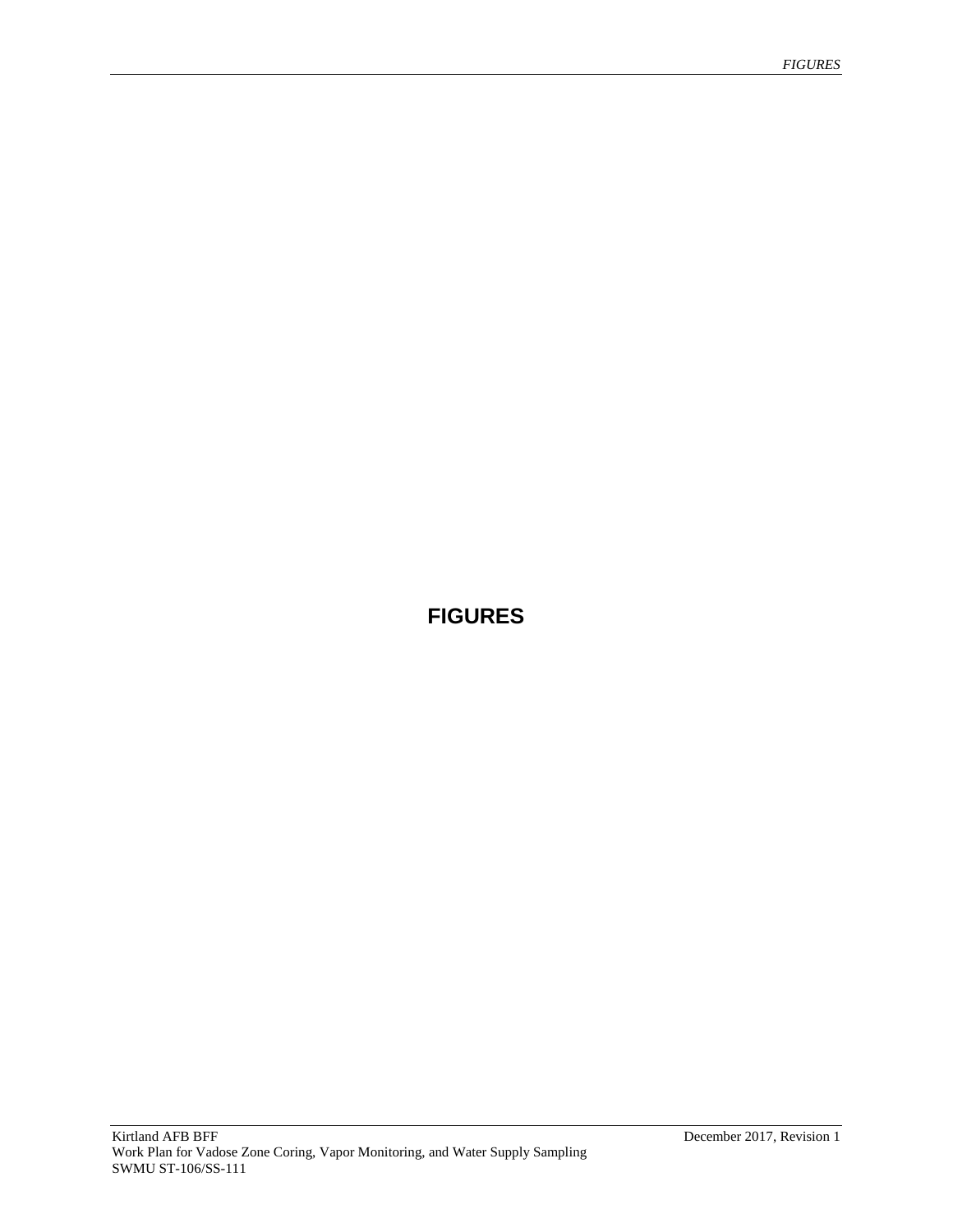# FIGURES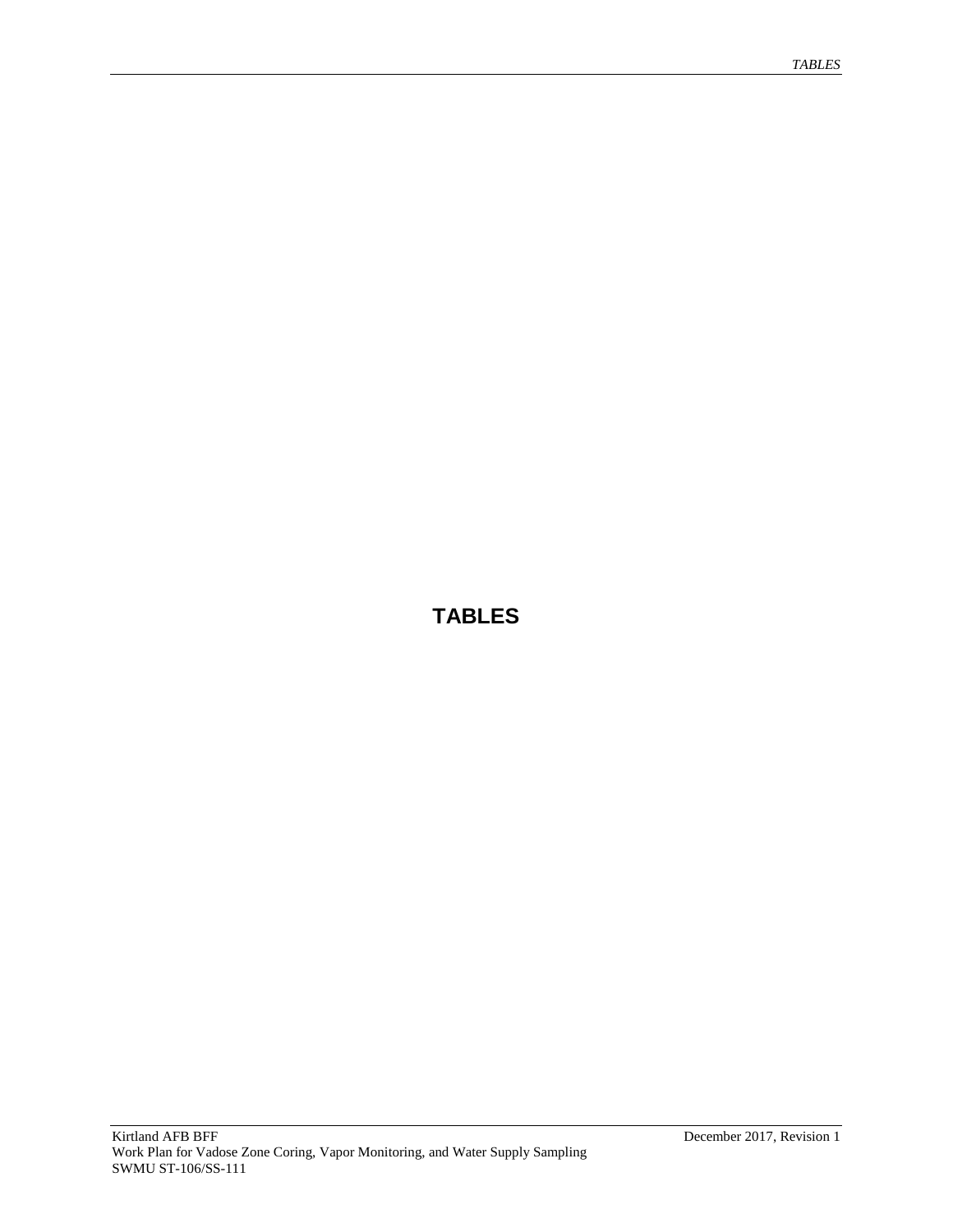# TABLES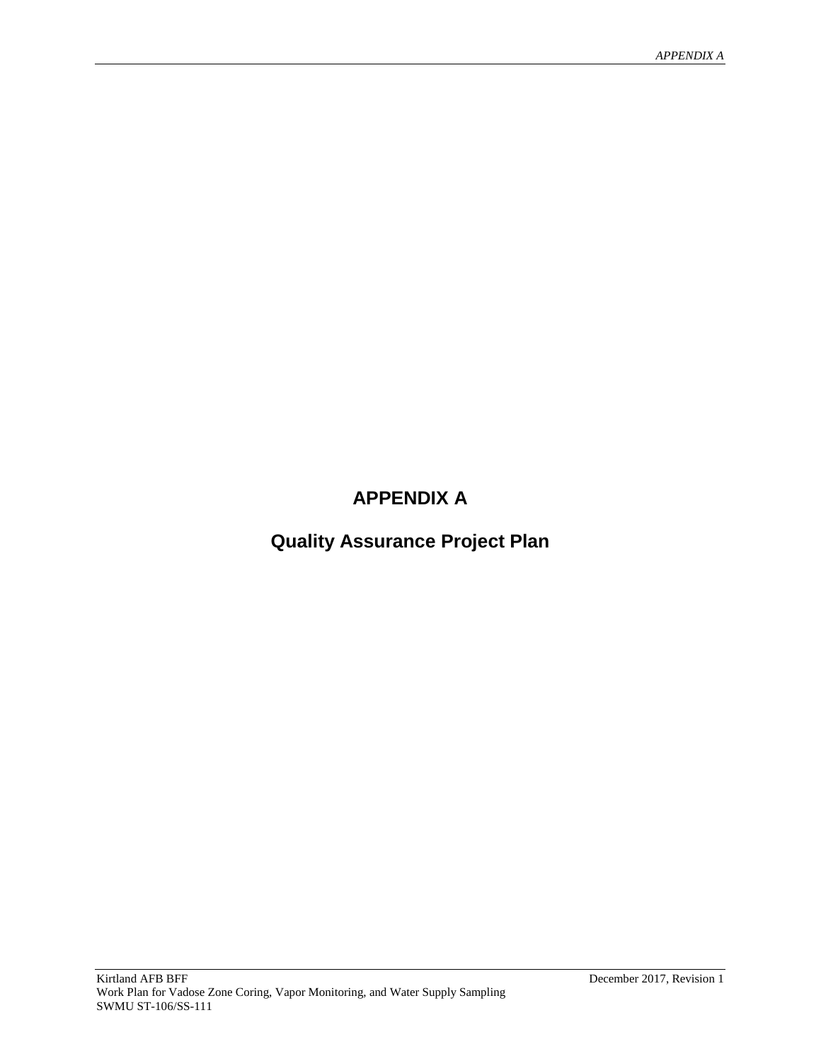# APPENDIX A

## Quality Assurance Project Plan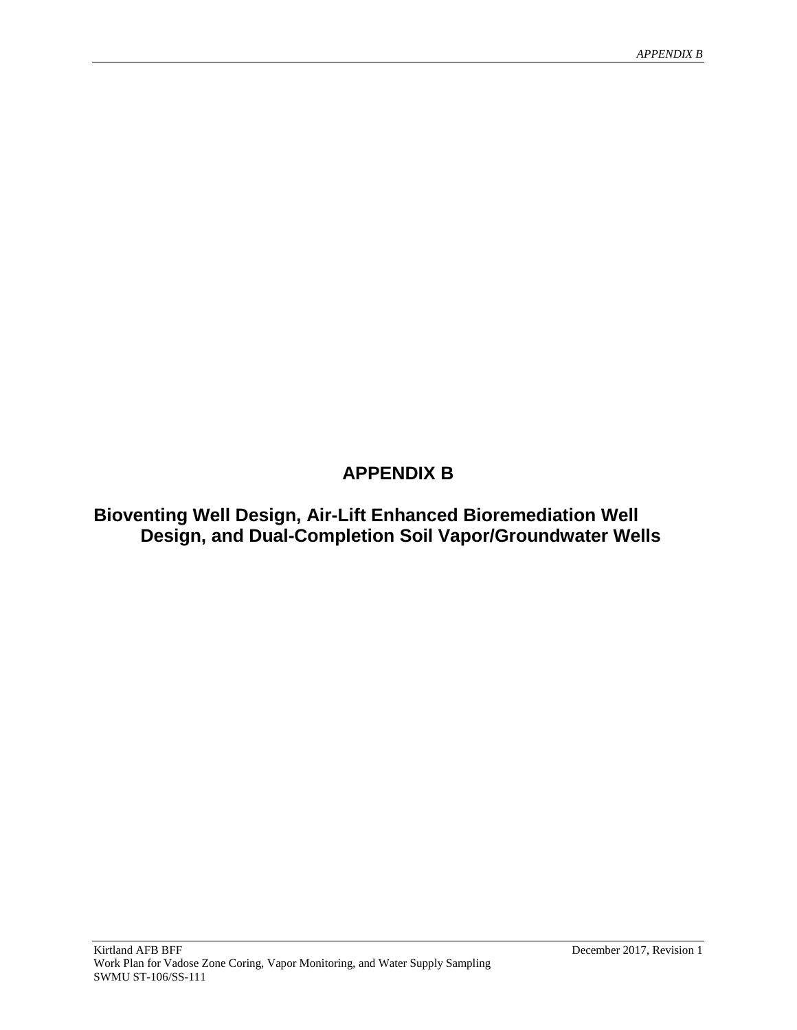# APPENDIX B

## Bioventing Well Design, Air-Lift Enhanced Bioremediation Well Design, and Dual-Completion Soil Vapor/Groundwater Wells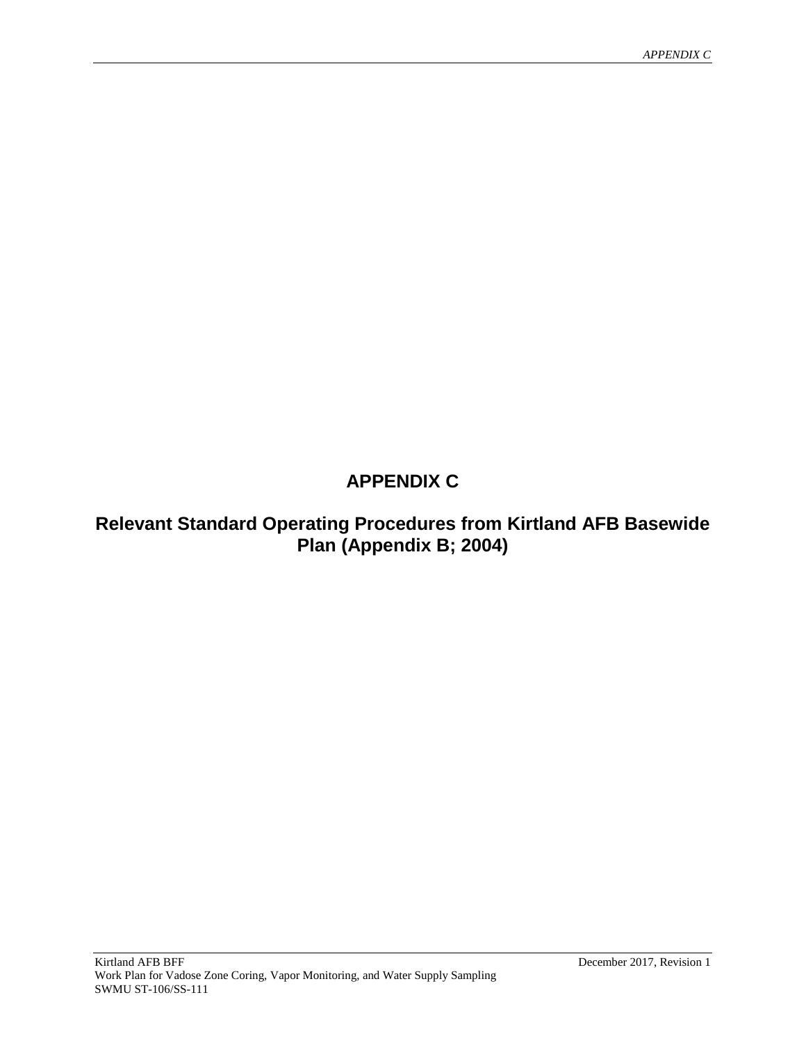# APPENDIX C

## Relevant Standard Operating Procedures from Kirtland AFB Basewide Plan (Appendix B; 2004)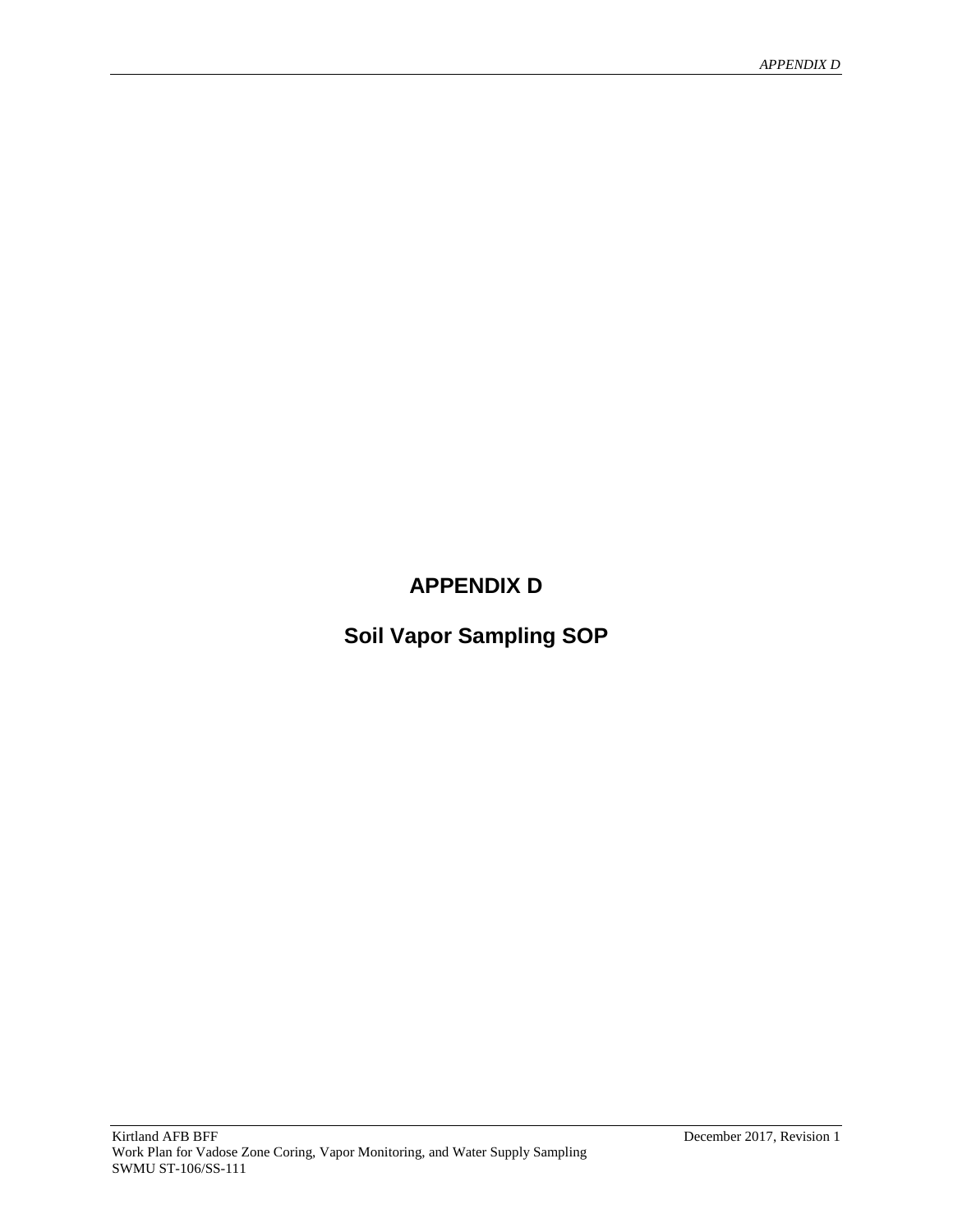# APPENDIX D

# Soil Vapor Sampling SOP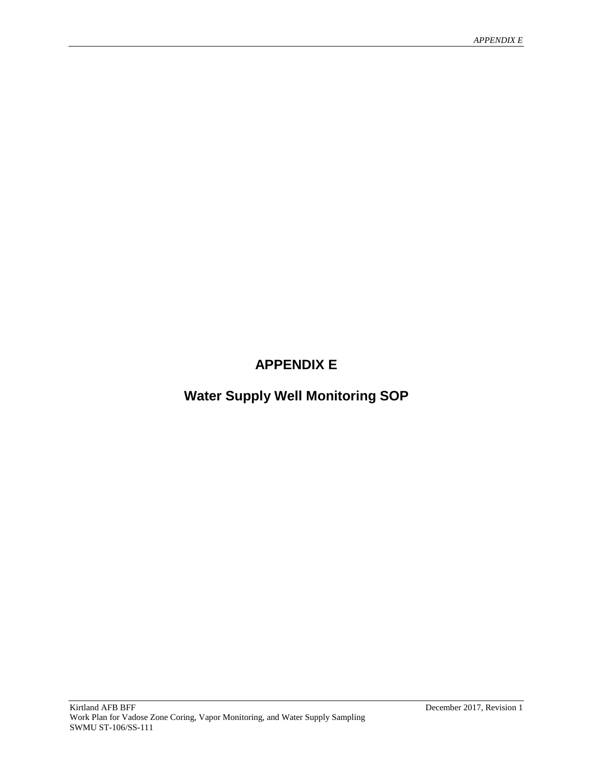# APPENDIX E

## Water Supply Well Monitoring SOP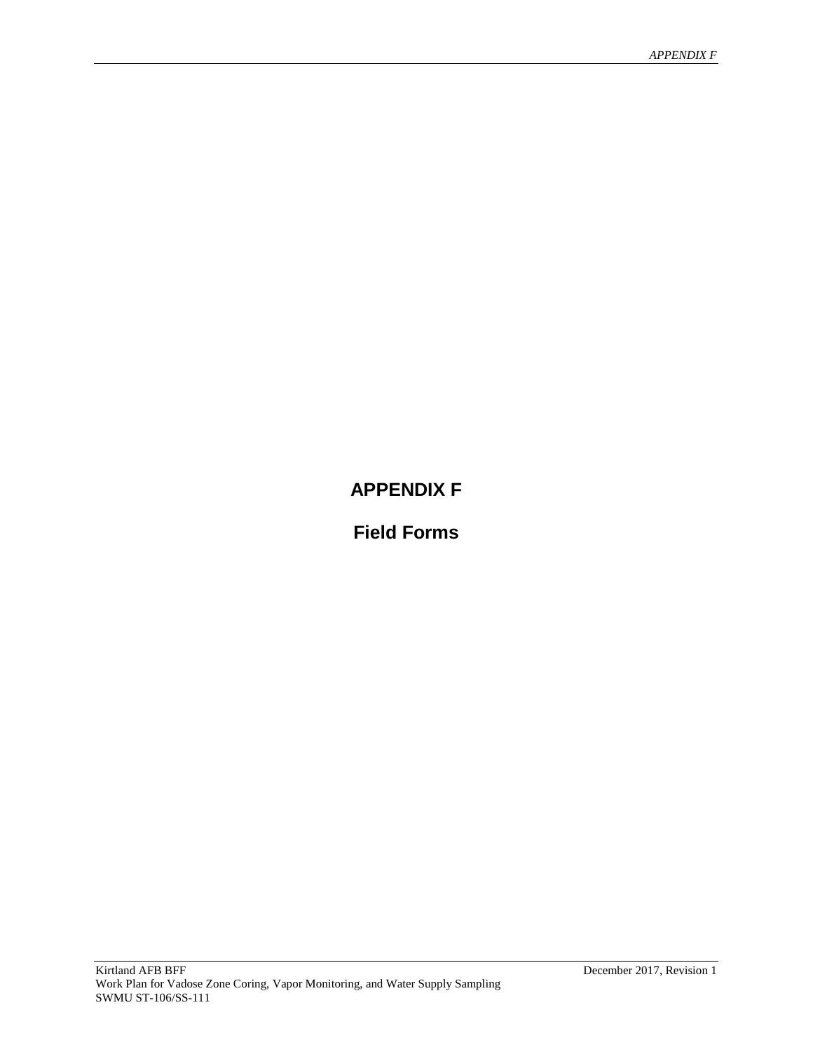# APPENDIX F

## Field Forms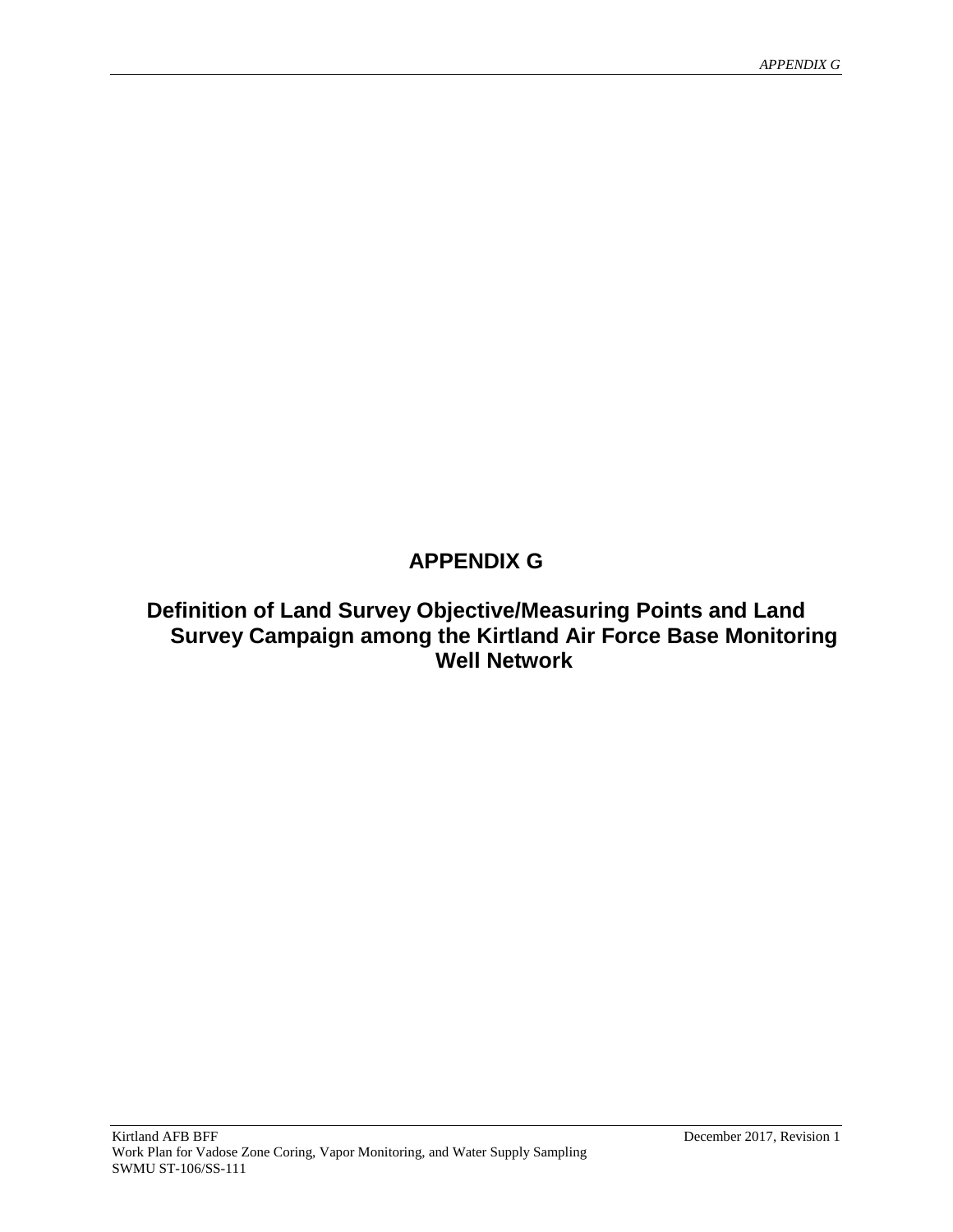# APPENDIX G

## Definition of Land Survey Objective/Measuring Points and Land Survey Campaign among the Kirtland Air Force Base Monitoring Well Network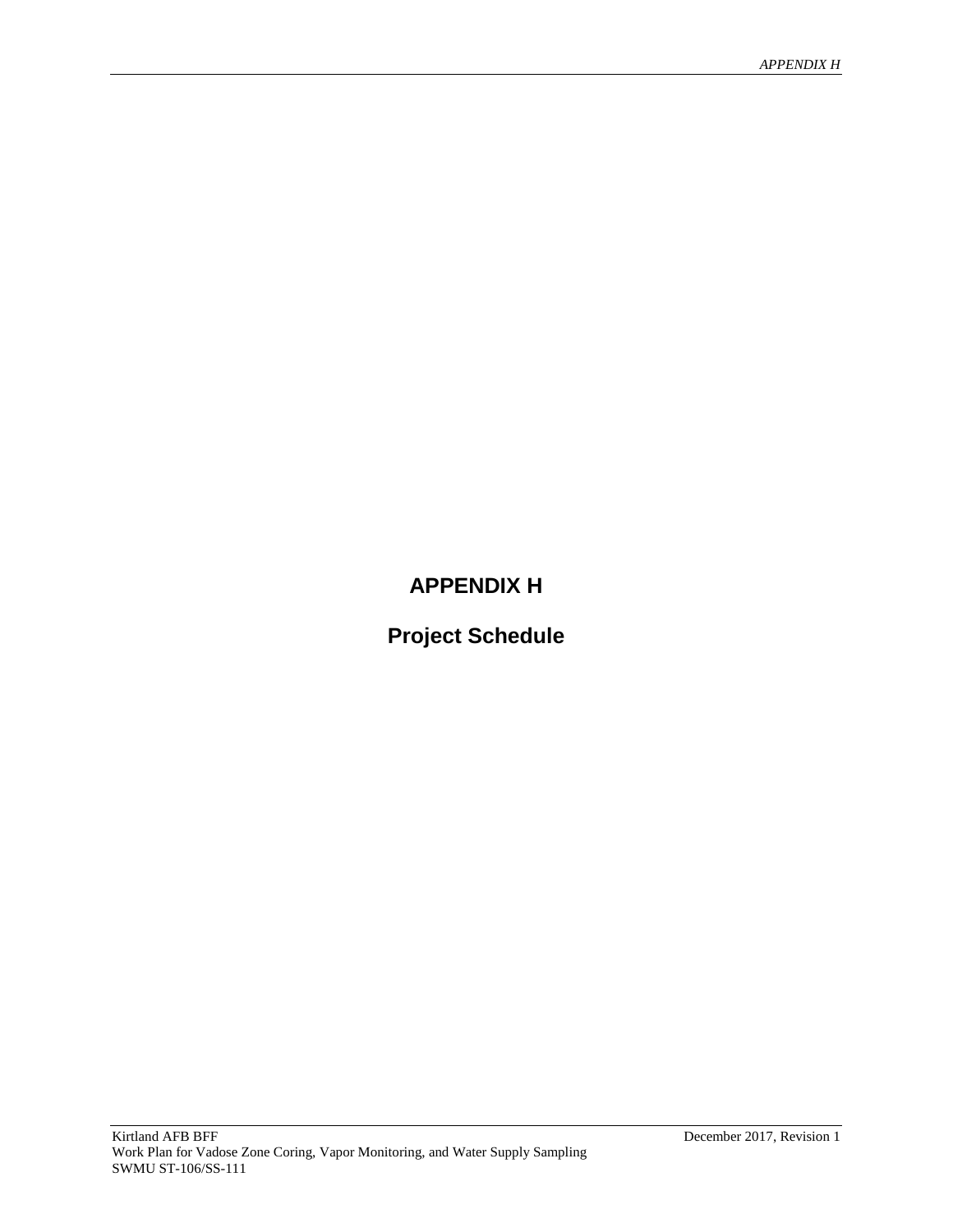# APPENDIX H

## Project Schedule